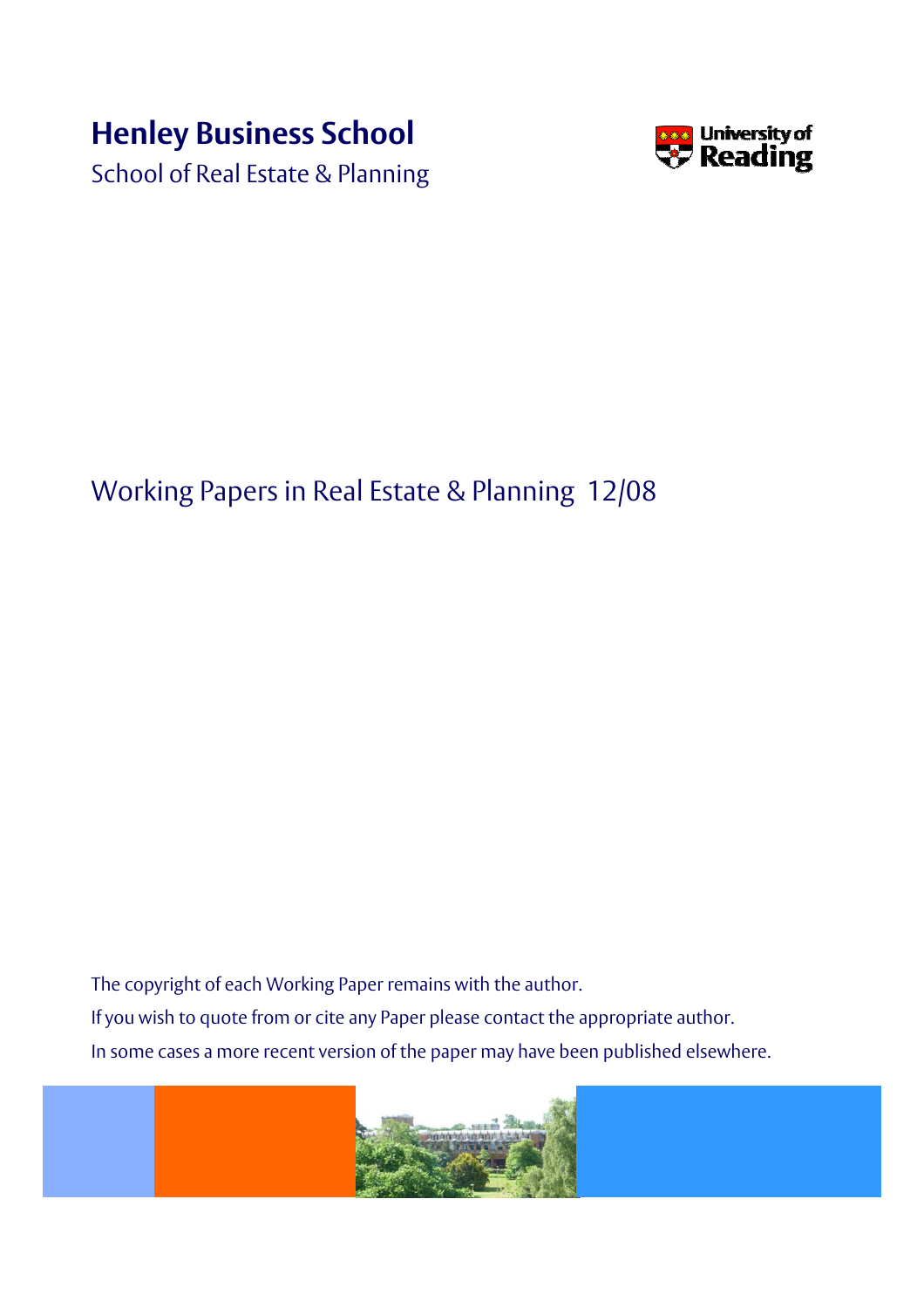# Henley Business School

School of Real Estate & Planning

University of Reading

## Working Papers in Real Estate & Planning 12/08

The copyright of each Working Paper remains with the author.

If you wish to quote from or cite any Paper please contact the appropriate author.

In some cases a more recent version of the paper may have been published elsewhere.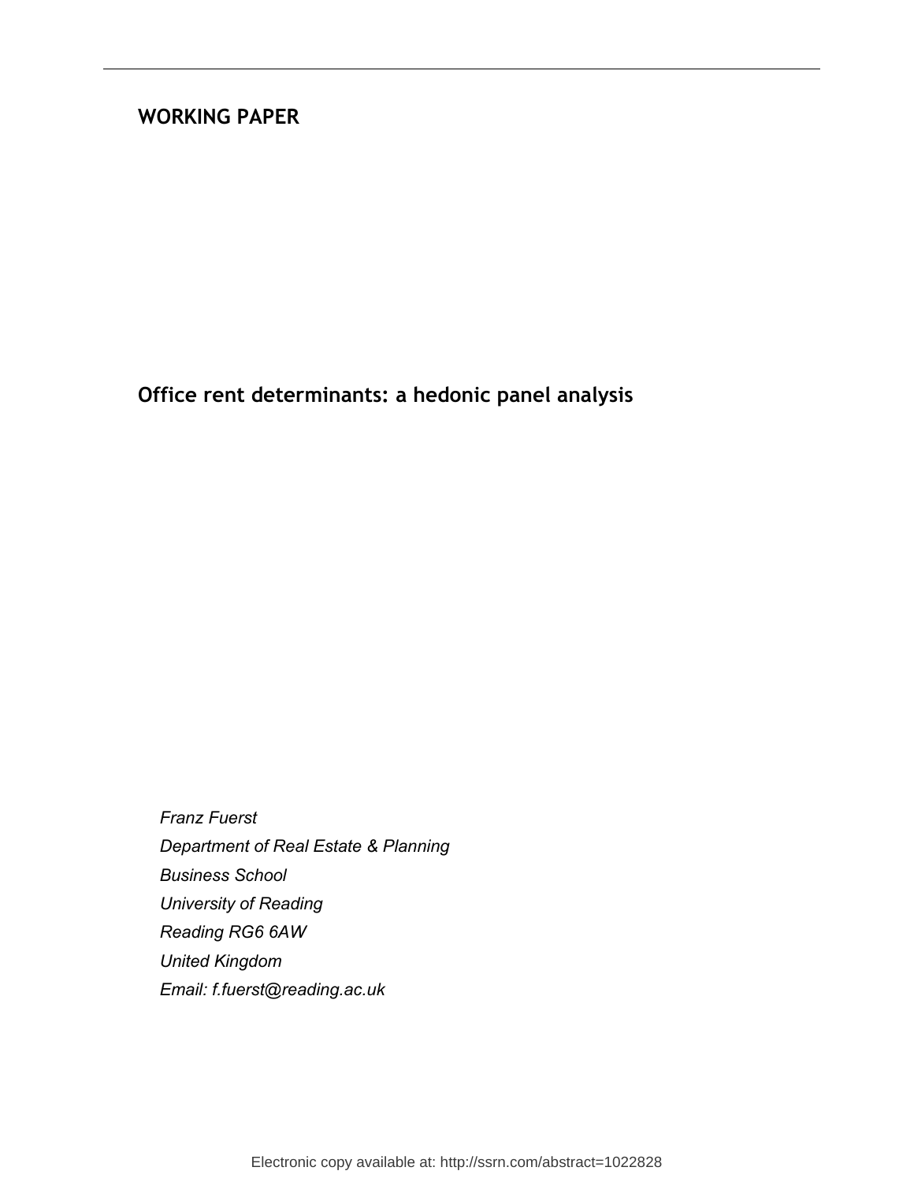**WORKING PAPER**

# Office rent determinants: a hedonic panel analysis

*Franz Fuerst*
*Department of Real Estate & Planning*
*Business School*
*University of Reading*
*Reading RG6 6AW*
*United Kingdom*
*Email: f.fuerst@reading.ac.uk*

Electronic copy available at: http://ssrn.com/abstract=1022828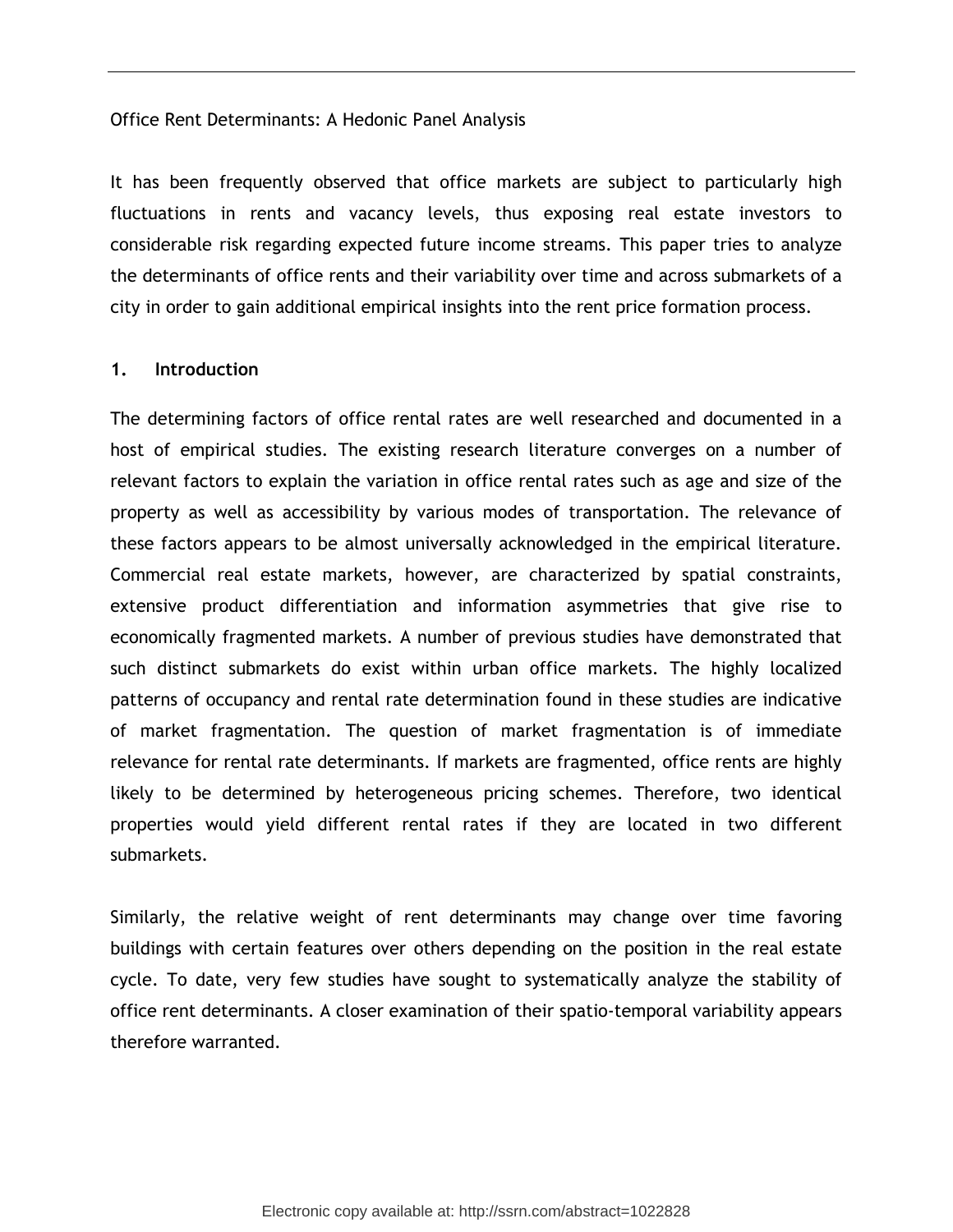Office Rent Determinants: A Hedonic Panel Analysis

It has been frequently observed that office markets are subject to particularly high fluctuations in rents and vacancy levels, thus exposing real estate investors to considerable risk regarding expected future income streams. This paper tries to analyze the determinants of office rents and their variability over time and across submarkets of a city in order to gain additional empirical insights into the rent price formation process.

## 1. Introduction

The determining factors of office rental rates are well researched and documented in a host of empirical studies. The existing research literature converges on a number of relevant factors to explain the variation in office rental rates such as age and size of the property as well as accessibility by various modes of transportation. The relevance of these factors appears to be almost universally acknowledged in the empirical literature. Commercial real estate markets, however, are characterized by spatial constraints, extensive product differentiation and information asymmetries that give rise to economically fragmented markets. A number of previous studies have demonstrated that such distinct submarkets do exist within urban office markets. The highly localized patterns of occupancy and rental rate determination found in these studies are indicative of market fragmentation. The question of market fragmentation is of immediate relevance for rental rate determinants. If markets are fragmented, office rents are highly likely to be determined by heterogeneous pricing schemes. Therefore, two identical properties would yield different rental rates if they are located in two different submarkets.

Similarly, the relative weight of rent determinants may change over time favoring buildings with certain features over others depending on the position in the real estate cycle. To date, very few studies have sought to systematically analyze the stability of office rent determinants. A closer examination of their spatio-temporal variability appears therefore warranted.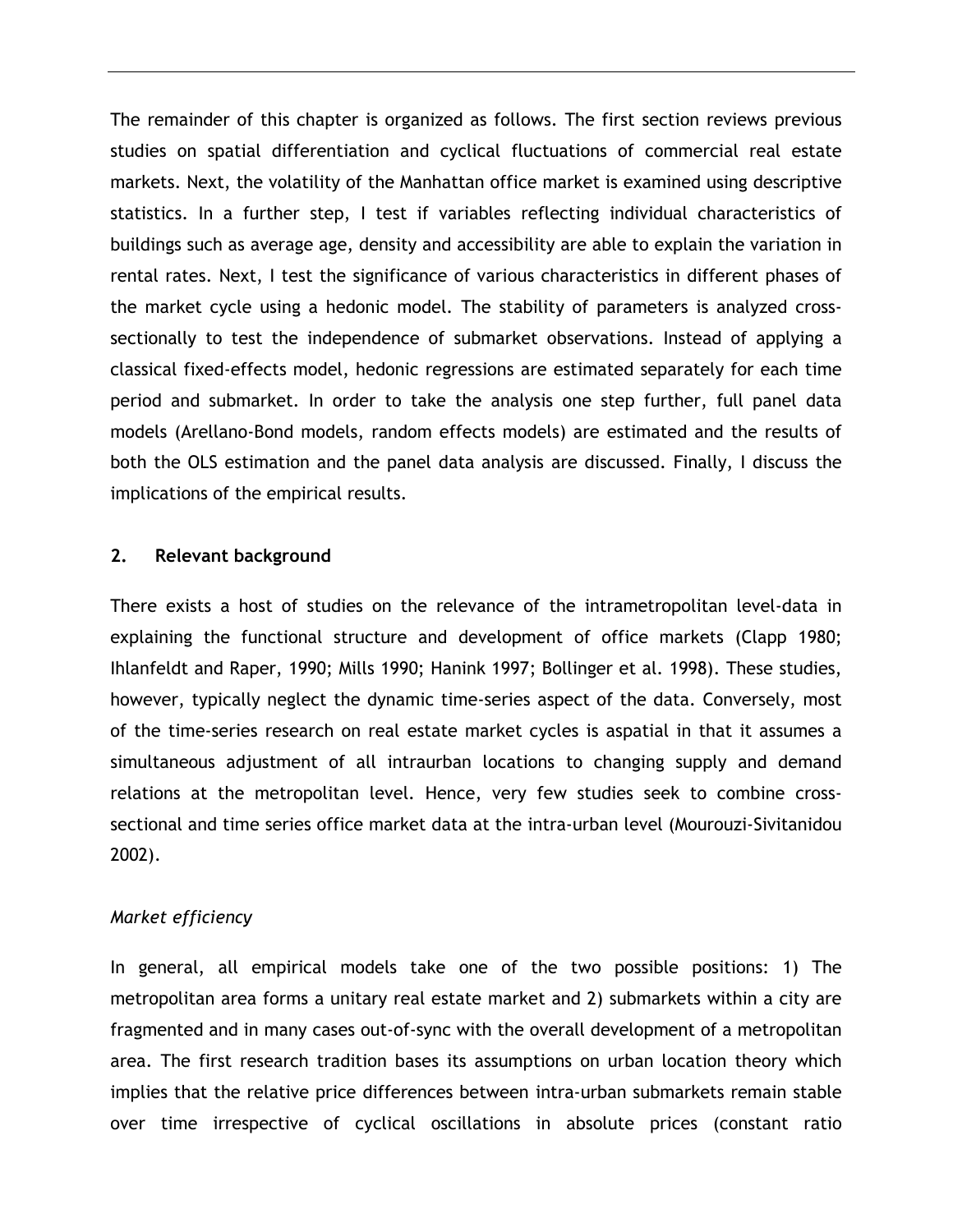The remainder of this chapter is organized as follows. The first section reviews previous studies on spatial differentiation and cyclical fluctuations of commercial real estate markets. Next, the volatility of the Manhattan office market is examined using descriptive statistics. In a further step, I test if variables reflecting individual characteristics of buildings such as average age, density and accessibility are able to explain the variation in rental rates. Next, I test the significance of various characteristics in different phases of the market cycle using a hedonic model. The stability of parameters is analyzed cross-sectionally to test the independence of submarket observations. Instead of applying a classical fixed-effects model, hedonic regressions are estimated separately for each time period and submarket. In order to take the analysis one step further, full panel data models (Arellano-Bond models, random effects models) are estimated and the results of both the OLS estimation and the panel data analysis are discussed. Finally, I discuss the implications of the empirical results.

## 2. Relevant background

There exists a host of studies on the relevance of the intrametropolitan level-data in explaining the functional structure and development of office markets (Clapp 1980; Ihlanfeldt and Raper, 1990; Mills 1990; Hanink 1997; Bollinger et al. 1998). These studies, however, typically neglect the dynamic time-series aspect of the data. Conversely, most of the time-series research on real estate market cycles is aspatial in that it assumes a simultaneous adjustment of all intraurban locations to changing supply and demand relations at the metropolitan level. Hence, very few studies seek to combine cross-sectional and time series office market data at the intra-urban level (Mourouzi-Sivitanidou 2002).

*Market efficiency*

In general, all empirical models take one of the two possible positions: 1) The metropolitan area forms a unitary real estate market and 2) submarkets within a city are fragmented and in many cases out-of-sync with the overall development of a metropolitan area. The first research tradition bases its assumptions on urban location theory which implies that the relative price differences between intra-urban submarkets remain stable over time irrespective of cyclical oscillations in absolute prices (constant ratio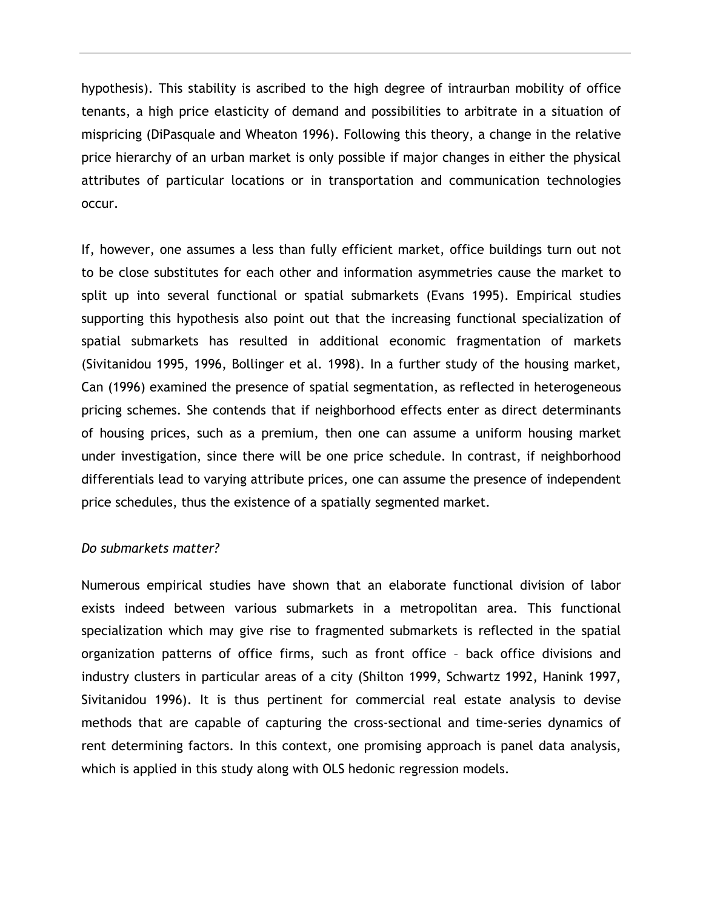hypothesis). This stability is ascribed to the high degree of intraurban mobility of office tenants, a high price elasticity of demand and possibilities to arbitrate in a situation of mispricing (DiPasquale and Wheaton 1996). Following this theory, a change in the relative price hierarchy of an urban market is only possible if major changes in either the physical attributes of particular locations or in transportation and communication technologies occur.

If, however, one assumes a less than fully efficient market, office buildings turn out not to be close substitutes for each other and information asymmetries cause the market to split up into several functional or spatial submarkets (Evans 1995). Empirical studies supporting this hypothesis also point out that the increasing functional specialization of spatial submarkets has resulted in additional economic fragmentation of markets (Sivitanidou 1995, 1996, Bollinger et al. 1998). In a further study of the housing market, Can (1996) examined the presence of spatial segmentation, as reflected in heterogeneous pricing schemes. She contends that if neighborhood effects enter as direct determinants of housing prices, such as a premium, then one can assume a uniform housing market under investigation, since there will be one price schedule. In contrast, if neighborhood differentials lead to varying attribute prices, one can assume the presence of independent price schedules, thus the existence of a spatially segmented market.

*Do submarkets matter?*

Numerous empirical studies have shown that an elaborate functional division of labor exists indeed between various submarkets in a metropolitan area. This functional specialization which may give rise to fragmented submarkets is reflected in the spatial organization patterns of office firms, such as front office – back office divisions and industry clusters in particular areas of a city (Shilton 1999, Schwartz 1992, Hanink 1997, Sivitanidou 1996). It is thus pertinent for commercial real estate analysis to devise methods that are capable of capturing the cross-sectional and time-series dynamics of rent determining factors. In this context, one promising approach is panel data analysis, which is applied in this study along with OLS hedonic regression models.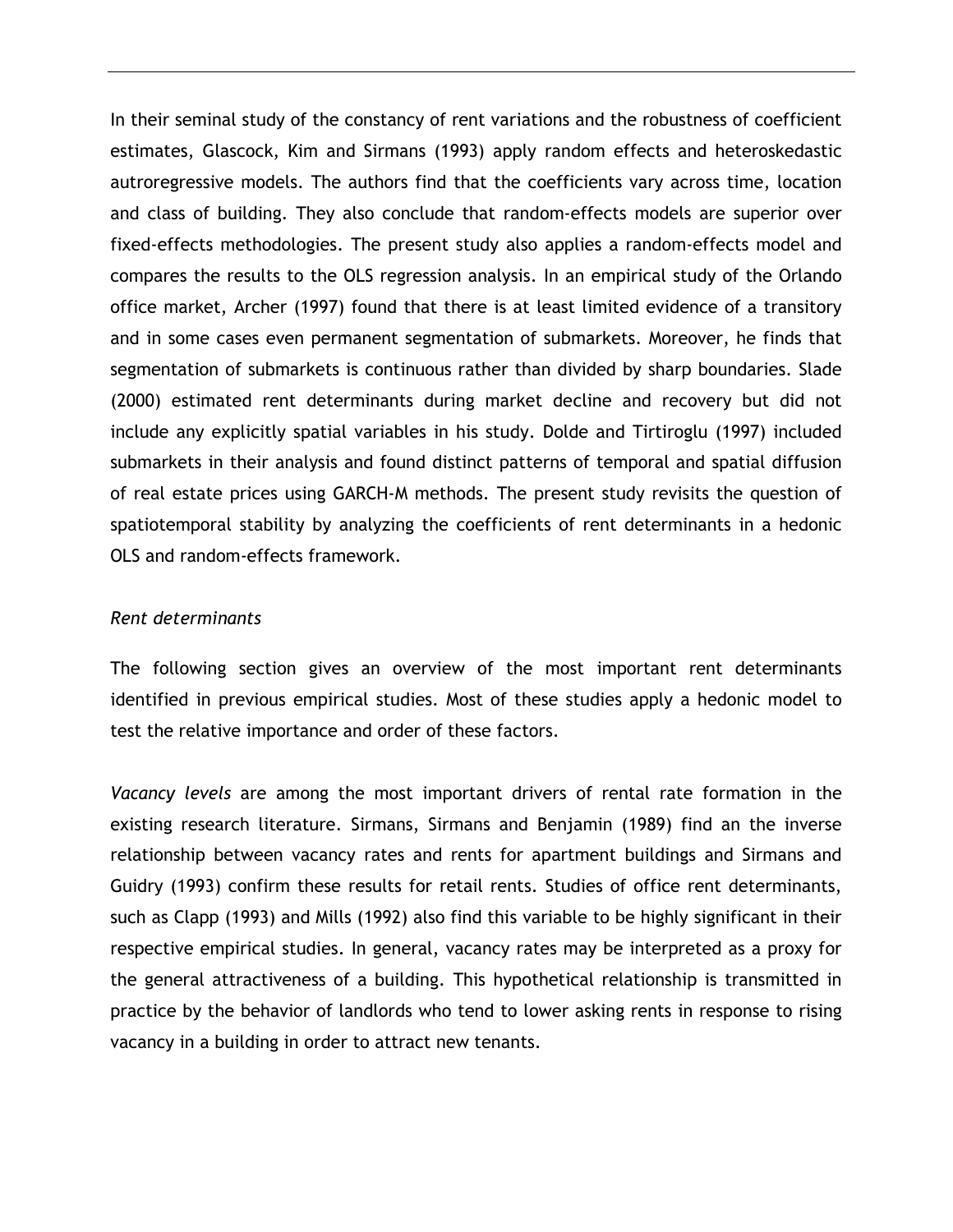In their seminal study of the constancy of rent variations and the robustness of coefficient estimates, Glascock, Kim and Sirmans (1993) apply random effects and heteroskedastic autroregressive models. The authors find that the coefficients vary across time, location and class of building. They also conclude that random-effects models are superior over fixed-effects methodologies. The present study also applies a random-effects model and compares the results to the OLS regression analysis. In an empirical study of the Orlando office market, Archer (1997) found that there is at least limited evidence of a transitory and in some cases even permanent segmentation of submarkets. Moreover, he finds that segmentation of submarkets is continuous rather than divided by sharp boundaries. Slade (2000) estimated rent determinants during market decline and recovery but did not include any explicitly spatial variables in his study. Dolde and Tirtiroglu (1997) included submarkets in their analysis and found distinct patterns of temporal and spatial diffusion of real estate prices using GARCH-M methods. The present study revisits the question of spatiotemporal stability by analyzing the coefficients of rent determinants in a hedonic OLS and random-effects framework.

*Rent determinants*

The following section gives an overview of the most important rent determinants identified in previous empirical studies. Most of these studies apply a hedonic model to test the relative importance and order of these factors.

*Vacancy levels* are among the most important drivers of rental rate formation in the existing research literature. Sirmans, Sirmans and Benjamin (1989) find an the inverse relationship between vacancy rates and rents for apartment buildings and Sirmans and Guidry (1993) confirm these results for retail rents. Studies of office rent determinants, such as Clapp (1993) and Mills (1992) also find this variable to be highly significant in their respective empirical studies. In general, vacancy rates may be interpreted as a proxy for the general attractiveness of a building. This hypothetical relationship is transmitted in practice by the behavior of landlords who tend to lower asking rents in response to rising vacancy in a building in order to attract new tenants.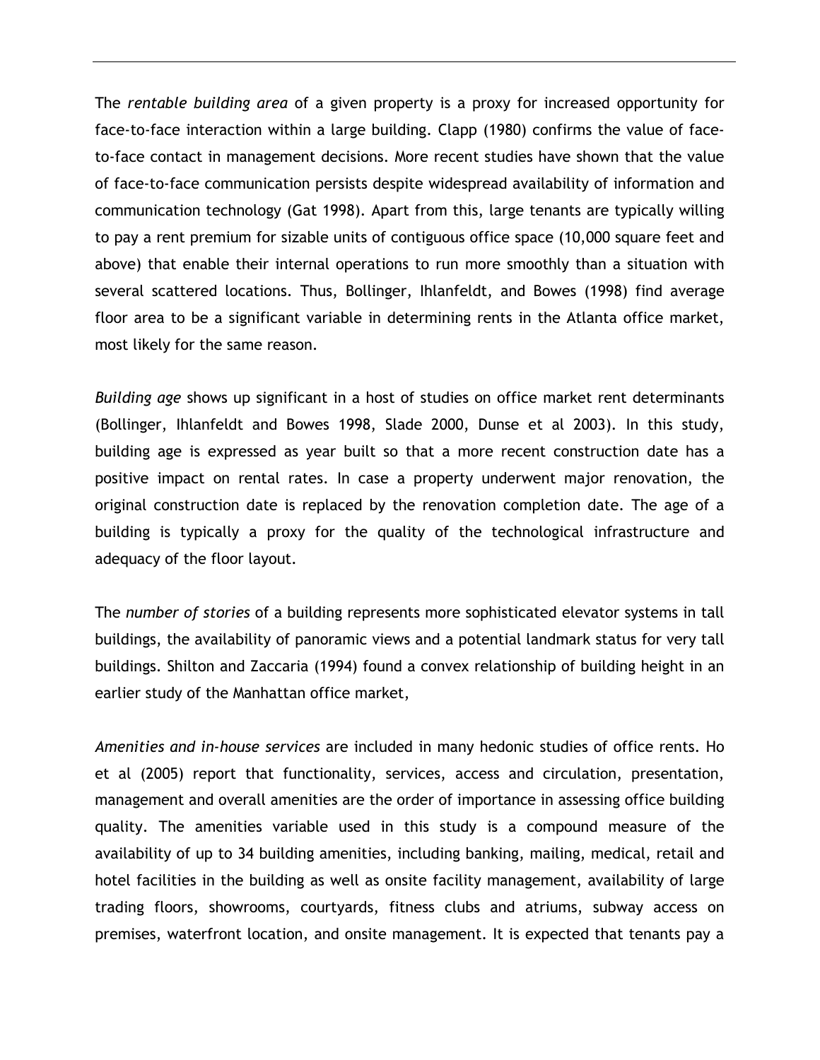The *rentable building area* of a given property is a proxy for increased opportunity for face-to-face interaction within a large building. Clapp (1980) confirms the value of face-to-face contact in management decisions. More recent studies have shown that the value of face-to-face communication persists despite widespread availability of information and communication technology (Gat 1998). Apart from this, large tenants are typically willing to pay a rent premium for sizable units of contiguous office space (10,000 square feet and above) that enable their internal operations to run more smoothly than a situation with several scattered locations. Thus, Bollinger, Ihlanfeldt, and Bowes (1998) find average floor area to be a significant variable in determining rents in the Atlanta office market, most likely for the same reason.

*Building age* shows up significant in a host of studies on office market rent determinants (Bollinger, Ihlanfeldt and Bowes 1998, Slade 2000, Dunse et al 2003). In this study, building age is expressed as year built so that a more recent construction date has a positive impact on rental rates. In case a property underwent major renovation, the original construction date is replaced by the renovation completion date. The age of a building is typically a proxy for the quality of the technological infrastructure and adequacy of the floor layout.

The *number of stories* of a building represents more sophisticated elevator systems in tall buildings, the availability of panoramic views and a potential landmark status for very tall buildings. Shilton and Zaccaria (1994) found a convex relationship of building height in an earlier study of the Manhattan office market,

*Amenities and in-house services* are included in many hedonic studies of office rents. Ho et al (2005) report that functionality, services, access and circulation, presentation, management and overall amenities are the order of importance in assessing office building quality. The amenities variable used in this study is a compound measure of the availability of up to 34 building amenities, including banking, mailing, medical, retail and hotel facilities in the building as well as onsite facility management, availability of large trading floors, showrooms, courtyards, fitness clubs and atriums, subway access on premises, waterfront location, and onsite management. It is expected that tenants pay a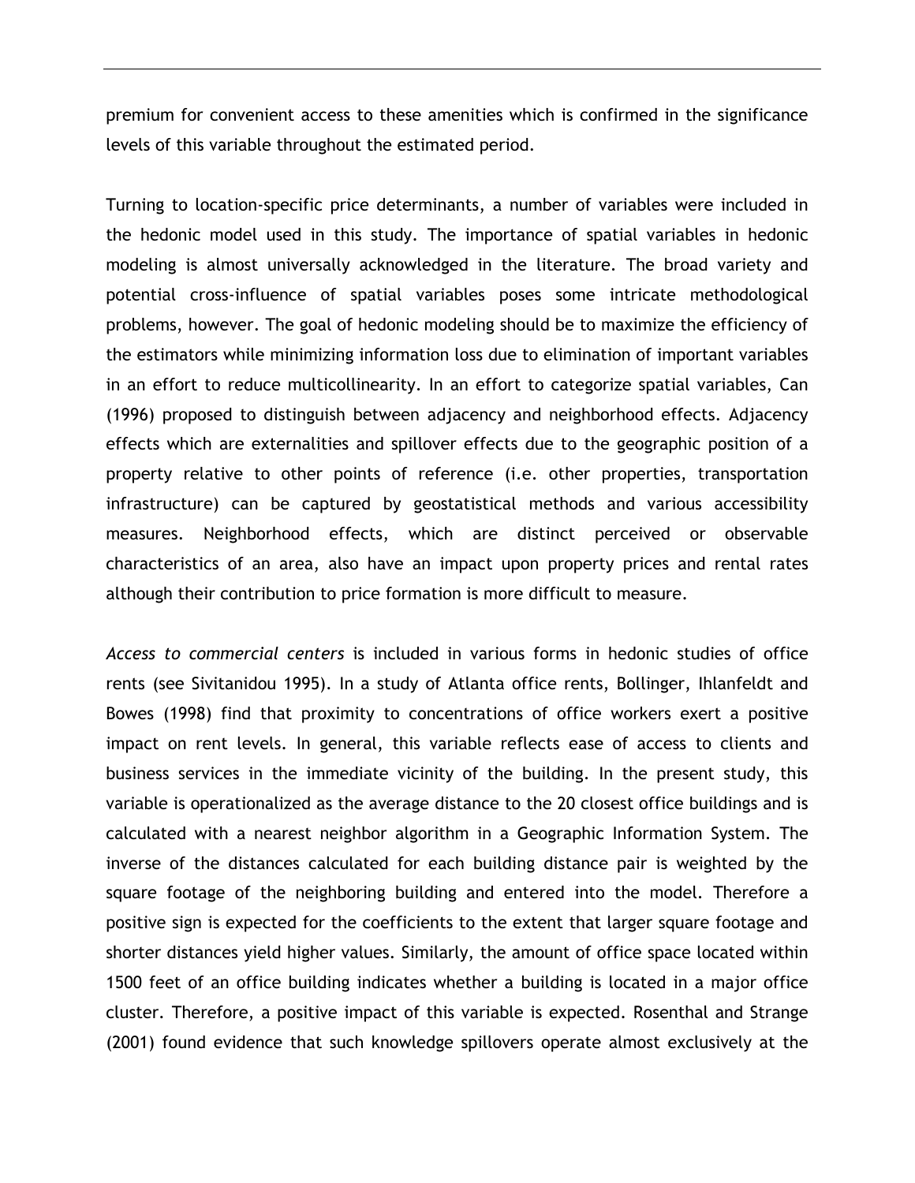premium for convenient access to these amenities which is confirmed in the significance levels of this variable throughout the estimated period.

Turning to location-specific price determinants, a number of variables were included in the hedonic model used in this study. The importance of spatial variables in hedonic modeling is almost universally acknowledged in the literature. The broad variety and potential cross-influence of spatial variables poses some intricate methodological problems, however. The goal of hedonic modeling should be to maximize the efficiency of the estimators while minimizing information loss due to elimination of important variables in an effort to reduce multicollinearity. In an effort to categorize spatial variables, Can (1996) proposed to distinguish between adjacency and neighborhood effects. Adjacency effects which are externalities and spillover effects due to the geographic position of a property relative to other points of reference (i.e. other properties, transportation infrastructure) can be captured by geostatistical methods and various accessibility measures. Neighborhood effects, which are distinct perceived or observable characteristics of an area, also have an impact upon property prices and rental rates although their contribution to price formation is more difficult to measure.

*Access to commercial centers* is included in various forms in hedonic studies of office rents (see Sivitanidou 1995). In a study of Atlanta office rents, Bollinger, Ihlanfeldt and Bowes (1998) find that proximity to concentrations of office workers exert a positive impact on rent levels. In general, this variable reflects ease of access to clients and business services in the immediate vicinity of the building. In the present study, this variable is operationalized as the average distance to the 20 closest office buildings and is calculated with a nearest neighbor algorithm in a Geographic Information System. The inverse of the distances calculated for each building distance pair is weighted by the square footage of the neighboring building and entered into the model. Therefore a positive sign is expected for the coefficients to the extent that larger square footage and shorter distances yield higher values. Similarly, the amount of office space located within 1500 feet of an office building indicates whether a building is located in a major office cluster. Therefore, a positive impact of this variable is expected. Rosenthal and Strange (2001) found evidence that such knowledge spillovers operate almost exclusively at the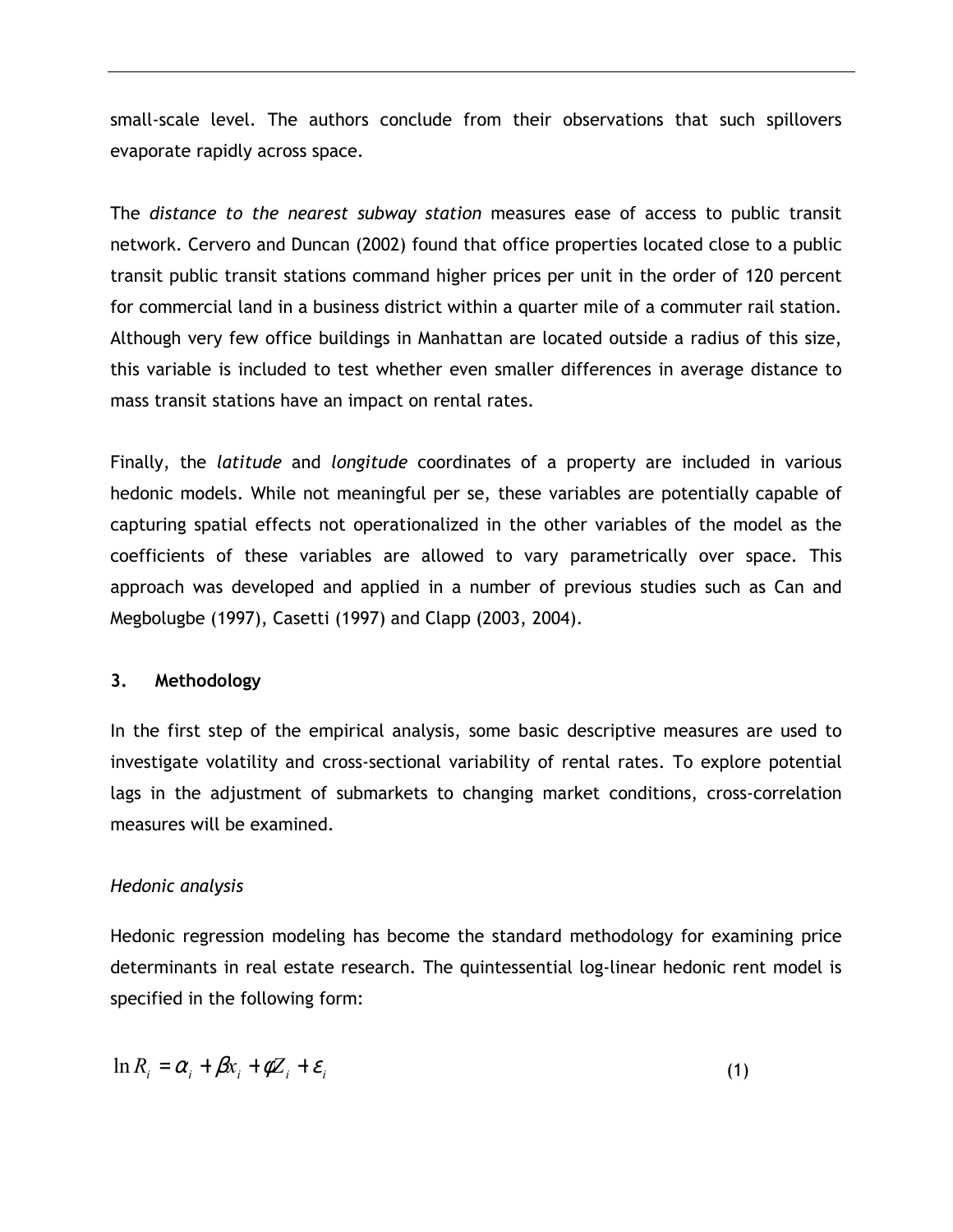small-scale level. The authors conclude from their observations that such spillovers evaporate rapidly across space.

The *distance to the nearest subway station* measures ease of access to public transit network. Cervero and Duncan (2002) found that office properties located close to a public transit public transit stations command higher prices per unit in the order of 120 percent for commercial land in a business district within a quarter mile of a commuter rail station. Although very few office buildings in Manhattan are located outside a radius of this size, this variable is included to test whether even smaller differences in average distance to mass transit stations have an impact on rental rates.

Finally, the *latitude* and *longitude* coordinates of a property are included in various hedonic models. While not meaningful per se, these variables are potentially capable of capturing spatial effects not operationalized in the other variables of the model as the coefficients of these variables are allowed to vary parametrically over space. This approach was developed and applied in a number of previous studies such as Can and Megbolugbe (1997), Casetti (1997) and Clapp (2003, 2004).

## 3. Methodology

In the first step of the empirical analysis, some basic descriptive measures are used to investigate volatility and cross-sectional variability of rental rates. To explore potential lags in the adjustment of submarkets to changing market conditions, cross-correlation measures will be examined.

*Hedonic analysis*

Hedonic regression modeling has become the standard methodology for examining price determinants in real estate research. The quintessential log-linear hedonic rent model is specified in the following form:

$$\ln R_i = \alpha_i + \beta x_i + \phi Z_i + \varepsilon_i \tag{1}$$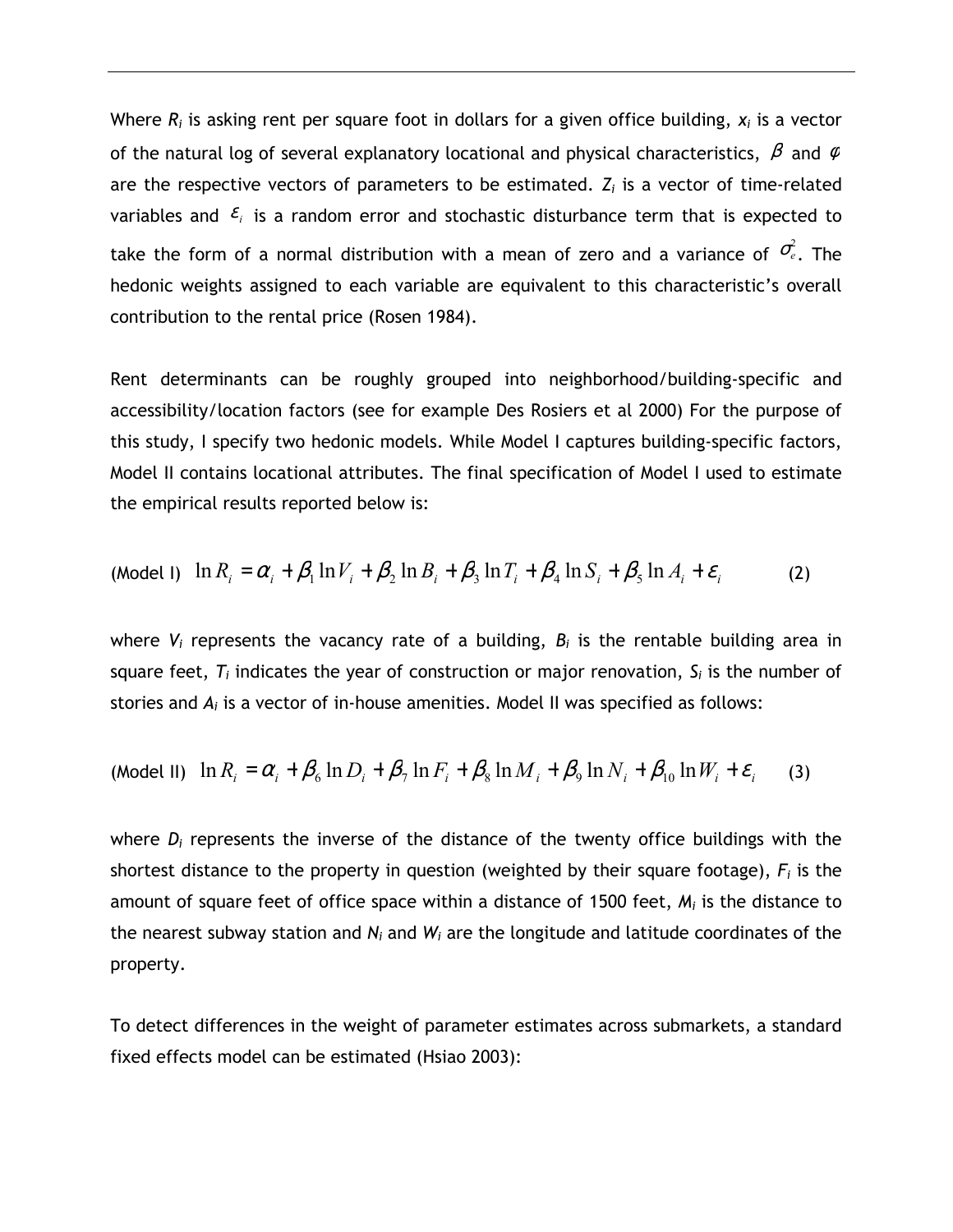Where $R_i$ is asking rent per square foot in dollars for a given office building, $x_i$ is a vector of the natural log of several explanatory locational and physical characteristics, $\beta$ and $\varphi$ are the respective vectors of parameters to be estimated. $Z_i$ is a vector of time-related variables and $\varepsilon_i$ is a random error and stochastic disturbance term that is expected to take the form of a normal distribution with a mean of zero and a variance of $\sigma_e^2$. The hedonic weights assigned to each variable are equivalent to this characteristic's overall contribution to the rental price (Rosen 1984).

Rent determinants can be roughly grouped into neighborhood/building-specific and accessibility/location factors (see for example Des Rosiers et al 2000) For the purpose of this study, I specify two hedonic models. While Model I captures building-specific factors, Model II contains locational attributes. The final specification of Model I used to estimate the empirical results reported below is:

$$\text{(Model I)} \quad \ln R_i = \alpha_i + \beta_1 \ln V_i + \beta_2 \ln B_i + \beta_3 \ln T_i + \beta_4 \ln S_i + \beta_5 \ln A_i + \varepsilon_i \qquad (2)$$

where $V_i$ represents the vacancy rate of a building, $B_i$ is the rentable building area in square feet, $T_i$ indicates the year of construction or major renovation, $S_i$ is the number of stories and $A_i$ is a vector of in-house amenities. Model II was specified as follows:

$$\text{(Model II)} \quad \ln R_i = \alpha_i + \beta_6 \ln D_i + \beta_7 \ln F_i + \beta_8 \ln M_i + \beta_9 \ln N_i + \beta_{10} \ln W_i + \varepsilon_i \qquad (3)$$

where $D_i$ represents the inverse of the distance of the twenty office buildings with the shortest distance to the property in question (weighted by their square footage), $F_i$ is the amount of square feet of office space within a distance of 1500 feet, $M_i$ is the distance to the nearest subway station and $N_i$ and $W_i$ are the longitude and latitude coordinates of the property.

To detect differences in the weight of parameter estimates across submarkets, a standard fixed effects model can be estimated (Hsiao 2003):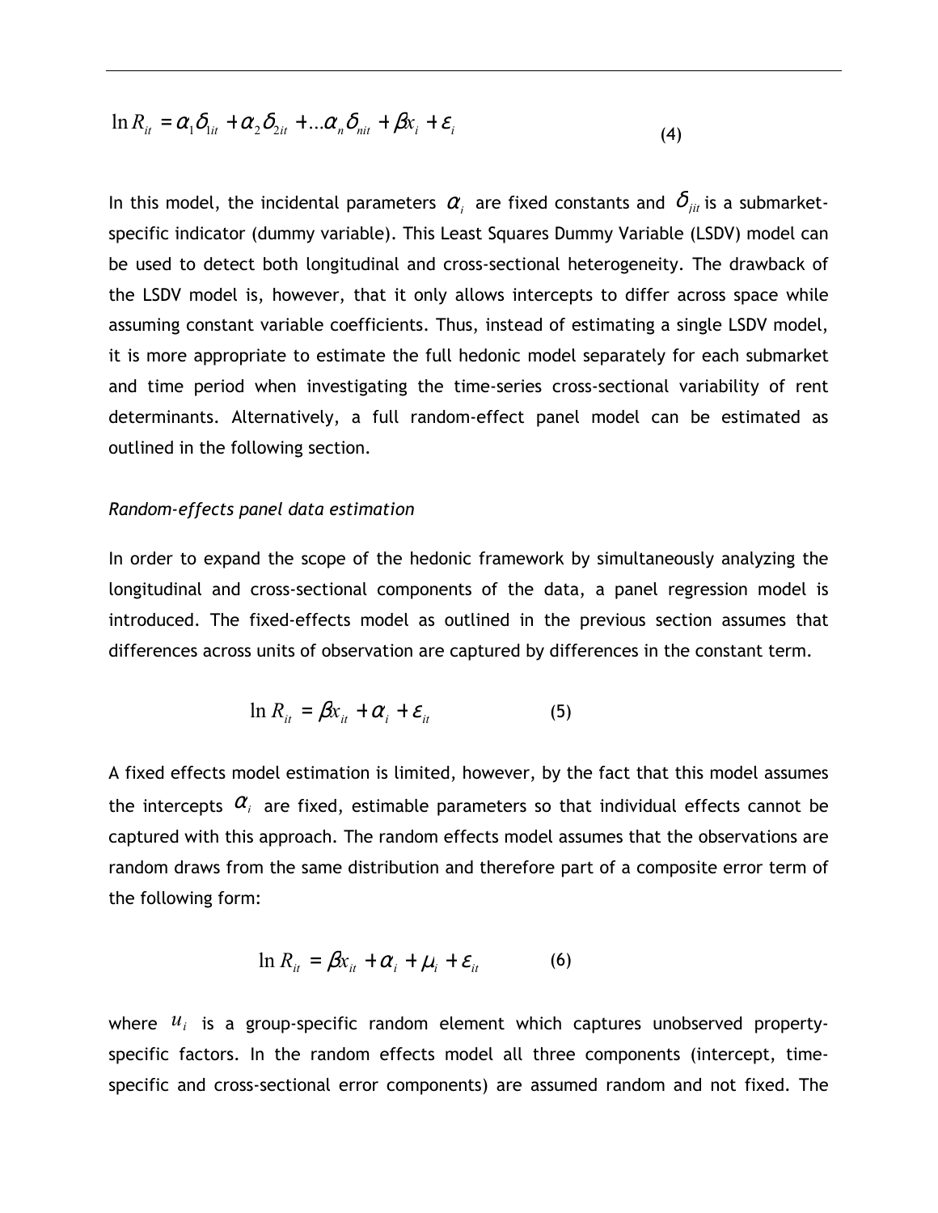$$\ln R_{it} = \alpha_1 \delta_{1it} + \alpha_2 \delta_{2it} + \ldots \alpha_n \delta_{nit} + \beta x_i + \varepsilon_i \tag{4}$$

In this model, the incidental parameters $\alpha_i$ are fixed constants and $\delta_{jit}$ is a submarket-specific indicator (dummy variable). This Least Squares Dummy Variable (LSDV) model can be used to detect both longitudinal and cross-sectional heterogeneity. The drawback of the LSDV model is, however, that it only allows intercepts to differ across space while assuming constant variable coefficients. Thus, instead of estimating a single LSDV model, it is more appropriate to estimate the full hedonic model separately for each submarket and time period when investigating the time-series cross-sectional variability of rent determinants. Alternatively, a full random-effect panel model can be estimated as outlined in the following section.

*Random-effects panel data estimation*

In order to expand the scope of the hedonic framework by simultaneously analyzing the longitudinal and cross-sectional components of the data, a panel regression model is introduced. The fixed-effects model as outlined in the previous section assumes that differences across units of observation are captured by differences in the constant term.

$$\ln R_{it} = \beta x_{it} + \alpha_i + \varepsilon_{it} \tag{5}$$

A fixed effects model estimation is limited, however, by the fact that this model assumes the intercepts $\alpha_i$ are fixed, estimable parameters so that individual effects cannot be captured with this approach. The random effects model assumes that the observations are random draws from the same distribution and therefore part of a composite error term of the following form:

$$\ln R_{it} = \beta x_{it} + \alpha_i + \mu_i + \varepsilon_{it} \tag{6}$$

where $u_i$ is a group-specific random element which captures unobserved property-specific factors. In the random effects model all three components (intercept, time-specific and cross-sectional error components) are assumed random and not fixed. The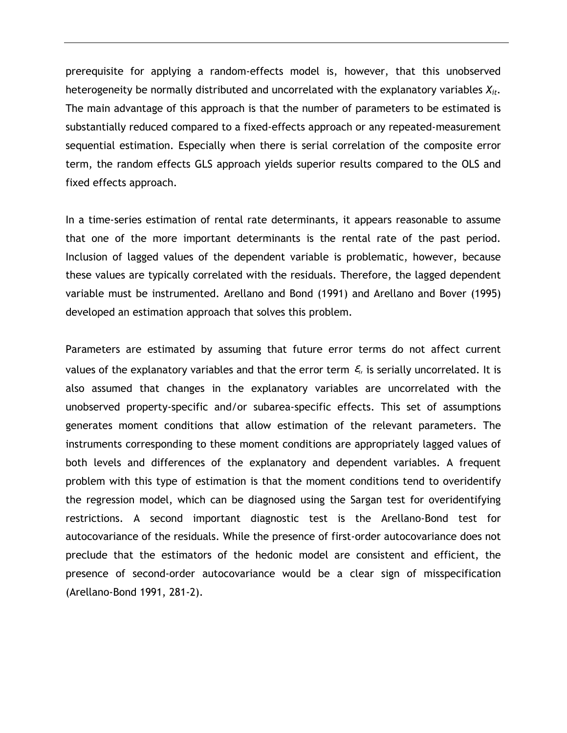prerequisite for applying a random-effects model is, however, that this unobserved heterogeneity be normally distributed and uncorrelated with the explanatory variables $X_{it}$. The main advantage of this approach is that the number of parameters to be estimated is substantially reduced compared to a fixed-effects approach or any repeated-measurement sequential estimation. Especially when there is serial correlation of the composite error term, the random effects GLS approach yields superior results compared to the OLS and fixed effects approach.

In a time-series estimation of rental rate determinants, it appears reasonable to assume that one of the more important determinants is the rental rate of the past period. Inclusion of lagged values of the dependent variable is problematic, however, because these values are typically correlated with the residuals. Therefore, the lagged dependent variable must be instrumented. Arellano and Bond (1991) and Arellano and Bover (1995) developed an estimation approach that solves this problem.

Parameters are estimated by assuming that future error terms do not affect current values of the explanatory variables and that the error term $\varepsilon_t$ is serially uncorrelated. It is also assumed that changes in the explanatory variables are uncorrelated with the unobserved property-specific and/or subarea-specific effects. This set of assumptions generates moment conditions that allow estimation of the relevant parameters. The instruments corresponding to these moment conditions are appropriately lagged values of both levels and differences of the explanatory and dependent variables. A frequent problem with this type of estimation is that the moment conditions tend to overidentify the regression model, which can be diagnosed using the Sargan test for overidentifying restrictions. A second important diagnostic test is the Arellano-Bond test for autocovariance of the residuals. While the presence of first-order autocovariance does not preclude that the estimators of the hedonic model are consistent and efficient, the presence of second-order autocovariance would be a clear sign of misspecification (Arellano-Bond 1991, 281-2).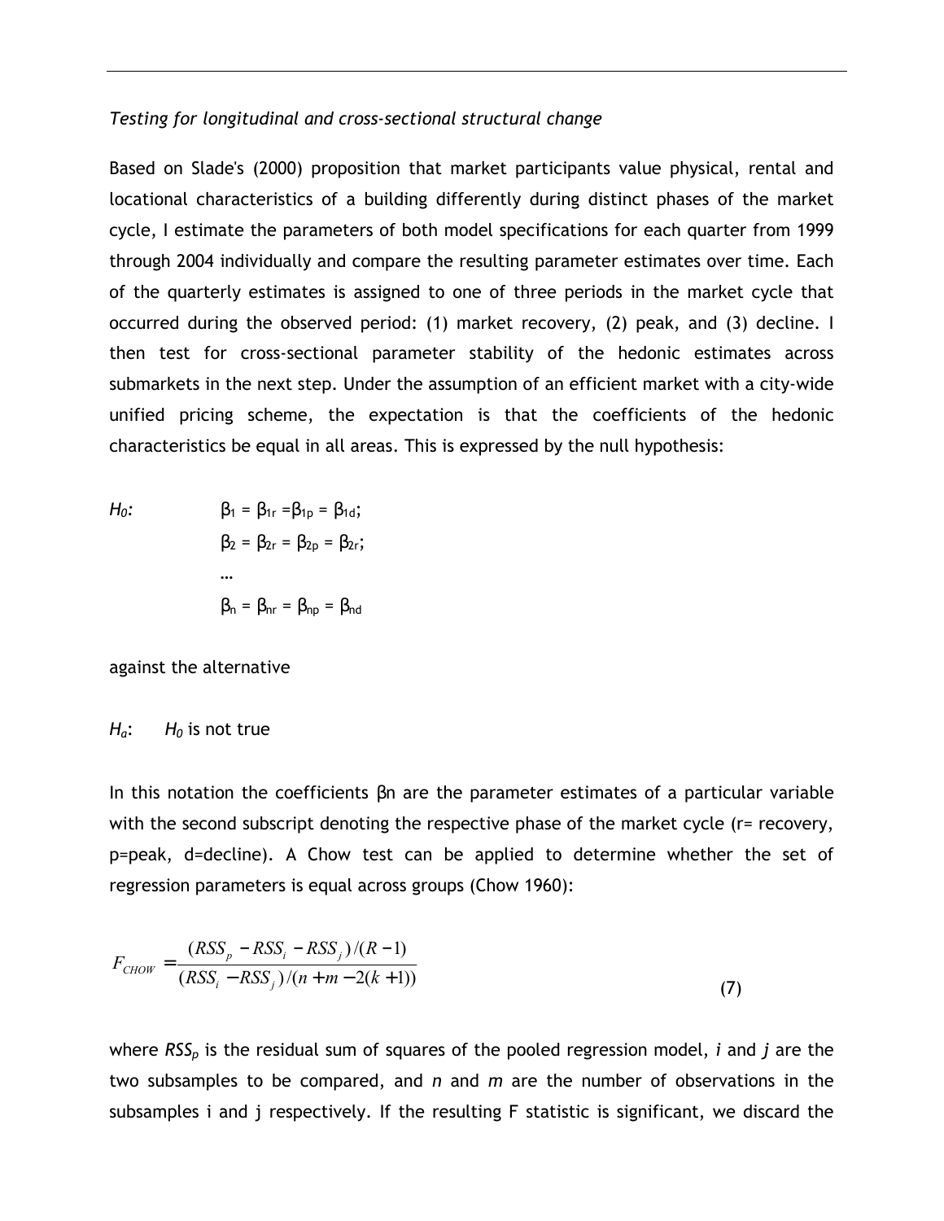*Testing for longitudinal and cross-sectional structural change*

Based on Slade's (2000) proposition that market participants value physical, rental and locational characteristics of a building differently during distinct phases of the market cycle, I estimate the parameters of both model specifications for each quarter from 1999 through 2004 individually and compare the resulting parameter estimates over time. Each of the quarterly estimates is assigned to one of three periods in the market cycle that occurred during the observed period: (1) market recovery, (2) peak, and (3) decline. I then test for cross-sectional parameter stability of the hedonic estimates across submarkets in the next step. Under the assumption of an efficient market with a city-wide unified pricing scheme, the expectation is that the coefficients of the hedonic characteristics be equal in all areas. This is expressed by the null hypothesis:

$$H_0: \quad \begin{aligned} &\beta_1 = \beta_{1r} = \beta_{1p} = \beta_{1d}; \\ &\beta_2 = \beta_{2r} = \beta_{2p} = \beta_{2r}; \\ &\ldots \\ &\beta_n = \beta_{nr} = \beta_{np} = \beta_{nd} \end{aligned}$$

against the alternative

$H_a$: $H_0$ is not true

In this notation the coefficients $\beta n$ are the parameter estimates of a particular variable with the second subscript denoting the respective phase of the market cycle (r= recovery, p=peak, d=decline). A Chow test can be applied to determine whether the set of regression parameters is equal across groups (Chow 1960):

$$F_{CHOW} = \frac{(RSS_p - RSS_i - RSS_j)/(R-1)}{(RSS_i - RSS_j)/(n+m-2(k+1))} \tag{7}$$

where $RSS_p$ is the residual sum of squares of the pooled regression model, $i$ and $j$ are the two subsamples to be compared, and $n$ and $m$ are the number of observations in the subsamples i and j respectively. If the resulting F statistic is significant, we discard the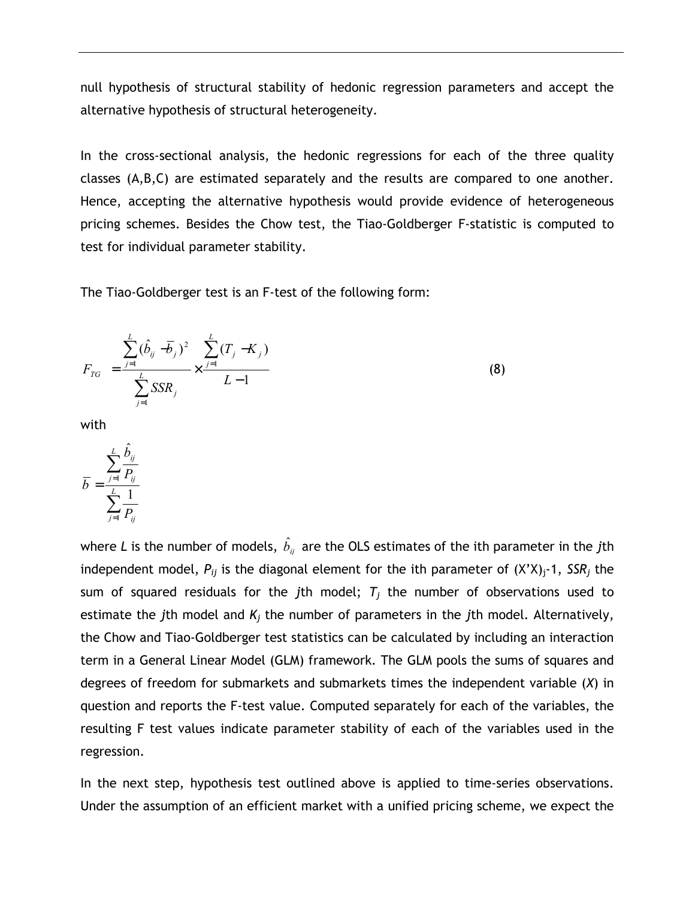null hypothesis of structural stability of hedonic regression parameters and accept the alternative hypothesis of structural heterogeneity.

In the cross-sectional analysis, the hedonic regressions for each of the three quality classes (A,B,C) are estimated separately and the results are compared to one another. Hence, accepting the alternative hypothesis would provide evidence of heterogeneous pricing schemes. Besides the Chow test, the Tiao-Goldberger F-statistic is computed to test for individual parameter stability.

The Tiao-Goldberger test is an F-test of the following form:

$$F_{TG} = \frac{\sum_{j=1}^{L}(\hat{b}_{ij} - \bar{b}_j)^2}{\sum_{j=1}^{L} SSR_j} \times \frac{\sum_{j=1}^{L}(T_j - K_j)}{L-1} \tag{8}$$

with

$$\bar{b} = \frac{\sum_{j=1}^{L}\frac{\hat{b}_{ij}}{P_{ij}}}{\sum_{j=1}^{L}\frac{1}{P_{ij}}}$$

where $L$ is the number of models, $\hat{b}_{ij}$ are the OLS estimates of the ith parameter in the $j$th independent model, $P_{ij}$ is the diagonal element for the ith parameter of $(X'X)_j$-1, $SSR_j$ the sum of squared residuals for the $j$th model; $T_j$ the number of observations used to estimate the $j$th model and $K_j$ the number of parameters in the $j$th model. Alternatively, the Chow and Tiao-Goldberger test statistics can be calculated by including an interaction term in a General Linear Model (GLM) framework. The GLM pools the sums of squares and degrees of freedom for submarkets and submarkets times the independent variable ($X$) in question and reports the F-test value. Computed separately for each of the variables, the resulting F test values indicate parameter stability of each of the variables used in the regression.

In the next step, hypothesis test outlined above is applied to time-series observations. Under the assumption of an efficient market with a unified pricing scheme, we expect the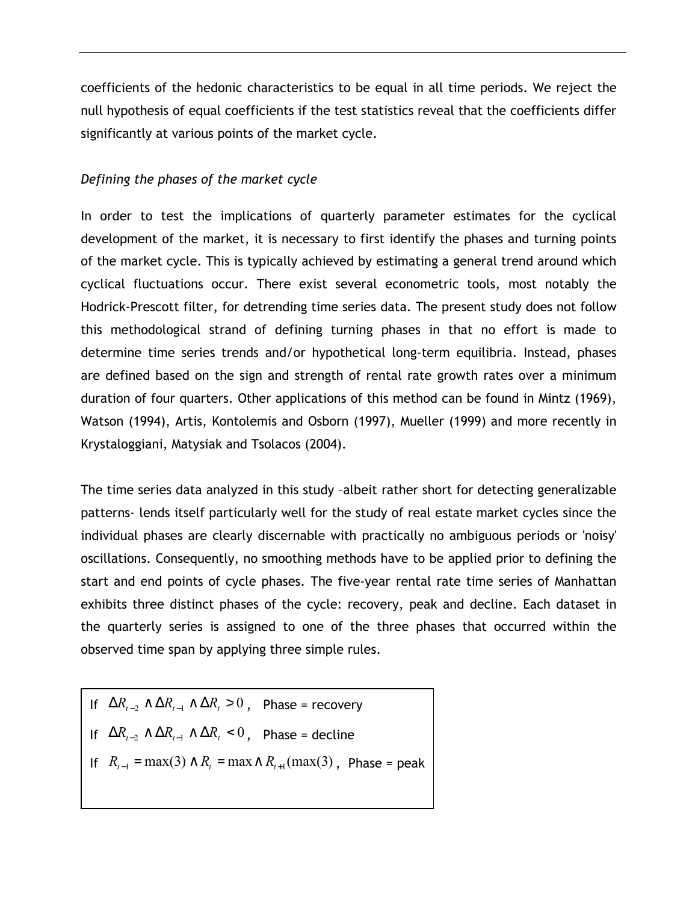coefficients of the hedonic characteristics to be equal in all time periods. We reject the null hypothesis of equal coefficients if the test statistics reveal that the coefficients differ significantly at various points of the market cycle.

*Defining the phases of the market cycle*

In order to test the implications of quarterly parameter estimates for the cyclical development of the market, it is necessary to first identify the phases and turning points of the market cycle. This is typically achieved by estimating a general trend around which cyclical fluctuations occur. There exist several econometric tools, most notably the Hodrick-Prescott filter, for detrending time series data. The present study does not follow this methodological strand of defining turning phases in that no effort is made to determine time series trends and/or hypothetical long-term equilibria. Instead, phases are defined based on the sign and strength of rental rate growth rates over a minimum duration of four quarters. Other applications of this method can be found in Mintz (1969), Watson (1994), Artis, Kontolemis and Osborn (1997), Mueller (1999) and more recently in Krystaloggiani, Matysiak and Tsolacos (2004).

The time series data analyzed in this study –albeit rather short for detecting generalizable patterns- lends itself particularly well for the study of real estate market cycles since the individual phases are clearly discernable with practically no ambiguous periods or 'noisy' oscillations. Consequently, no smoothing methods have to be applied prior to defining the start and end points of cycle phases. The five-year rental rate time series of Manhattan exhibits three distinct phases of the cycle: recovery, peak and decline. Each dataset in the quarterly series is assigned to one of the three phases that occurred within the observed time span by applying three simple rules.

If $\Delta R_{t-2} \wedge \Delta R_{t-1} \wedge \Delta R_t > 0$, Phase = recovery

If $\Delta R_{t-2} \wedge \Delta R_{t-1} \wedge \Delta R_t < 0$, Phase = decline

If $R_{t-1} = \max(3) \wedge R_t = \max \wedge R_{t+1}(\max(3)$, Phase = peak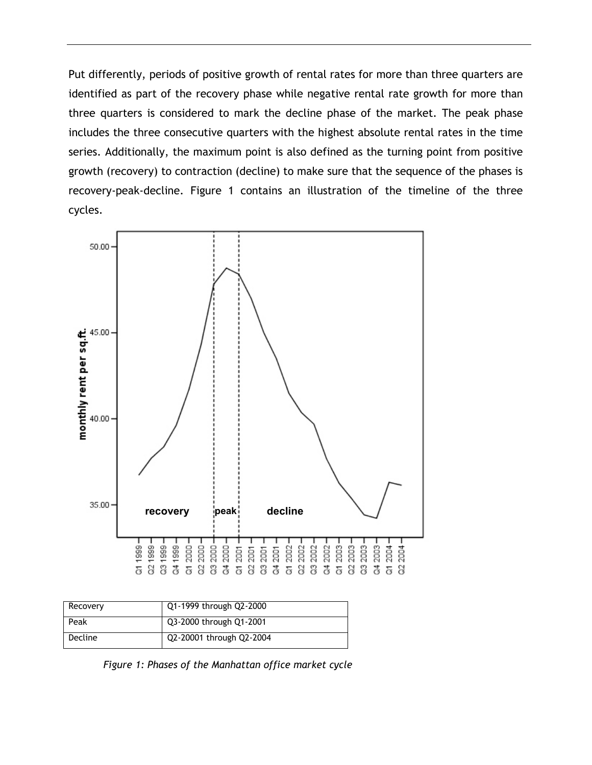Put differently, periods of positive growth of rental rates for more than three quarters are identified as part of the recovery phase while negative rental rate growth for more than three quarters is considered to mark the decline phase of the market. The peak phase includes the three consecutive quarters with the highest absolute rental rates in the time series. Additionally, the maximum point is also defined as the turning point from positive growth (recovery) to contraction (decline) to make sure that the sequence of the phases is recovery-peak-decline. Figure 1 contains an illustration of the timeline of the three cycles.

| Recovery | Q1-1999 through Q2-2000 |
|---|---|
| Peak | Q3-2000 through Q1-2001 |
| Decline | Q2-20001 through Q2-2004 |

*Figure 1: Phases of the Manhattan office market cycle*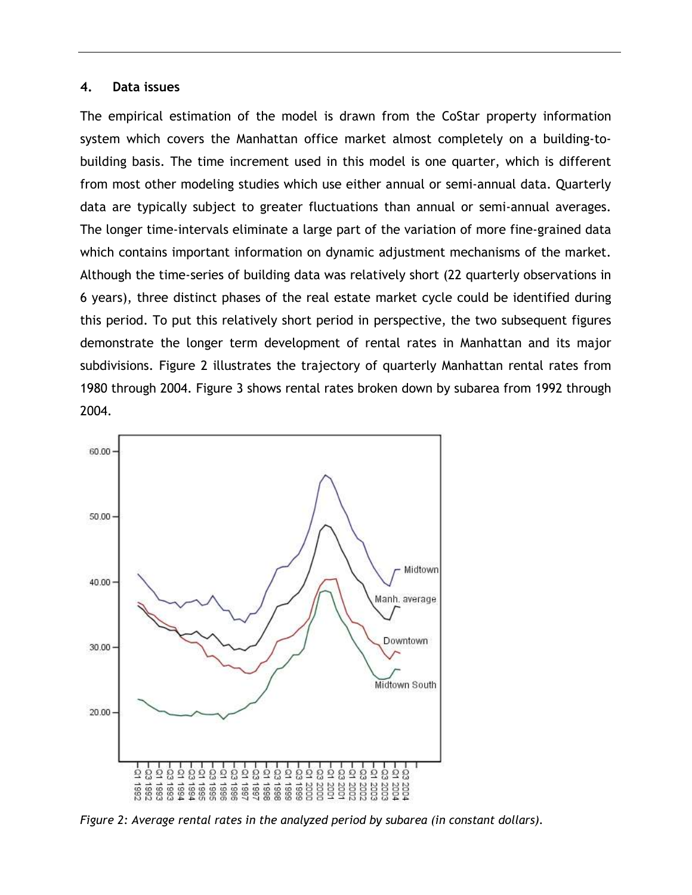## 4. Data issues

The empirical estimation of the model is drawn from the CoStar property information system which covers the Manhattan office market almost completely on a building-to-building basis. The time increment used in this model is one quarter, which is different from most other modeling studies which use either annual or semi-annual data. Quarterly data are typically subject to greater fluctuations than annual or semi-annual averages. The longer time-intervals eliminate a large part of the variation of more fine-grained data which contains important information on dynamic adjustment mechanisms of the market. Although the time-series of building data was relatively short (22 quarterly observations in 6 years), three distinct phases of the real estate market cycle could be identified during this period. To put this relatively short period in perspective, the two subsequent figures demonstrate the longer term development of rental rates in Manhattan and its major subdivisions. Figure 2 illustrates the trajectory of quarterly Manhattan rental rates from 1980 through 2004. Figure 3 shows rental rates broken down by subarea from 1992 through 2004.

*Figure 2: Average rental rates in the analyzed period by subarea (in constant dollars).*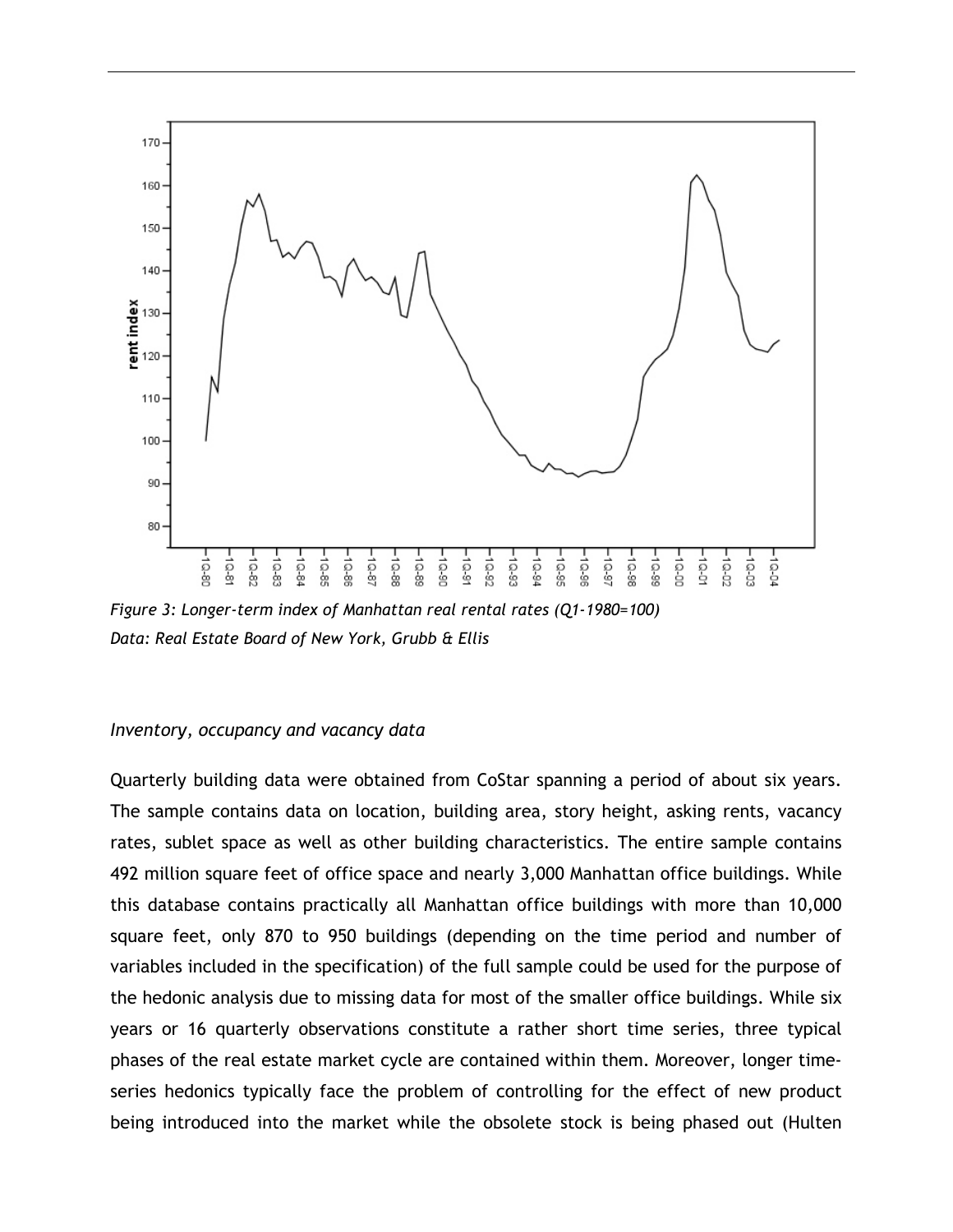*Figure 3: Longer-term index of Manhattan real rental rates (Q1-1980=100)*
*Data: Real Estate Board of New York, Grubb & Ellis*

*Inventory, occupancy and vacancy data*

Quarterly building data were obtained from CoStar spanning a period of about six years. The sample contains data on location, building area, story height, asking rents, vacancy rates, sublet space as well as other building characteristics. The entire sample contains 492 million square feet of office space and nearly 3,000 Manhattan office buildings. While this database contains practically all Manhattan office buildings with more than 10,000 square feet, only 870 to 950 buildings (depending on the time period and number of variables included in the specification) of the full sample could be used for the purpose of the hedonic analysis due to missing data for most of the smaller office buildings. While six years or 16 quarterly observations constitute a rather short time series, three typical phases of the real estate market cycle are contained within them. Moreover, longer time-series hedonics typically face the problem of controlling for the effect of new product being introduced into the market while the obsolete stock is being phased out (Hulten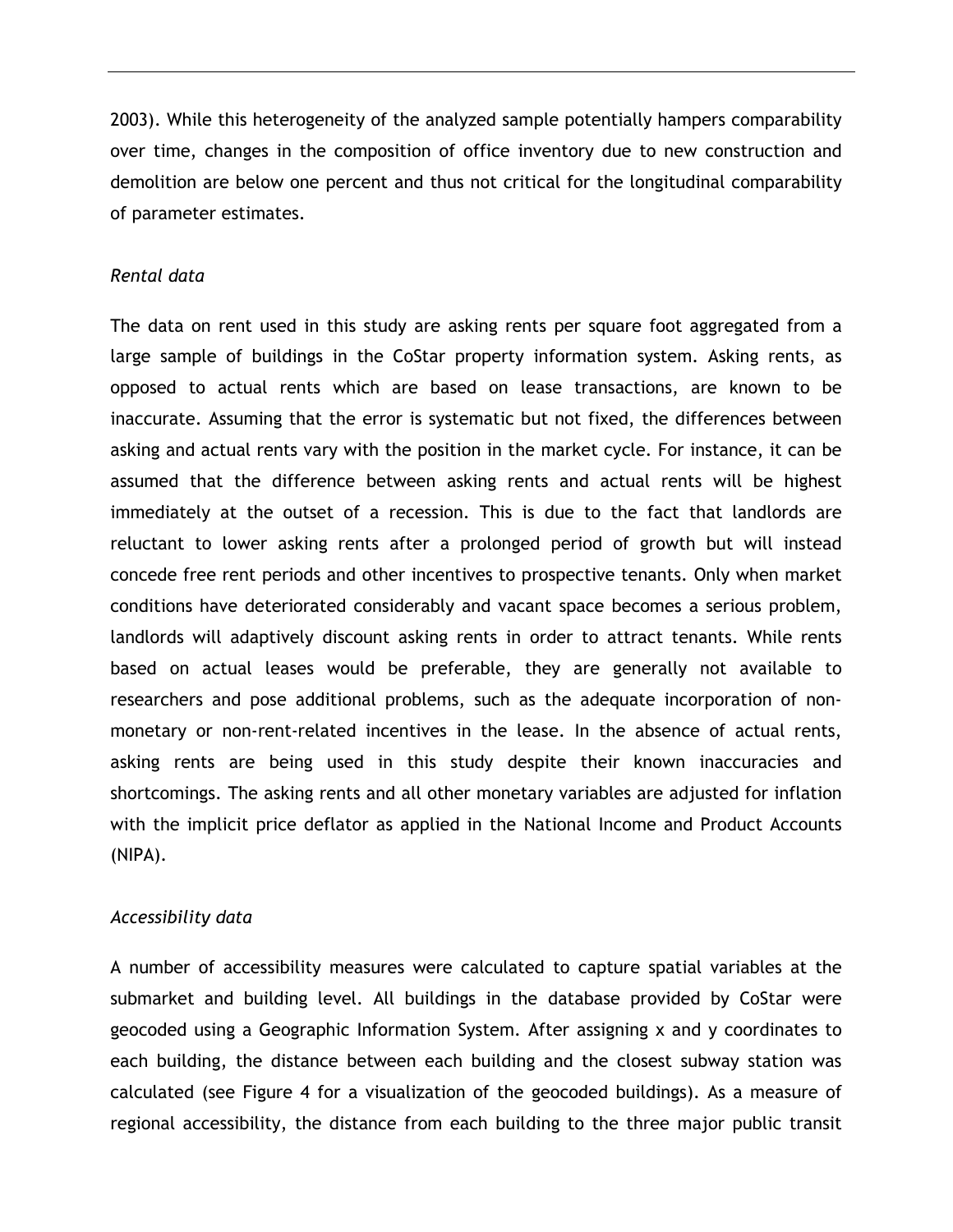2003). While this heterogeneity of the analyzed sample potentially hampers comparability over time, changes in the composition of office inventory due to new construction and demolition are below one percent and thus not critical for the longitudinal comparability of parameter estimates.

*Rental data*

The data on rent used in this study are asking rents per square foot aggregated from a large sample of buildings in the CoStar property information system. Asking rents, as opposed to actual rents which are based on lease transactions, are known to be inaccurate. Assuming that the error is systematic but not fixed, the differences between asking and actual rents vary with the position in the market cycle. For instance, it can be assumed that the difference between asking rents and actual rents will be highest immediately at the outset of a recession. This is due to the fact that landlords are reluctant to lower asking rents after a prolonged period of growth but will instead concede free rent periods and other incentives to prospective tenants. Only when market conditions have deteriorated considerably and vacant space becomes a serious problem, landlords will adaptively discount asking rents in order to attract tenants. While rents based on actual leases would be preferable, they are generally not available to researchers and pose additional problems, such as the adequate incorporation of non-monetary or non-rent-related incentives in the lease. In the absence of actual rents, asking rents are being used in this study despite their known inaccuracies and shortcomings. The asking rents and all other monetary variables are adjusted for inflation with the implicit price deflator as applied in the National Income and Product Accounts (NIPA).

*Accessibility data*

A number of accessibility measures were calculated to capture spatial variables at the submarket and building level. All buildings in the database provided by CoStar were geocoded using a Geographic Information System. After assigning x and y coordinates to each building, the distance between each building and the closest subway station was calculated (see Figure 4 for a visualization of the geocoded buildings). As a measure of regional accessibility, the distance from each building to the three major public transit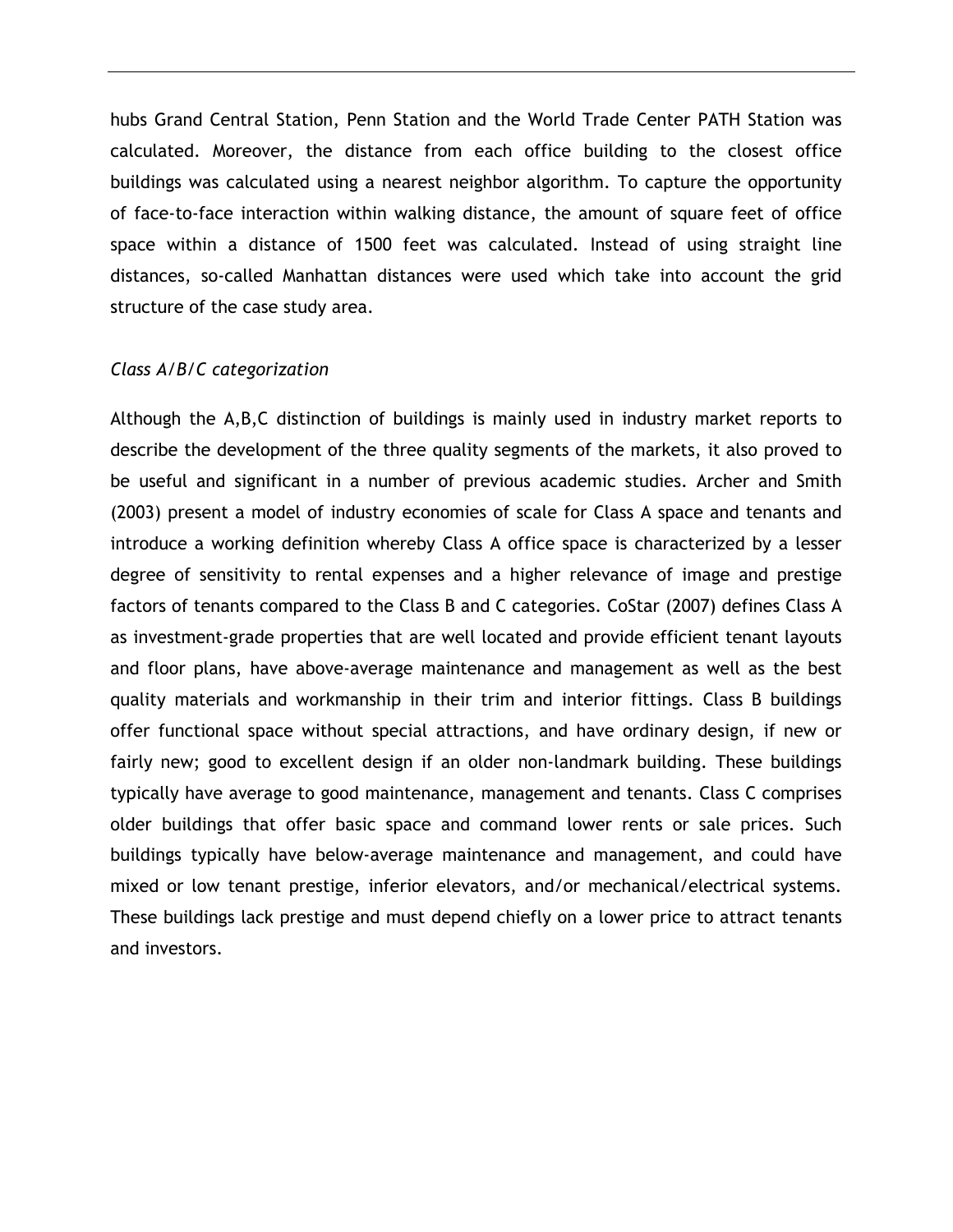hubs Grand Central Station, Penn Station and the World Trade Center PATH Station was calculated. Moreover, the distance from each office building to the closest office buildings was calculated using a nearest neighbor algorithm. To capture the opportunity of face-to-face interaction within walking distance, the amount of square feet of office space within a distance of 1500 feet was calculated. Instead of using straight line distances, so-called Manhattan distances were used which take into account the grid structure of the case study area.

*Class A/B/C categorization*

Although the A,B,C distinction of buildings is mainly used in industry market reports to describe the development of the three quality segments of the markets, it also proved to be useful and significant in a number of previous academic studies. Archer and Smith (2003) present a model of industry economies of scale for Class A space and tenants and introduce a working definition whereby Class A office space is characterized by a lesser degree of sensitivity to rental expenses and a higher relevance of image and prestige factors of tenants compared to the Class B and C categories. CoStar (2007) defines Class A as investment-grade properties that are well located and provide efficient tenant layouts and floor plans, have above-average maintenance and management as well as the best quality materials and workmanship in their trim and interior fittings. Class B buildings offer functional space without special attractions, and have ordinary design, if new or fairly new; good to excellent design if an older non-landmark building. These buildings typically have average to good maintenance, management and tenants. Class C comprises older buildings that offer basic space and command lower rents or sale prices. Such buildings typically have below-average maintenance and management, and could have mixed or low tenant prestige, inferior elevators, and/or mechanical/electrical systems. These buildings lack prestige and must depend chiefly on a lower price to attract tenants and investors.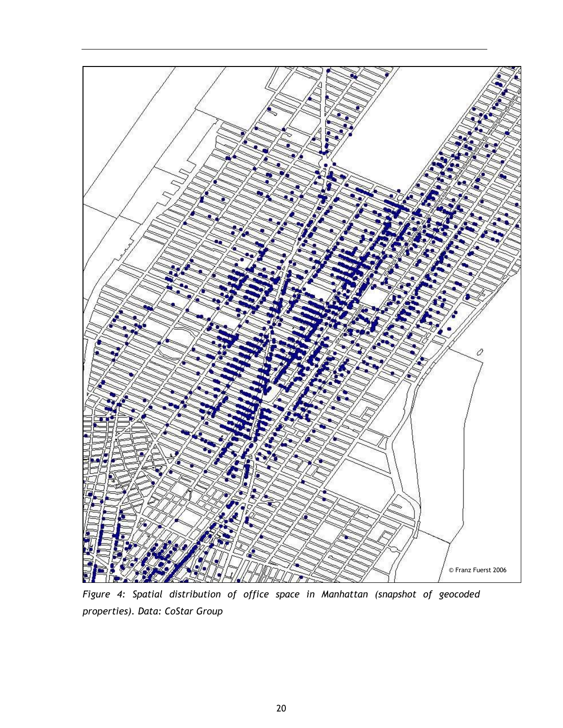*Figure 4: Spatial distribution of office space in Manhattan (snapshot of geocoded properties). Data: CoStar Group*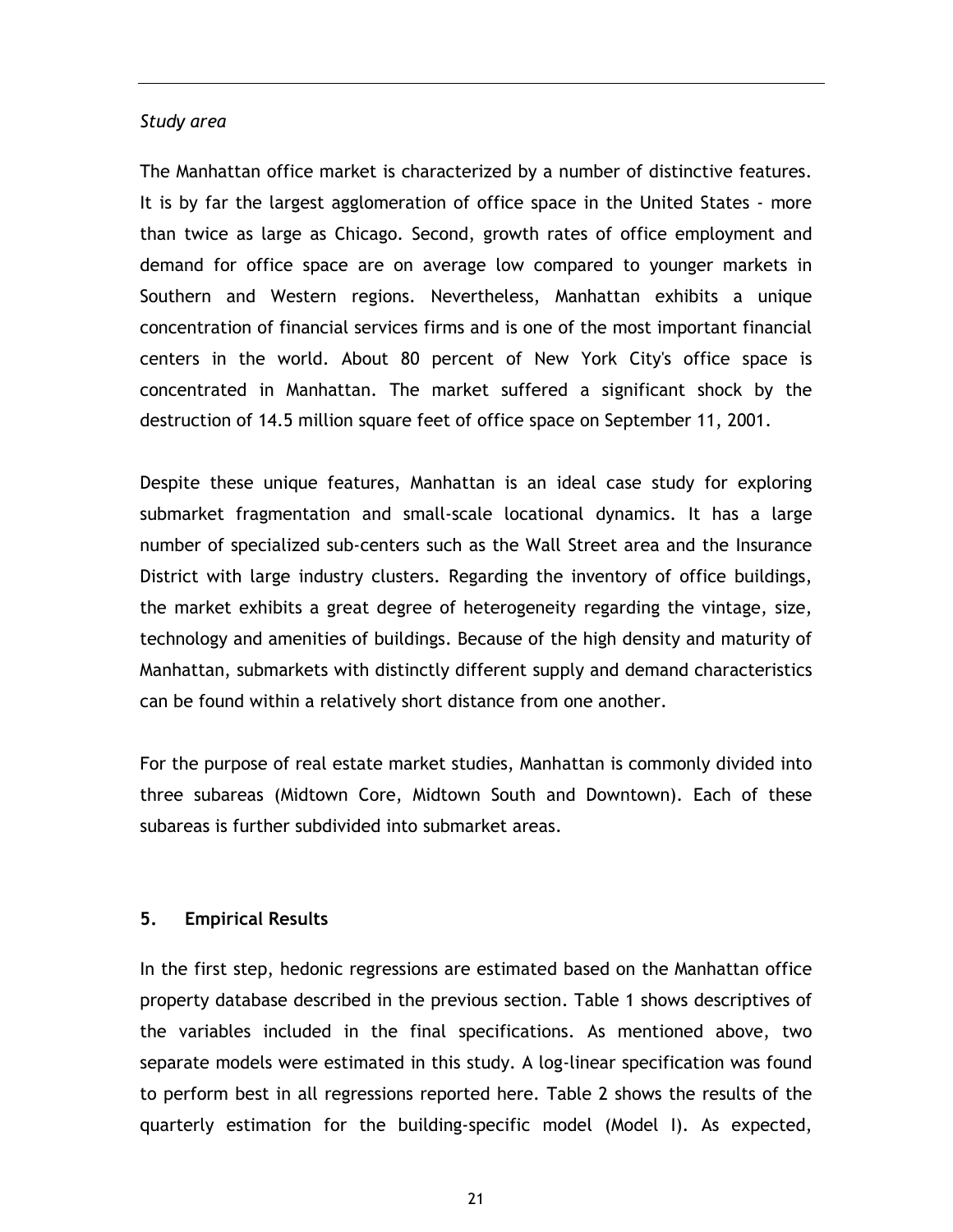*Study area*

The Manhattan office market is characterized by a number of distinctive features. It is by far the largest agglomeration of office space in the United States - more than twice as large as Chicago. Second, growth rates of office employment and demand for office space are on average low compared to younger markets in Southern and Western regions. Nevertheless, Manhattan exhibits a unique concentration of financial services firms and is one of the most important financial centers in the world. About 80 percent of New York City's office space is concentrated in Manhattan. The market suffered a significant shock by the destruction of 14.5 million square feet of office space on September 11, 2001.

Despite these unique features, Manhattan is an ideal case study for exploring submarket fragmentation and small-scale locational dynamics. It has a large number of specialized sub-centers such as the Wall Street area and the Insurance District with large industry clusters. Regarding the inventory of office buildings, the market exhibits a great degree of heterogeneity regarding the vintage, size, technology and amenities of buildings. Because of the high density and maturity of Manhattan, submarkets with distinctly different supply and demand characteristics can be found within a relatively short distance from one another.

For the purpose of real estate market studies, Manhattan is commonly divided into three subareas (Midtown Core, Midtown South and Downtown). Each of these subareas is further subdivided into submarket areas.

## 5. Empirical Results

In the first step, hedonic regressions are estimated based on the Manhattan office property database described in the previous section. Table 1 shows descriptives of the variables included in the final specifications. As mentioned above, two separate models were estimated in this study. A log-linear specification was found to perform best in all regressions reported here. Table 2 shows the results of the quarterly estimation for the building-specific model (Model I). As expected,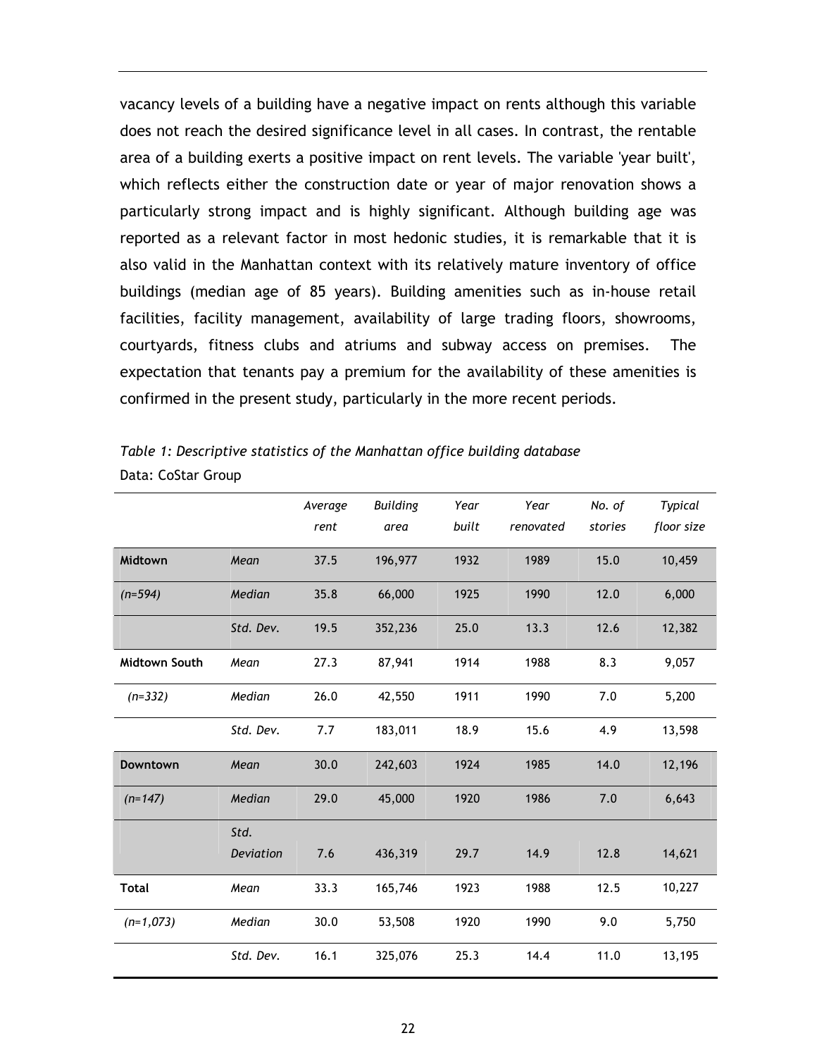vacancy levels of a building have a negative impact on rents although this variable does not reach the desired significance level in all cases. In contrast, the rentable area of a building exerts a positive impact on rent levels. The variable 'year built', which reflects either the construction date or year of major renovation shows a particularly strong impact and is highly significant. Although building age was reported as a relevant factor in most hedonic studies, it is remarkable that it is also valid in the Manhattan context with its relatively mature inventory of office buildings (median age of 85 years). Building amenities such as in-house retail facilities, facility management, availability of large trading floors, showrooms, courtyards, fitness clubs and atriums and subway access on premises. The expectation that tenants pay a premium for the availability of these amenities is confirmed in the present study, particularly in the more recent periods.

*Table 1: Descriptive statistics of the Manhattan office building database*
Data: CoStar Group

| | | *Average rent* | *Building area* | *Year built* | *Year renovated* | *No. of stories* | *Typical floor size* |
|---|---|---|---|---|---|---|---|
| **Midtown** | *Mean* | 37.5 | 196,977 | 1932 | 1989 | 15.0 | 10,459 |
| *(n=594)* | *Median* | 35.8 | 66,000 | 1925 | 1990 | 12.0 | 6,000 |
| | *Std. Dev.* | 19.5 | 352,236 | 25.0 | 13.3 | 12.6 | 12,382 |
| **Midtown South** | *Mean* | 27.3 | 87,941 | 1914 | 1988 | 8.3 | 9,057 |
| *(n=332)* | *Median* | 26.0 | 42,550 | 1911 | 1990 | 7.0 | 5,200 |
| | *Std. Dev.* | 7.7 | 183,011 | 18.9 | 15.6 | 4.9 | 13,598 |
| **Downtown** | *Mean* | 30.0 | 242,603 | 1924 | 1985 | 14.0 | 12,196 |
| *(n=147)* | *Median* | 29.0 | 45,000 | 1920 | 1986 | 7.0 | 6,643 |
| | *Std. Deviation* | 7.6 | 436,319 | 29.7 | 14.9 | 12.8 | 14,621 |
| **Total** | *Mean* | 33.3 | 165,746 | 1923 | 1988 | 12.5 | 10,227 |
| *(n=1,073)* | *Median* | 30.0 | 53,508 | 1920 | 1990 | 9.0 | 5,750 |
| | *Std. Dev.* | 16.1 | 325,076 | 25.3 | 14.4 | 11.0 | 13,195 |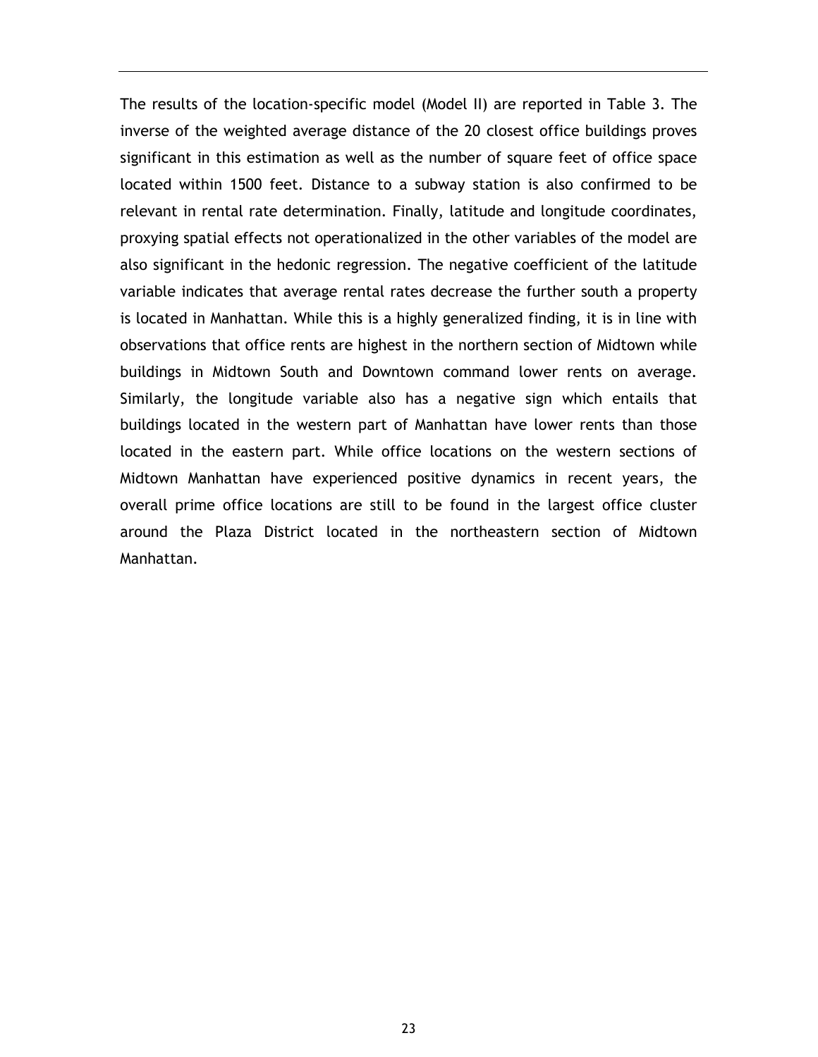The results of the location-specific model (Model II) are reported in Table 3. The inverse of the weighted average distance of the 20 closest office buildings proves significant in this estimation as well as the number of square feet of office space located within 1500 feet. Distance to a subway station is also confirmed to be relevant in rental rate determination. Finally, latitude and longitude coordinates, proxying spatial effects not operationalized in the other variables of the model are also significant in the hedonic regression. The negative coefficient of the latitude variable indicates that average rental rates decrease the further south a property is located in Manhattan. While this is a highly generalized finding, it is in line with observations that office rents are highest in the northern section of Midtown while buildings in Midtown South and Downtown command lower rents on average. Similarly, the longitude variable also has a negative sign which entails that buildings located in the western part of Manhattan have lower rents than those located in the eastern part. While office locations on the western sections of Midtown Manhattan have experienced positive dynamics in recent years, the overall prime office locations are still to be found in the largest office cluster around the Plaza District located in the northeastern section of Midtown Manhattan.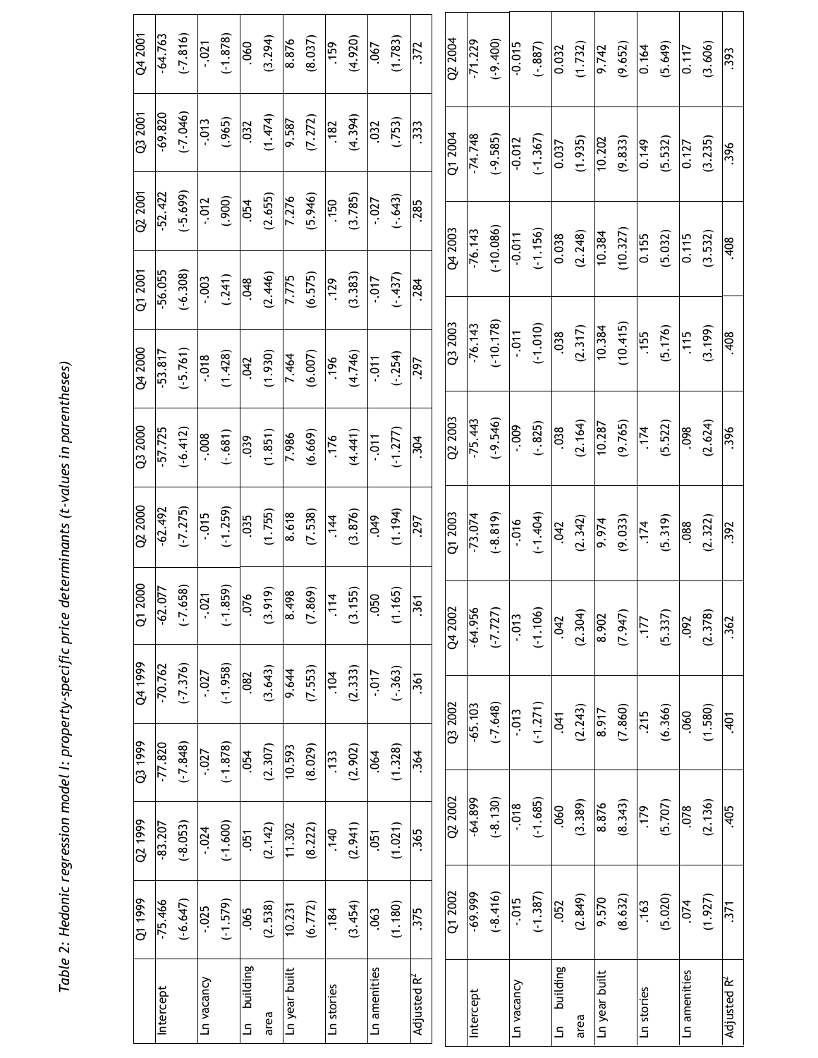*Table 2: Hedonic regression model I: property-specific price determinants (t-values in parentheses)*

| | Q1 1999 | Q2 1999 | Q3 1999 | Q4 1999 | Q1 2000 | Q2 2000 | Q3 2000 | Q4 2000 | Q1 2001 | Q2 2001 | Q3 2001 | Q4 2001 |
|---|---|---|---|---|---|---|---|---|---|---|---|---|
| Intercept | -75.466 | -83.207 | -77.820 | -70.762 | -62.077 | -62.492 | -57.725 | -53.817 | -56.055 | -52.422 | -69.820 | -64.763 |
| | (-6.647) | (-8.053) | (-7.848) | (-7.376) | (-7.658) | (-7.275) | (-6.412) | (-5.761) | (-6.308) | (-5.699) | (-7.046) | (-7.816) |
| Ln vacancy | -.025 | -.024 | -.027 | -.027 | -.021 | -.015 | -.008 | -.018 | -.003 | -.012 | -.013 | -.021 |
| | (-1.579) | (-1.600) | (-1.878) | (-1.958) | (-1.859) | (-1.259) | (-.681) | (1.428) | (.241) | (.900) | (.965) | (-1.878) |
| Ln building area | .065 | .051 | .054 | .082 | .076 | .035 | .039 | .042 | .048 | .054 | .032 | .060 |
| | (2.538) | (2.142) | (2.307) | (3.643) | (3.919) | (1.755) | (1.851) | (1.930) | (2.446) | (2.655) | (1.474) | (3.294) |
| Ln year built | 10.231 | 11.302 | 10.593 | 9.644 | 8.498 | 8.618 | 7.986 | 7.464 | 7.775 | 7.276 | 9.587 | 8.876 |
| | (6.772) | (8.222) | (8.029) | (7.553) | (7.869) | (7.538) | (6.669) | (6.007) | (6.575) | (5.946) | (7.272) | (8.037) |
| Ln stories | .184 | .140 | .133 | .104 | .114 | .144 | .176 | .196 | .129 | .150 | .182 | .159 |
| | (3.454) | (2.941) | (2.902) | (2.333) | (3.155) | (3.876) | (4.441) | (4.746) | (3.383) | (3.785) | (4.394) | (4.920) |
| Ln amenities | .063 | .051 | .064 | -.017 | .050 | .049 | -.011 | -.011 | -.017 | -.027 | .032 | .067 |
| | (1.180) | (1.021) | (1.328) | (-.363) | (1.165) | (1.194) | (-1.277) | (-.254) | (-.437) | (-.643) | (.753) | (1.783) |
| Adjusted $R^2$ | .375 | .365 | .364 | .361 | .361 | .297 | .304 | .297 | .284 | .285 | .333 | .372 |

| | Q1 2002 | Q2 2002 | Q3 2002 | Q4 2002 | Q1 2003 | Q2 2003 | Q3 2003 | Q4 2003 | Q1 2004 | Q2 2004 |
|---|---|---|---|---|---|---|---|---|---|---|
| Intercept | -69.999 | -64.899 | -65.103 | -64.956 | -73.074 | -75.443 | -76.143 | -76.143 | -74.748 | -71.229 |
| | (-8.416) | (-8.130) | (-7.648) | (-7.727) | (-8.819) | (-9.546) | (-10.178) | (-10.086) | (-9.585) | (-9.400) |
| Ln vacancy | -.015 | -.018 | -.013 | -.013 | -.016 | -.009 | -.011 | -0.011 | -0.012 | -0.015 |
| | (-1.387) | (-1.685) | (-1.271) | (-1.106) | (-1.404) | (-.825) | (-1.010) | (-1.156) | (-1.367) | (-.887) |
| Ln building area | .052 | .060 | .041 | .042 | .042 | .038 | .038 | 0.038 | 0.037 | 0.032 |
| | (2.849) | (3.389) | (2.243) | (2.304) | (2.342) | (2.164) | (2.317) | (2.248) | (1.935) | (1.732) |
| Ln year built | 9.570 | 8.876 | 8.917 | 8.902 | 9.974 | 10.287 | 10.384 | 10.384 | 10.202 | 9.742 |
| | (8.632) | (8.343) | (7.860) | (7.947) | (9.033) | (9.765) | (10.415) | (10.327) | (9.833) | (9.652) |
| Ln stories | .163 | .179 | .215 | .177 | .174 | .174 | .155 | 0.155 | 0.149 | 0.164 |
| | (5.020) | (5.707) | (6.366) | (5.337) | (5.319) | (5.522) | (5.176) | (5.032) | (5.532) | (5.649) |
| Ln amenities | .074 | .078 | .060 | .092 | .088 | .098 | .115 | 0.115 | 0.127 | 0.117 |
| | (1.927) | (2.136) | (1.580) | (2.378) | (2.322) | (2.624) | (3.199) | (3.532) | (3.235) | (3.606) |
| Adjusted $R^2$ | .371 | .405 | .401 | .362 | .392 | .396 | .408 | .408 | .396 | .393 |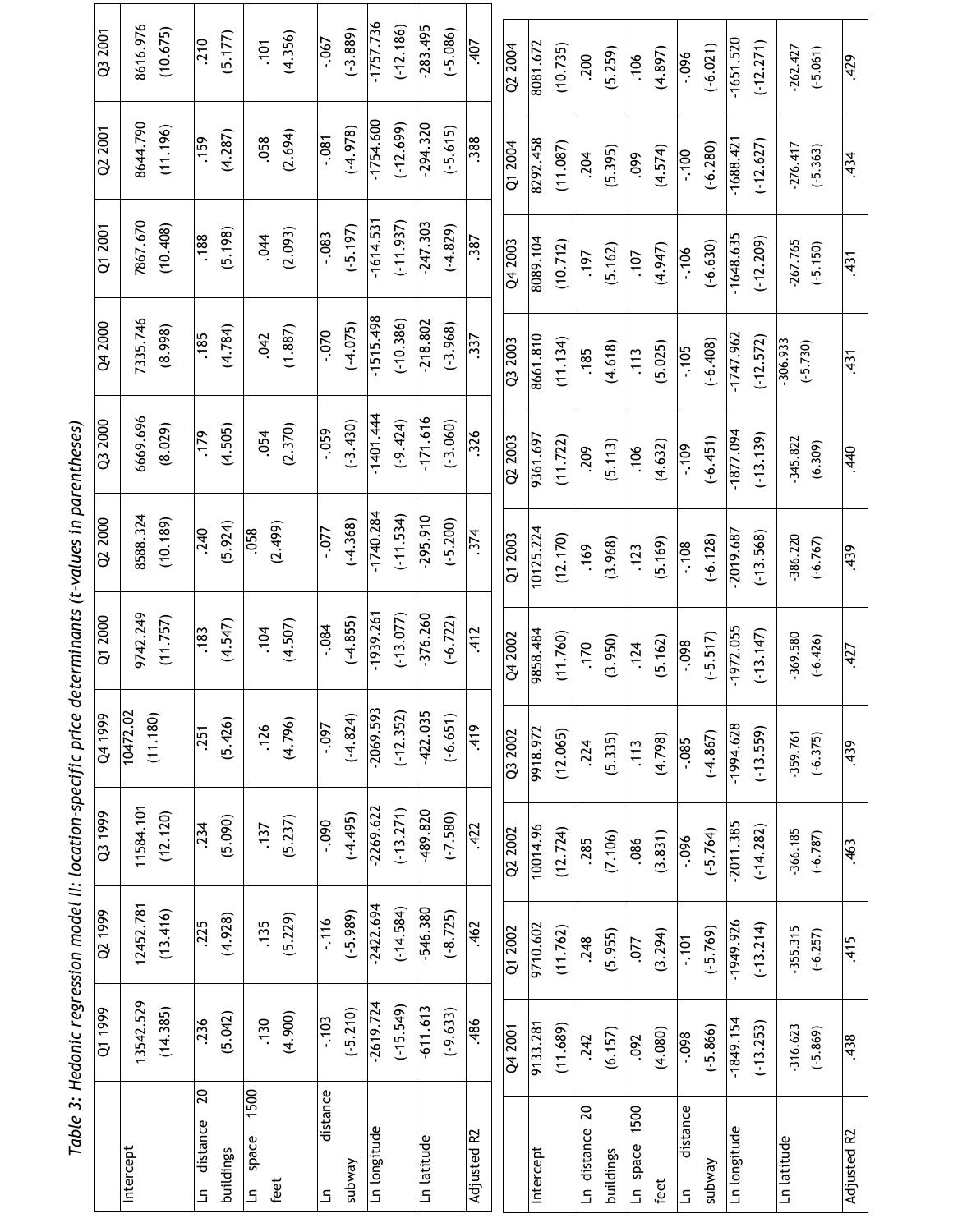*Table 3: Hedonic regression model II: location-specific price determinants (t-values in parentheses)*

| | Q1 1999 | Q2 1999 | Q3 1999 | Q4 1999 | Q1 2000 | Q2 2000 | Q3 2000 | Q4 2000 | Q1 2001 | Q2 2001 | Q3 2001 |
|---|---|---|---|---|---|---|---|---|---|---|---|
| Intercept | 13542.529 (14.385) | 12452.781 (13.416) | 11584.101 (12.120) | 10472.02 (11.180) | 9742.249 (11.757) | 8588.324 (10.189) | 6669.696 (8.029) | 7335.746 (8.998) | 7867.670 (10.408) | 8644.790 (11.196) | 8616.976 (10.675) |
| Ln distance 20 buildings | .236 (5.042) | .225 (4.928) | .234 (5.090) | .251 (5.426) | .183 (4.547) | .240 (5.924) | .179 (4.505) | .185 (4.784) | .188 (5.198) | .159 (4.287) | .210 (5.177) |
| Ln space 1500 feet | .130 (4.900) | .135 (5.229) | .137 (5.237) | .126 (4.796) | .104 (4.507) | .058 (2.499) | .054 (2.370) | .042 (1.887) | .044 (2.093) | .058 (2.694) | .101 (4.356) |
| Ln distance subway | -.103 (-5.210) | -.116 (-5.989) | -.090 (-4.495) | -.097 (-4.824) | -.084 (-4.855) | -.077 (-4.368) | -.059 (-3.430) | -.070 (-4.075) | -.083 (-5.197) | -.081 (-4.978) | -.067 (-3.889) |
| Ln longitude | -2619.724 (-15.549) | -2422.694 (-14.584) | -2269.622 (-13.271) | -2069.593 (-12.352) | -1939.261 (-13.077) | -1740.284 (-11.534) | -1401.444 (-9.424) | -1515.498 (-10.386) | -1614.531 (-11.937) | -1754.600 (-12.699) | -1757.736 (-12.186) |
| Ln latitude | -611.613 (-9.633) | -546.380 (-8.725) | -489.820 (-7.580) | -422.035 (-6.651) | -376.260 (-6.722) | -295.910 (-5.200) | -171.616 (-3.060) | -218.802 (-3.968) | -247.303 (-4.829) | -294.320 (-5.615) | -283.495 (-5.086) |
| Adjusted R2 | .486 | .462 | .422 | .419 | .412 | .374 | .326 | .337 | .387 | .388 | .407 |

| | Q4 2001 | Q1 2002 | Q2 2002 | Q3 2002 | Q4 2002 | Q1 2003 | Q2 2003 | Q3 2003 | Q4 2003 | Q1 2004 | Q2 2004 |
|---|---|---|---|---|---|---|---|---|---|---|---|
| Intercept | 9133.281 (11.689) | 9710.602 (11.762) | 10014.96 (12.724) | 9918.972 (12.065) | 9858.484 (11.760) | 10125.224 (12.170) | 9361.697 (11.722) | 8661.810 (11.134) | 8089.104 (10.712) | 8292.458 (11.087) | 8081.672 (10.735) |
| Ln distance 20 buildings | .242 (6.157) | .248 (5.955) | .285 (7.106) | .224 (5.335) | .170 (3.950) | .169 (3.968) | .209 (5.113) | .185 (4.618) | .197 (5.162) | .204 (5.395) | .200 (5.259) |
| Ln space 1500 feet | .092 (4.080) | .077 (3.294) | .086 (3.831) | .113 (4.798) | .124 (5.162) | .123 (5.169) | .106 (4.632) | .113 (5.025) | .107 (4.947) | .099 (4.574) | .106 (4.897) |
| Ln distance subway | -.098 (-5.866) | -.101 (-5.769) | -.096 (-5.764) | -.085 (-4.867) | -.098 (-5.517) | -.108 (-6.128) | -.109 (-6.451) | -.105 (-6.408) | -.106 (-6.630) | -.100 (-6.280) | -.096 (-6.021) |
| Ln longitude | -1849.154 (-13.253) | -1949.926 (-13.214) | -2011.385 (-14.282) | -1994.628 (-13.559) | -1972.055 (-13.147) | -2019.687 (-13.568) | -1877.094 (-13.139) | -1747.962 (-12.572) | -1648.635 (-12.209) | -1688.421 (-12.627) | -1651.520 (-12.271) |
| Ln latitude | -316.623 (-5.869) | -355.315 (-6.257) | -366.185 (-6.787) | -359.761 (-6.375) | -369.580 (-6.426) | -386.220 (-6.767) | -345.822 (6.309) | -306.933 (-5.730) | -267.765 (-5.150) | -276.417 (-5.363) | -262.427 (-5.061) |
| Adjusted R2 | .438 | .415 | .463 | .439 | .427 | .439 | .440 | .431 | .431 | .434 | .429 |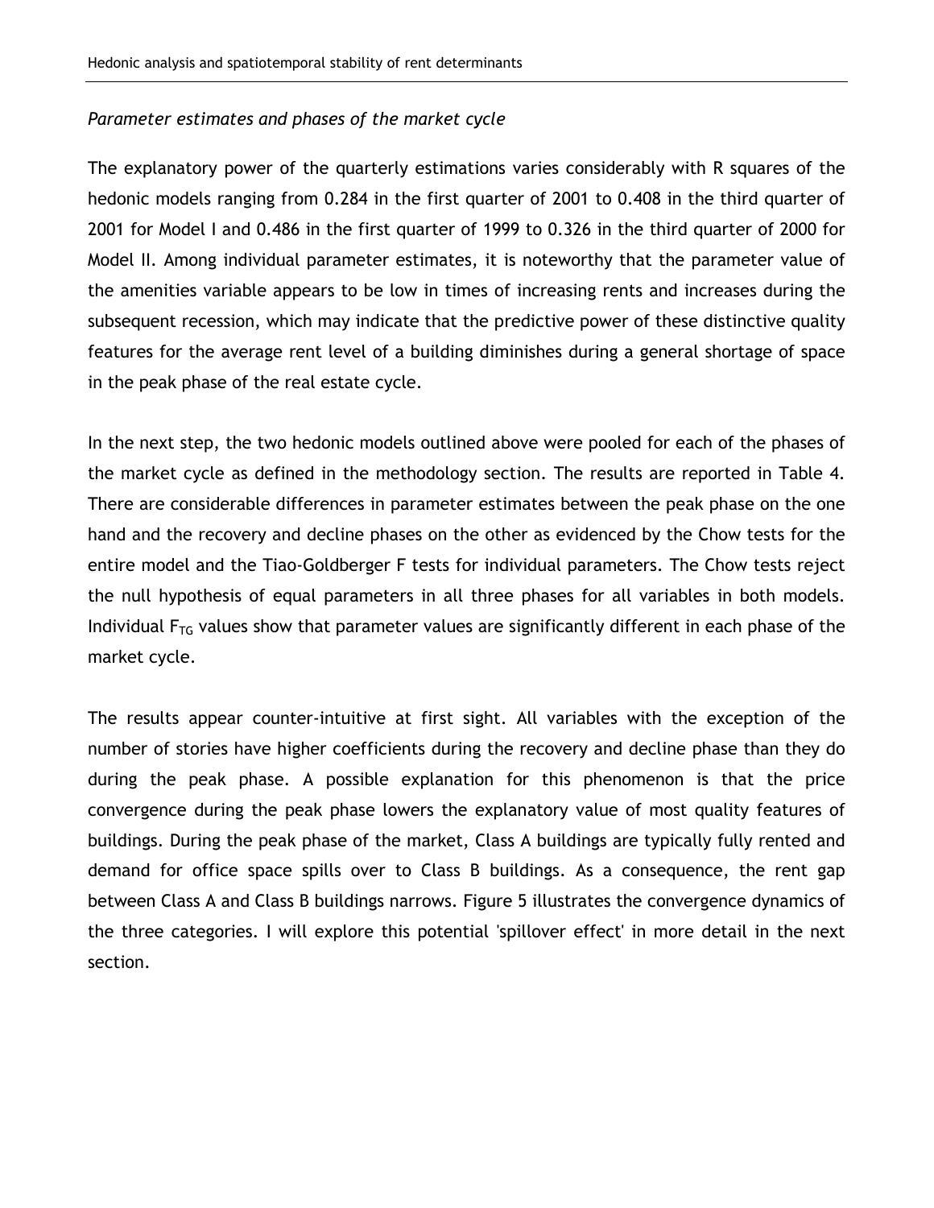*Parameter estimates and phases of the market cycle*

The explanatory power of the quarterly estimations varies considerably with R squares of the hedonic models ranging from 0.284 in the first quarter of 2001 to 0.408 in the third quarter of 2001 for Model I and 0.486 in the first quarter of 1999 to 0.326 in the third quarter of 2000 for Model II. Among individual parameter estimates, it is noteworthy that the parameter value of the amenities variable appears to be low in times of increasing rents and increases during the subsequent recession, which may indicate that the predictive power of these distinctive quality features for the average rent level of a building diminishes during a general shortage of space in the peak phase of the real estate cycle.

In the next step, the two hedonic models outlined above were pooled for each of the phases of the market cycle as defined in the methodology section. The results are reported in Table 4. There are considerable differences in parameter estimates between the peak phase on the one hand and the recovery and decline phases on the other as evidenced by the Chow tests for the entire model and the Tiao-Goldberger F tests for individual parameters. The Chow tests reject the null hypothesis of equal parameters in all three phases for all variables in both models. Individual $F_{TG}$ values show that parameter values are significantly different in each phase of the market cycle.

The results appear counter-intuitive at first sight. All variables with the exception of the number of stories have higher coefficients during the recovery and decline phase than they do during the peak phase. A possible explanation for this phenomenon is that the price convergence during the peak phase lowers the explanatory value of most quality features of buildings. During the peak phase of the market, Class A buildings are typically fully rented and demand for office space spills over to Class B buildings. As a consequence, the rent gap between Class A and Class B buildings narrows. Figure 5 illustrates the convergence dynamics of the three categories. I will explore this potential 'spillover effect' in more detail in the next section.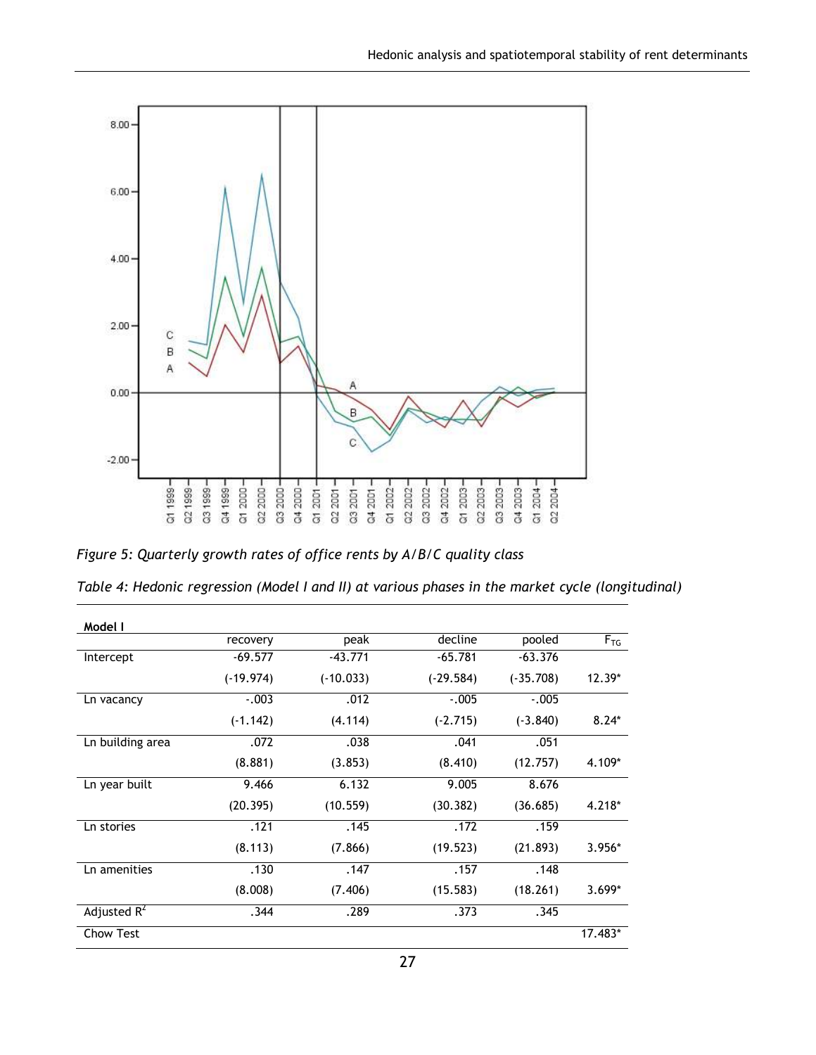*Figure 5: Quarterly growth rates of office rents by A/B/C quality class*

*Table 4: Hedonic regression (Model I and II) at various phases in the market cycle (longitudinal)*

| **Model I** | recovery | peak | decline | pooled | $F_{TG}$ |
|---|---|---|---|---|---|
| Intercept | -69.577 | -43.771 | -65.781 | -63.376 | |
| | (-19.974) | (-10.033) | (-29.584) | (-35.708) | 12.39* |
| Ln vacancy | -.003 | .012 | -.005 | -.005 | |
| | (-1.142) | (4.114) | (-2.715) | (-3.840) | 8.24* |
| Ln building area | .072 | .038 | .041 | .051 | |
| | (8.881) | (3.853) | (8.410) | (12.757) | 4.109* |
| Ln year built | 9.466 | 6.132 | 9.005 | 8.676 | |
| | (20.395) | (10.559) | (30.382) | (36.685) | 4.218* |
| Ln stories | .121 | .145 | .172 | .159 | |
| | (8.113) | (7.866) | (19.523) | (21.893) | 3.956* |
| Ln amenities | .130 | .147 | .157 | .148 | |
| | (8.008) | (7.406) | (15.583) | (18.261) | 3.699* |
| Adjusted $R^2$ | .344 | .289 | .373 | .345 | |
| Chow Test | | | | | 17.483* |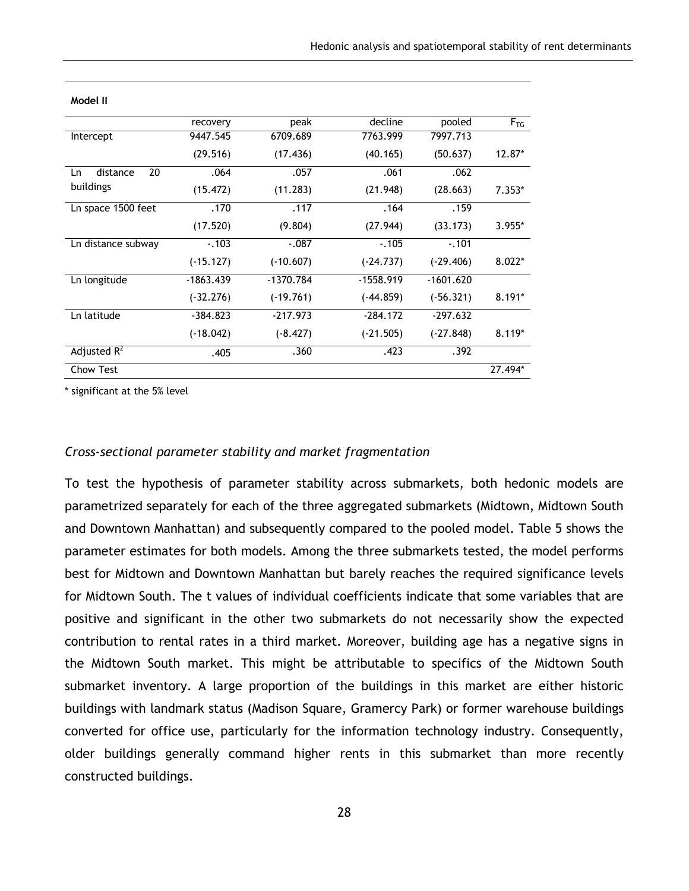**Model II**

| | recovery | peak | decline | pooled | $F_{TG}$ |
|---|---|---|---|---|---|
| Intercept | 9447.545 | 6709.689 | 7763.999 | 7997.713 | |
| | (29.516) | (17.436) | (40.165) | (50.637) | 12.87* |
| Ln distance 20 buildings | .064 | .057 | .061 | .062 | |
| | (15.472) | (11.283) | (21.948) | (28.663) | 7.353* |
| Ln space 1500 feet | .170 | .117 | .164 | .159 | |
| | (17.520) | (9.804) | (27.944) | (33.173) | 3.955* |
| Ln distance subway | -.103 | -.087 | -.105 | -.101 | |
| | (-15.127) | (-10.607) | (-24.737) | (-29.406) | 8.022* |
| Ln longitude | -1863.439 | -1370.784 | -1558.919 | -1601.620 | |
| | (-32.276) | (-19.761) | (-44.859) | (-56.321) | 8.191* |
| Ln latitude | -384.823 | -217.973 | -284.172 | -297.632 | |
| | (-18.042) | (-8.427) | (-21.505) | (-27.848) | 8.119* |
| Adjusted $R^2$ | .405 | .360 | .423 | .392 | |
| Chow Test | | | | | 27.494* |

\* significant at the 5% level

### *Cross-sectional parameter stability and market fragmentation*

To test the hypothesis of parameter stability across submarkets, both hedonic models are parametrized separately for each of the three aggregated submarkets (Midtown, Midtown South and Downtown Manhattan) and subsequently compared to the pooled model. Table 5 shows the parameter estimates for both models. Among the three submarkets tested, the model performs best for Midtown and Downtown Manhattan but barely reaches the required significance levels for Midtown South. The t values of individual coefficients indicate that some variables that are positive and significant in the other two submarkets do not necessarily show the expected contribution to rental rates in a third market. Moreover, building age has a negative signs in the Midtown South market. This might be attributable to specifics of the Midtown South submarket inventory. A large proportion of the buildings in this market are either historic buildings with landmark status (Madison Square, Gramercy Park) or former warehouse buildings converted for office use, particularly for the information technology industry. Consequently, older buildings generally command higher rents in this submarket than more recently constructed buildings.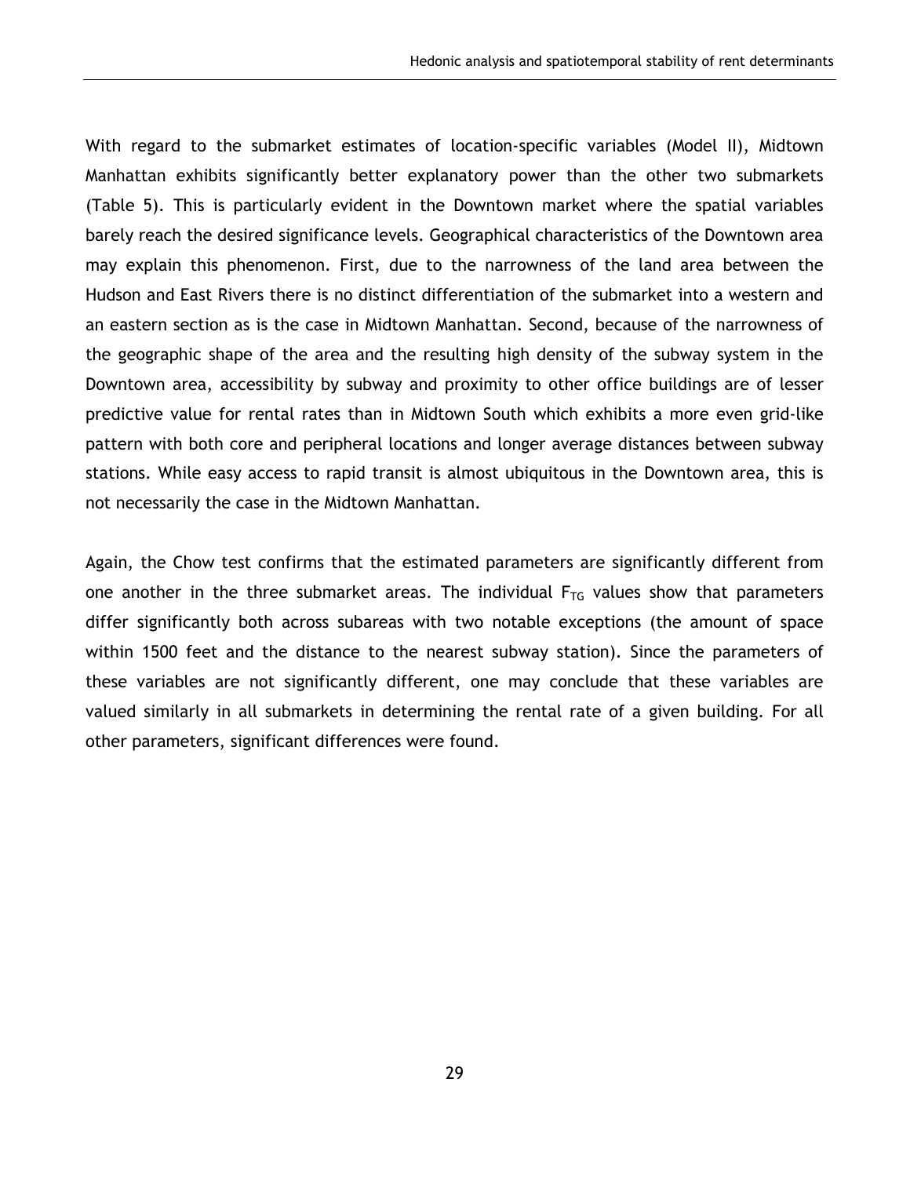With regard to the submarket estimates of location-specific variables (Model II), Midtown Manhattan exhibits significantly better explanatory power than the other two submarkets (Table 5). This is particularly evident in the Downtown market where the spatial variables barely reach the desired significance levels. Geographical characteristics of the Downtown area may explain this phenomenon. First, due to the narrowness of the land area between the Hudson and East Rivers there is no distinct differentiation of the submarket into a western and an eastern section as is the case in Midtown Manhattan. Second, because of the narrowness of the geographic shape of the area and the resulting high density of the subway system in the Downtown area, accessibility by subway and proximity to other office buildings are of lesser predictive value for rental rates than in Midtown South which exhibits a more even grid-like pattern with both core and peripheral locations and longer average distances between subway stations. While easy access to rapid transit is almost ubiquitous in the Downtown area, this is not necessarily the case in the Midtown Manhattan.

Again, the Chow test confirms that the estimated parameters are significantly different from one another in the three submarket areas. The individual $F_{TG}$ values show that parameters differ significantly both across subareas with two notable exceptions (the amount of space within 1500 feet and the distance to the nearest subway station). Since the parameters of these variables are not significantly different, one may conclude that these variables are valued similarly in all submarkets in determining the rental rate of a given building. For all other parameters, significant differences were found.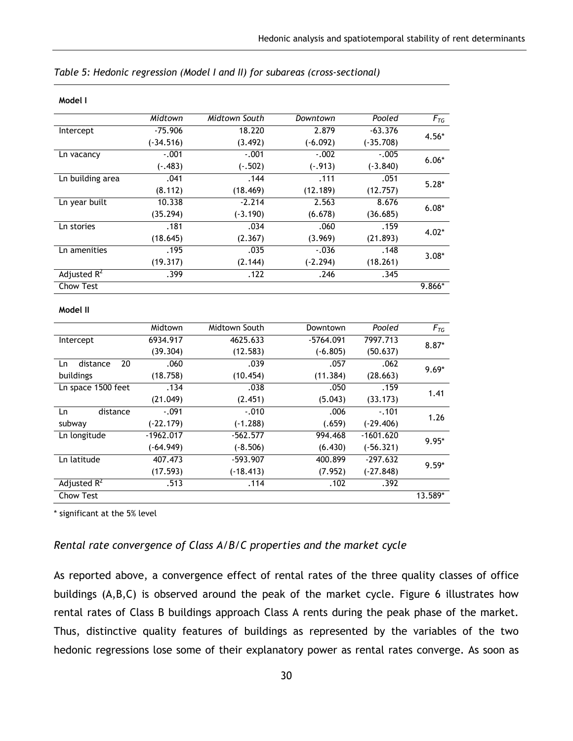*Table 5: Hedonic regression (Model I and II) for subareas (cross-sectional)*

**Model I**

| | *Midtown* | *Midtown South* | *Downtown* | *Pooled* | $F_{TG}$ |
|---|---|---|---|---|---|
| Intercept | -75.906 | 18.220 | 2.879 | -63.376 | 4.56* |
| | (-34.516) | (3.492) | (-6.092) | (-35.708) | |
| Ln vacancy | -.001 | -.001 | -.002 | -.005 | 6.06* |
| | (-.483) | (-.502) | (-.913) | (-3.840) | |
| Ln building area | .041 | .144 | .111 | .051 | 5.28* |
| | (8.112) | (18.469) | (12.189) | (12.757) | |
| Ln year built | 10.338 | -2.214 | 2.563 | 8.676 | 6.08* |
| | (35.294) | (-3.190) | (6.678) | (36.685) | |
| Ln stories | .181 | .034 | .060 | .159 | 4.02* |
| | (18.645) | (2.367) | (3.969) | (21.893) | |
| Ln amenities | .195 | .035 | -.036 | .148 | 3.08* |
| | (19.317) | (2.144) | (-2.294) | (18.261) | |
| Adjusted $R^2$ | .399 | .122 | .246 | .345 | |
| Chow Test | | | | | 9.866* |

**Model II**

| | Midtown | Midtown South | Downtown | *Pooled* | $F_{TG}$ |
|---|---|---|---|---|---|
| Intercept | 6934.917 | 4625.633 | -5764.091 | 7997.713 | 8.87* |
| | (39.304) | (12.583) | (-6.805) | (50.637) | |
| Ln distance 20 buildings | .060 | .039 | .057 | .062 | 9.69* |
| | (18.758) | (10.454) | (11.384) | (28.663) | |
| Ln space 1500 feet | .134 | .038 | .050 | .159 | 1.41 |
| | (21.049) | (2.451) | (5.043) | (33.173) | |
| Ln distance subway | -.091 | -.010 | .006 | -.101 | 1.26 |
| | (-22.179) | (-1.288) | (.659) | (-29.406) | |
| Ln longitude | -1962.017 | -562.577 | 994.468 | -1601.620 | 9.95* |
| | (-64.949) | (-8.506) | (6.430) | (-56.321) | |
| Ln latitude | 407.473 | -593.907 | 400.899 | -297.632 | 9.59* |
| | (17.593) | (-18.413) | (7.952) | (-27.848) | |
| Adjusted $R^2$ | .513 | .114 | .102 | .392 | |
| Chow Test | | | | | 13.589* |

* significant at the 5% level

### *Rental rate convergence of Class A/B/C properties and the market cycle*

As reported above, a convergence effect of rental rates of the three quality classes of office buildings (A,B,C) is observed around the peak of the market cycle. Figure 6 illustrates how rental rates of Class B buildings approach Class A rents during the peak phase of the market. Thus, distinctive quality features of buildings as represented by the variables of the two hedonic regressions lose some of their explanatory power as rental rates converge. As soon as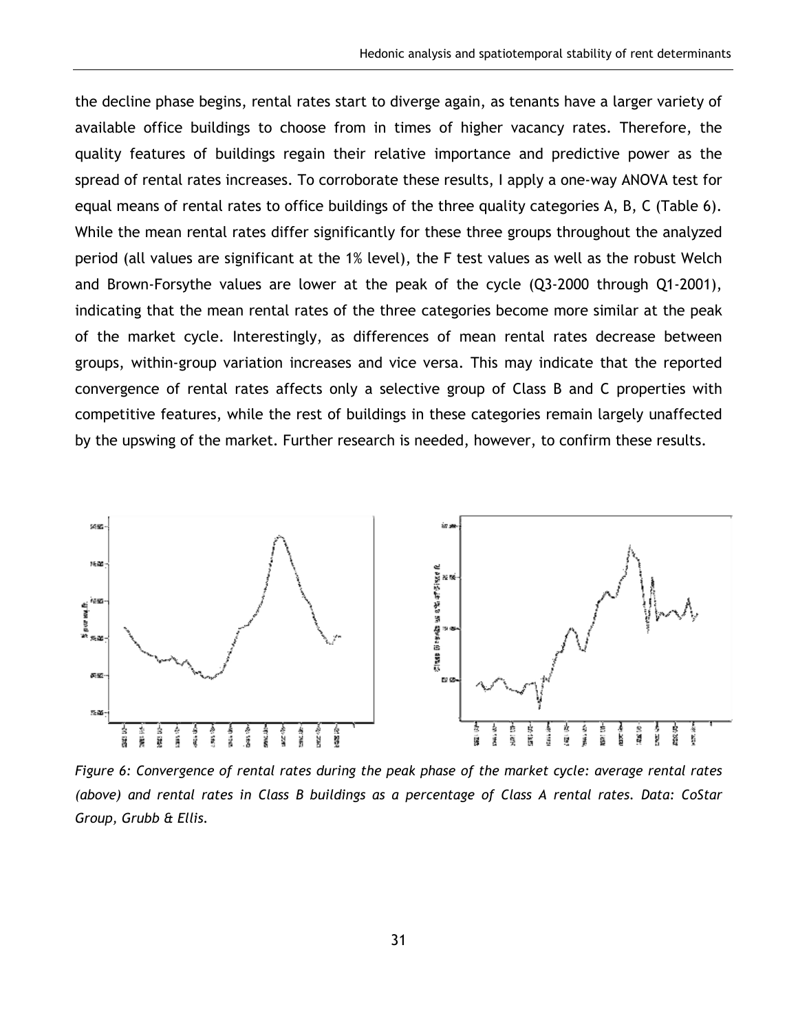the decline phase begins, rental rates start to diverge again, as tenants have a larger variety of available office buildings to choose from in times of higher vacancy rates. Therefore, the quality features of buildings regain their relative importance and predictive power as the spread of rental rates increases. To corroborate these results, I apply a one-way ANOVA test for equal means of rental rates to office buildings of the three quality categories A, B, C (Table 6). While the mean rental rates differ significantly for these three groups throughout the analyzed period (all values are significant at the 1% level), the F test values as well as the robust Welch and Brown-Forsythe values are lower at the peak of the cycle (Q3-2000 through Q1-2001), indicating that the mean rental rates of the three categories become more similar at the peak of the market cycle. Interestingly, as differences of mean rental rates decrease between groups, within-group variation increases and vice versa. This may indicate that the reported convergence of rental rates affects only a selective group of Class B and C properties with competitive features, while the rest of buildings in these categories remain largely unaffected by the upswing of the market. Further research is needed, however, to confirm these results.

*Figure 6: Convergence of rental rates during the peak phase of the market cycle: average rental rates (above) and rental rates in Class B buildings as a percentage of Class A rental rates. Data: CoStar Group, Grubb & Ellis.*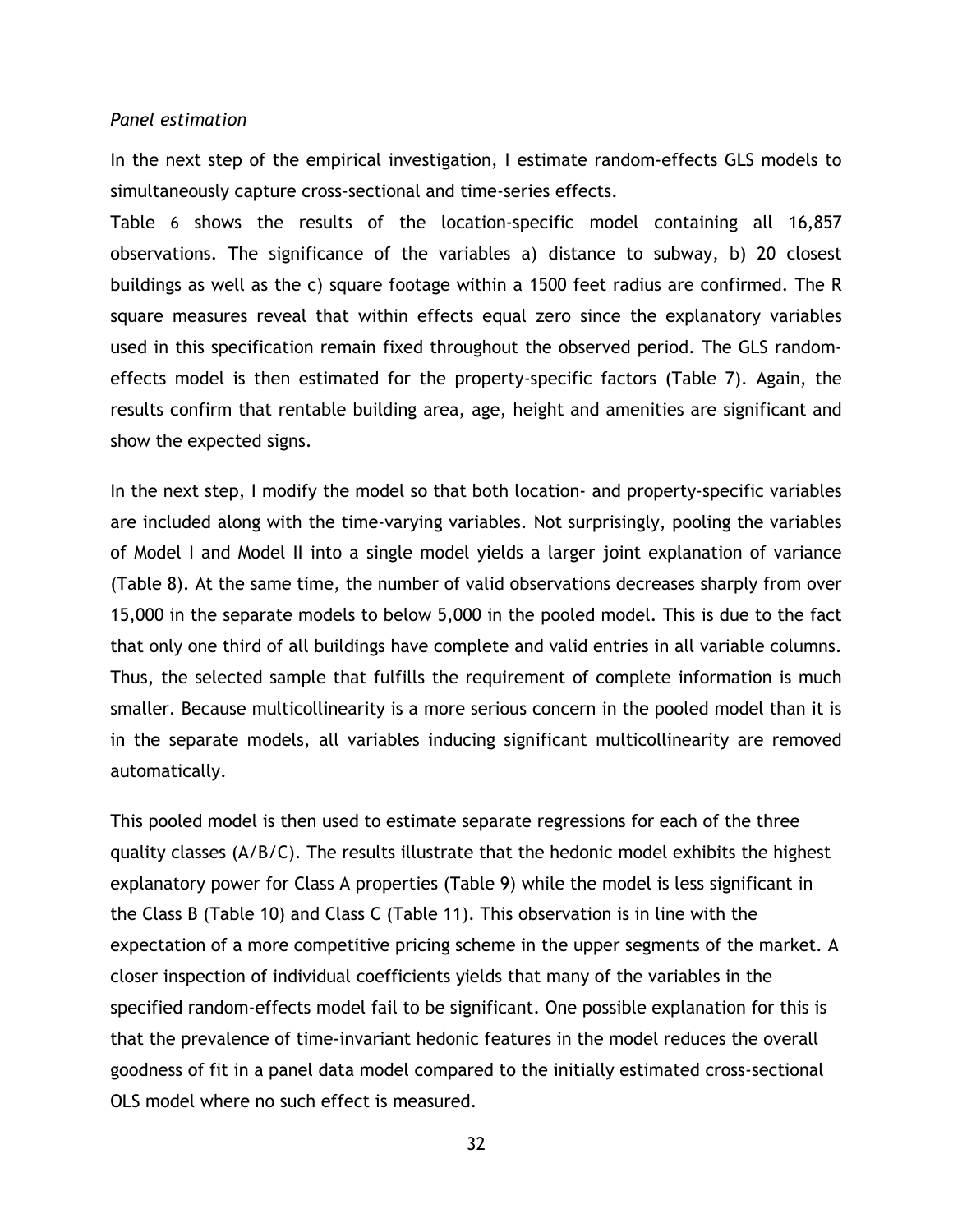*Panel estimation*

In the next step of the empirical investigation, I estimate random-effects GLS models to simultaneously capture cross-sectional and time-series effects.

Table 6 shows the results of the location-specific model containing all 16,857 observations. The significance of the variables a) distance to subway, b) 20 closest buildings as well as the c) square footage within a 1500 feet radius are confirmed. The R square measures reveal that within effects equal zero since the explanatory variables used in this specification remain fixed throughout the observed period. The GLS random-effects model is then estimated for the property-specific factors (Table 7). Again, the results confirm that rentable building area, age, height and amenities are significant and show the expected signs.

In the next step, I modify the model so that both location- and property-specific variables are included along with the time-varying variables. Not surprisingly, pooling the variables of Model I and Model II into a single model yields a larger joint explanation of variance (Table 8). At the same time, the number of valid observations decreases sharply from over 15,000 in the separate models to below 5,000 in the pooled model. This is due to the fact that only one third of all buildings have complete and valid entries in all variable columns. Thus, the selected sample that fulfills the requirement of complete information is much smaller. Because multicollinearity is a more serious concern in the pooled model than it is in the separate models, all variables inducing significant multicollinearity are removed automatically.

This pooled model is then used to estimate separate regressions for each of the three quality classes (A/B/C). The results illustrate that the hedonic model exhibits the highest explanatory power for Class A properties (Table 9) while the model is less significant in the Class B (Table 10) and Class C (Table 11). This observation is in line with the expectation of a more competitive pricing scheme in the upper segments of the market. A closer inspection of individual coefficients yields that many of the variables in the specified random-effects model fail to be significant. One possible explanation for this is that the prevalence of time-invariant hedonic features in the model reduces the overall goodness of fit in a panel data model compared to the initially estimated cross-sectional OLS model where no such effect is measured.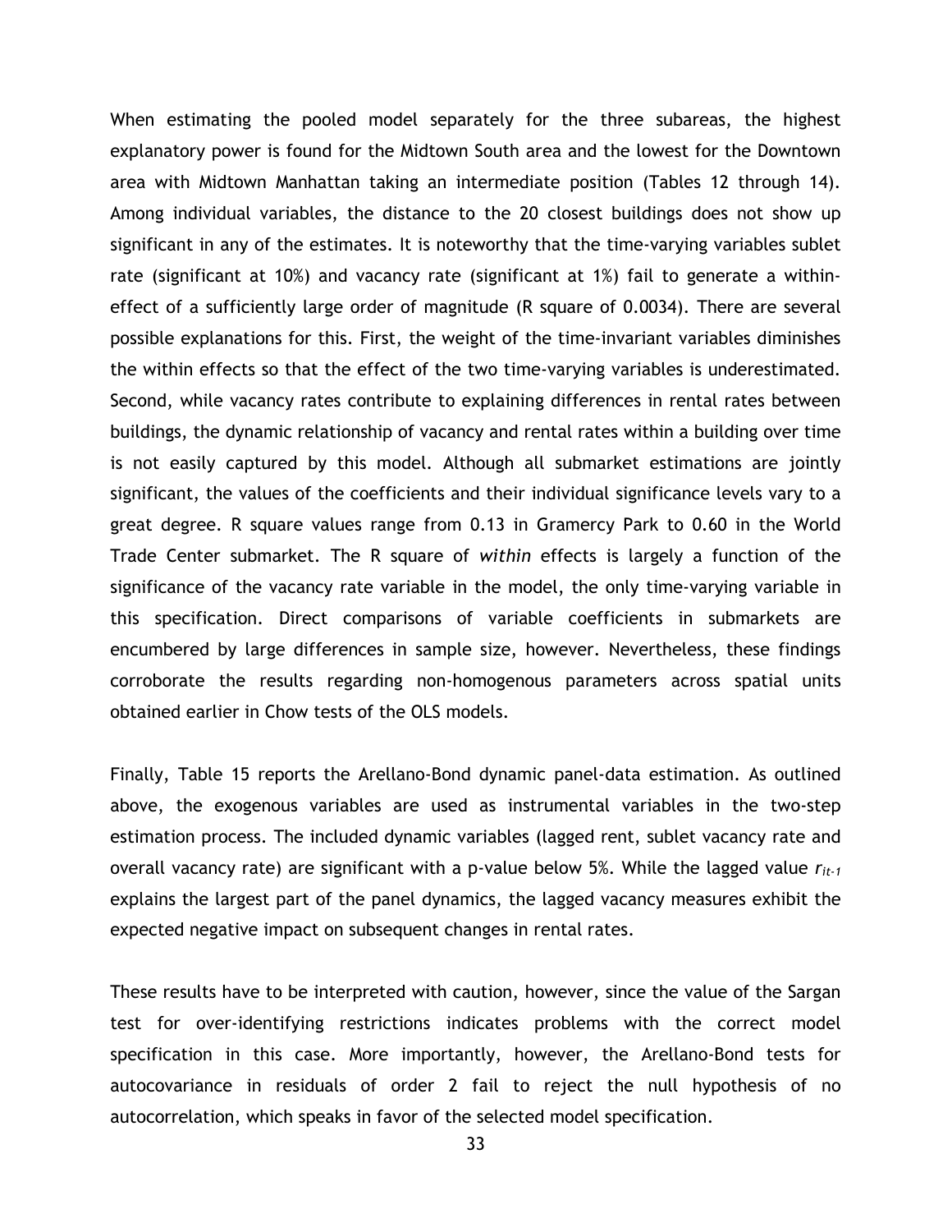When estimating the pooled model separately for the three subareas, the highest explanatory power is found for the Midtown South area and the lowest for the Downtown area with Midtown Manhattan taking an intermediate position (Tables 12 through 14). Among individual variables, the distance to the 20 closest buildings does not show up significant in any of the estimates. It is noteworthy that the time-varying variables sublet rate (significant at 10%) and vacancy rate (significant at 1%) fail to generate a within-effect of a sufficiently large order of magnitude (R square of 0.0034). There are several possible explanations for this. First, the weight of the time-invariant variables diminishes the within effects so that the effect of the two time-varying variables is underestimated. Second, while vacancy rates contribute to explaining differences in rental rates between buildings, the dynamic relationship of vacancy and rental rates within a building over time is not easily captured by this model. Although all submarket estimations are jointly significant, the values of the coefficients and their individual significance levels vary to a great degree. R square values range from 0.13 in Gramercy Park to 0.60 in the World Trade Center submarket. The R square of *within* effects is largely a function of the significance of the vacancy rate variable in the model, the only time-varying variable in this specification. Direct comparisons of variable coefficients in submarkets are encumbered by large differences in sample size, however. Nevertheless, these findings corroborate the results regarding non-homogenous parameters across spatial units obtained earlier in Chow tests of the OLS models.

Finally, Table 15 reports the Arellano-Bond dynamic panel-data estimation. As outlined above, the exogenous variables are used as instrumental variables in the two-step estimation process. The included dynamic variables (lagged rent, sublet vacancy rate and overall vacancy rate) are significant with a p-value below 5%. While the lagged value $r_{it-1}$ explains the largest part of the panel dynamics, the lagged vacancy measures exhibit the expected negative impact on subsequent changes in rental rates.

These results have to be interpreted with caution, however, since the value of the Sargan test for over-identifying restrictions indicates problems with the correct model specification in this case. More importantly, however, the Arellano-Bond tests for autocovariance in residuals of order 2 fail to reject the null hypothesis of no autocorrelation, which speaks in favor of the selected model specification.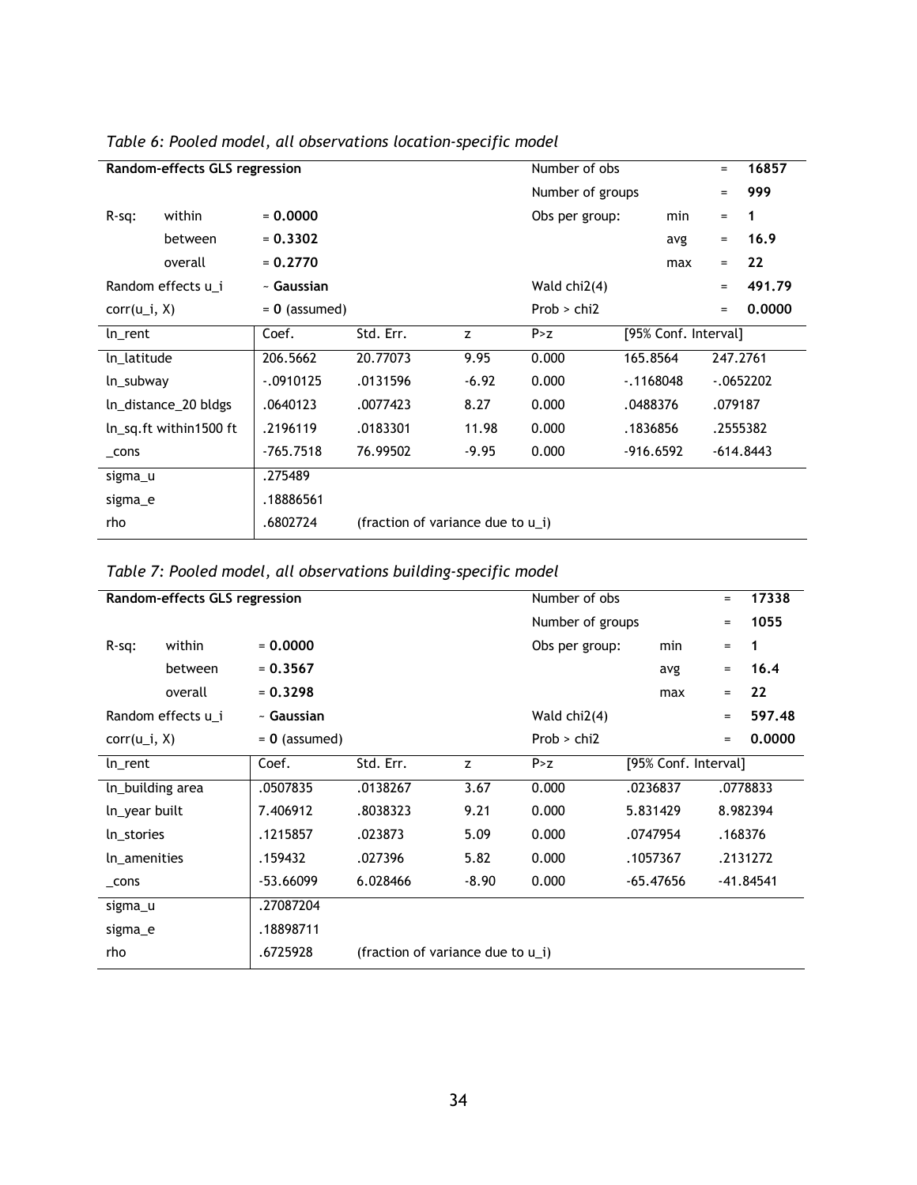*Table 6: Pooled model, all observations location-specific model*

| Random-effects GLS regression | | | | Number of obs | | = | 16857 |
|---|---|---|---|---|---|---|---|
| | | | | Number of groups | | = | 999 |
| R-sq: within | = **0.0000** | | | Obs per group: | min | = | 1 |
| between | = **0.3302** | | | | avg | = | 16.9 |
| overall | = **0.2770** | | | | max | = | 22 |
| Random effects u_i | ~ **Gaussian** | | | Wald chi2(4) | | = | 491.79 |
| corr(u_i, X) | = **0** (assumed) | | | Prob > chi2 | | = | 0.0000 |

| ln_rent | Coef. | Std. Err. | z | P>z | [95% Conf. Interval] | |
|---|---|---|---|---|---|---|
| ln_latitude | 206.5662 | 20.77073 | 9.95 | 0.000 | 165.8564 | 247.2761 |
| ln_subway | -.0910125 | .0131596 | -6.92 | 0.000 | -.1168048 | -.0652202 |
| ln_distance_20 bldgs | .0640123 | .0077423 | 8.27 | 0.000 | .0488376 | .079187 |
| ln_sq.ft within1500 ft | .2196119 | .0183301 | 11.98 | 0.000 | .1836856 | .2555382 |
| _cons | -765.7518 | 76.99502 | -9.95 | 0.000 | -916.6592 | -614.8443 |
| sigma_u | .275489 | | | | | |
| sigma_e | .18886561 | | | | | |
| rho | .6802724 | (fraction of variance due to u_i) | | | | |

*Table 7: Pooled model, all observations building-specific model*

| Random-effects GLS regression | | | | Number of obs | | = | 17338 |
|---|---|---|---|---|---|---|---|
| | | | | Number of groups | | = | 1055 |
| R-sq: within | = **0.0000** | | | Obs per group: | min | = | 1 |
| between | = **0.3567** | | | | avg | = | 16.4 |
| overall | = **0.3298** | | | | max | = | 22 |
| Random effects u_i | ~ **Gaussian** | | | Wald chi2(4) | | = | 597.48 |
| corr(u_i, X) | = **0** (assumed) | | | Prob > chi2 | | = | 0.0000 |

| ln_rent | Coef. | Std. Err. | z | P>z | [95% Conf. Interval] | |
|---|---|---|---|---|---|---|
| ln_building area | .0507835 | .0138267 | 3.67 | 0.000 | .0236837 | .0778833 |
| ln_year built | 7.406912 | .8038323 | 9.21 | 0.000 | 5.831429 | 8.982394 |
| ln_stories | .1215857 | .023873 | 5.09 | 0.000 | .0747954 | .168376 |
| ln_amenities | .159432 | .027396 | 5.82 | 0.000 | .1057367 | .2131272 |
| _cons | -53.66099 | 6.028466 | -8.90 | 0.000 | -65.47656 | -41.84541 |
| sigma_u | .27087204 | | | | | |
| sigma_e | .18898711 | | | | | |
| rho | .6725928 | (fraction of variance due to u_i) | | | | |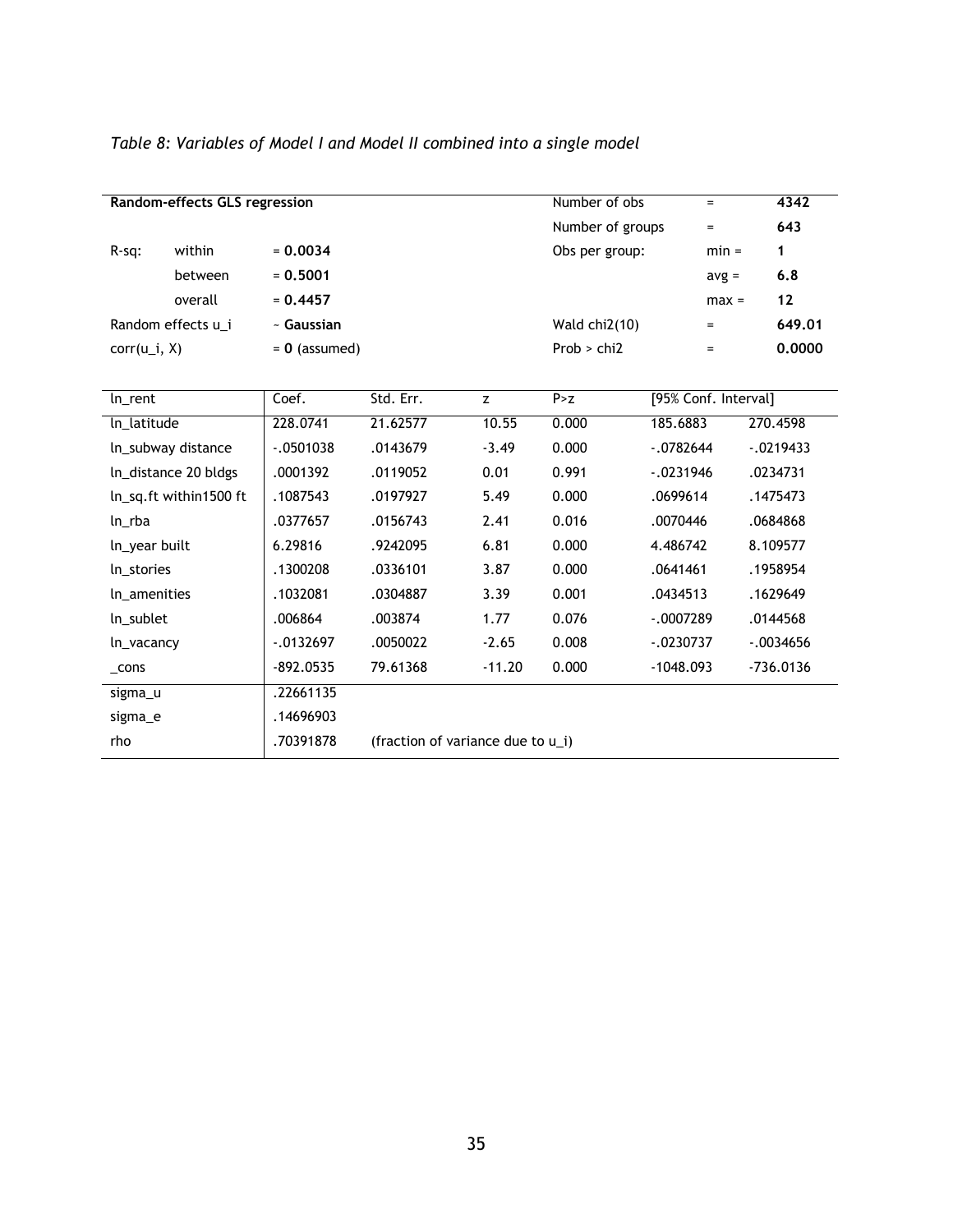*Table 8: Variables of Model I and Model II combined into a single model*

| **Random-effects GLS regression** | | | Number of obs | = | **4342** |
|---|---|---|---|---|---|
| | | | Number of groups | = | **643** |
| R-sq: | within | = **0.0034** | Obs per group: | min = | **1** |
| | between | = **0.5001** | | avg = | **6.8** |
| | overall | = **0.4457** | | max = | **12** |
| Random effects u_i | | ~ **Gaussian** | Wald chi2(10) | = | **649.01** |
| corr(u_i, X) | | = **0** (assumed) | Prob > chi2 | = | **0.0000** |

| ln_rent | Coef. | Std. Err. | z | P>z | [95% Conf. Interval] | |
|---|---|---|---|---|---|---|
| ln_latitude | 228.0741 | 21.62577 | 10.55 | 0.000 | 185.6883 | 270.4598 |
| ln_subway distance | -.0501038 | .0143679 | -3.49 | 0.000 | -.0782644 | -.0219433 |
| ln_distance 20 bldgs | .0001392 | .0119052 | 0.01 | 0.991 | -.0231946 | .0234731 |
| ln_sq.ft within1500 ft | .1087543 | .0197927 | 5.49 | 0.000 | .0699614 | .1475473 |
| ln_rba | .0377657 | .0156743 | 2.41 | 0.016 | .0070446 | .0684868 |
| ln_year built | 6.29816 | .9242095 | 6.81 | 0.000 | 4.486742 | 8.109577 |
| ln_stories | .1300208 | .0336101 | 3.87 | 0.000 | .0641461 | .1958954 |
| ln_amenities | .1032081 | .0304887 | 3.39 | 0.001 | .0434513 | .1629649 |
| ln_sublet | .006864 | .003874 | 1.77 | 0.076 | -.0007289 | .0144568 |
| ln_vacancy | -.0132697 | .0050022 | -2.65 | 0.008 | -.0230737 | -.0034656 |
| _cons | -892.0535 | 79.61368 | -11.20 | 0.000 | -1048.093 | -736.0136 |
| sigma_u | .22661135 | | | | | |
| sigma_e | .14696903 | | | | | |
| rho | .70391878 | (fraction of variance due to u_i) | | | | |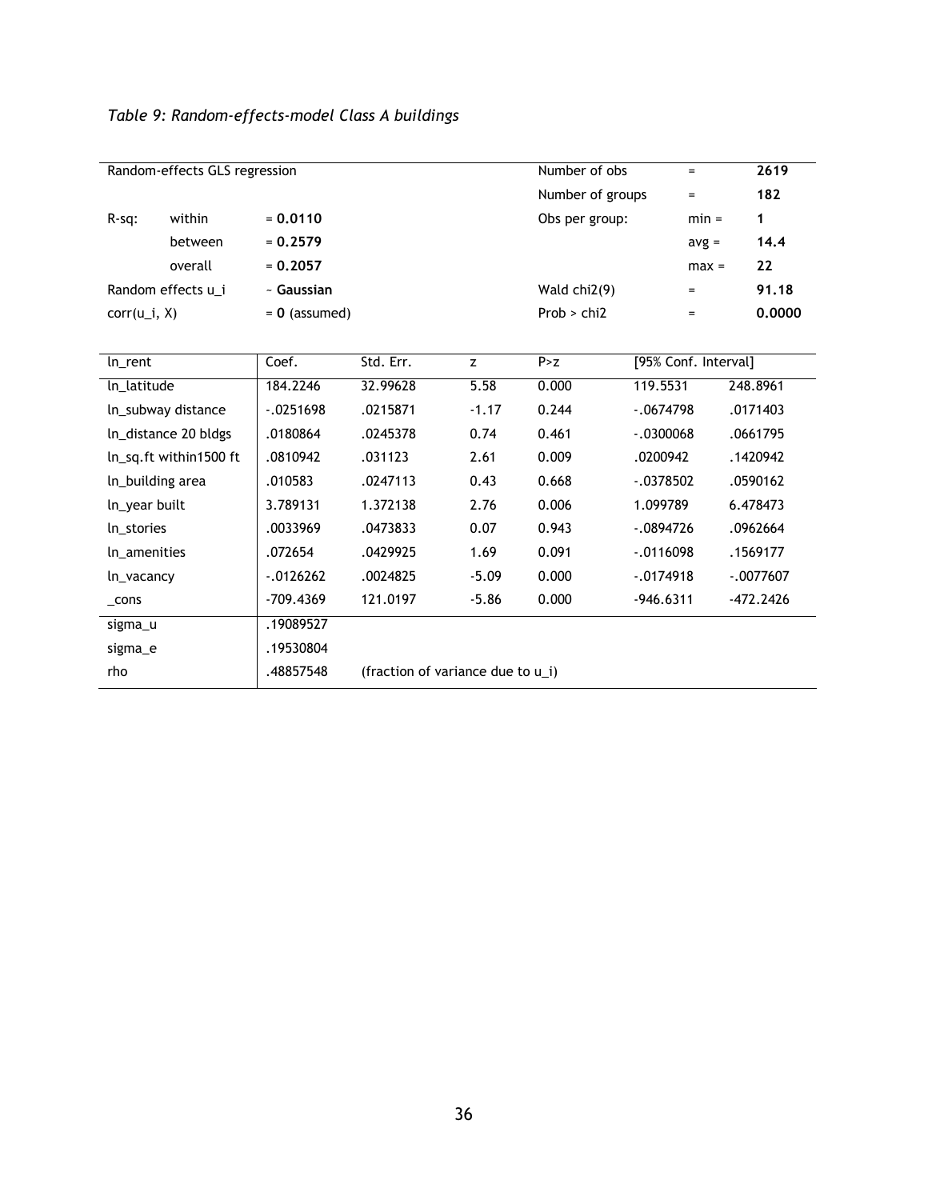*Table 9: Random-effects-model Class A buildings*

| Random-effects GLS regression | | | Number of obs | = | 2619 |
|---|---|---|---|---|---|
| | | | Number of groups | = | **182** |
| R-sq: | within | = **0.0110** | Obs per group: | min = | **1** |
| | between | = **0.2579** | | avg = | **14.4** |
| | overall | = **0.2057** | | max = | **22** |
| Random effects u_i | | ~ **Gaussian** | Wald chi2(9) | = | **91.18** |
| corr(u_i, X) | | = **0** (assumed) | Prob > chi2 | = | **0.0000** |

| ln_rent | Coef. | Std. Err. | z | P>z | [95% Conf. Interval] | |
|---|---|---|---|---|---|---|
| ln_latitude | 184.2246 | 32.99628 | 5.58 | 0.000 | 119.5531 | 248.8961 |
| ln_subway distance | -.0251698 | .0215871 | -1.17 | 0.244 | -.0674798 | .0171403 |
| ln_distance 20 bldgs | .0180864 | .0245378 | 0.74 | 0.461 | -.0300068 | .0661795 |
| ln_sq.ft within1500 ft | .0810942 | .031123 | 2.61 | 0.009 | .0200942 | .1420942 |
| ln_building area | .010583 | .0247113 | 0.43 | 0.668 | -.0378502 | .0590162 |
| ln_year built | 3.789131 | 1.372138 | 2.76 | 0.006 | 1.099789 | 6.478473 |
| ln_stories | .0033969 | .0473833 | 0.07 | 0.943 | -.0894726 | .0962664 |
| ln_amenities | .072654 | .0429925 | 1.69 | 0.091 | -.0116098 | .1569177 |
| ln_vacancy | -.0126262 | .0024825 | -5.09 | 0.000 | -.0174918 | -.0077607 |
| _cons | -709.4369 | 121.0197 | -5.86 | 0.000 | -946.6311 | -472.2426 |
| sigma_u | .19089527 | | | | | |
| sigma_e | .19530804 | | | | | |
| rho | .48857548 | (fraction of variance due to u_i) | | | | |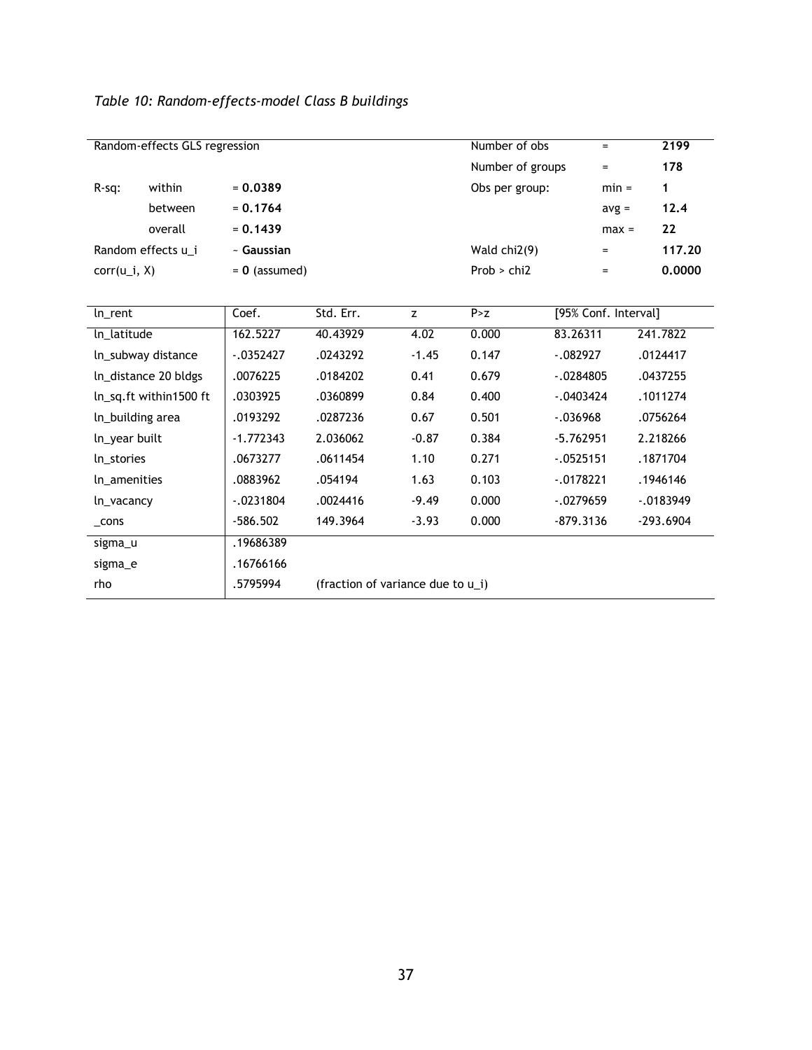*Table 10: Random-effects-model Class B buildings*

| Random-effects GLS regression | | | Number of obs | = | **2199** |
|---|---|---|---|---|---|
| | | | Number of groups | = | **178** |
| R-sq: | within | = **0.0389** | Obs per group: | min = | **1** |
| | between | = **0.1764** | | avg = | **12.4** |
| | overall | = **0.1439** | | max = | **22** |
| Random effects u_i | | ~ **Gaussian** | Wald chi2(9) | = | **117.20** |
| corr(u_i, X) | | = **0** (assumed) | Prob > chi2 | = | **0.0000** |

| ln_rent | Coef. | Std. Err. | z | P>z | [95% Conf. Interval] | |
|---|---|---|---|---|---|---|
| ln_latitude | 162.5227 | 40.43929 | 4.02 | 0.000 | 83.26311 | 241.7822 |
| ln_subway distance | -.0352427 | .0243292 | -1.45 | 0.147 | -.082927 | .0124417 |
| ln_distance 20 bldgs | .0076225 | .0184202 | 0.41 | 0.679 | -.0284805 | .0437255 |
| ln_sq.ft within1500 ft | .0303925 | .0360899 | 0.84 | 0.400 | -.0403424 | .1011274 |
| ln_building area | .0193292 | .0287236 | 0.67 | 0.501 | -.036968 | .0756264 |
| ln_year built | -1.772343 | 2.036062 | -0.87 | 0.384 | -5.762951 | 2.218266 |
| ln_stories | .0673277 | .0611454 | 1.10 | 0.271 | -.0525151 | .1871704 |
| ln_amenities | .0883962 | .054194 | 1.63 | 0.103 | -.0178221 | .1946146 |
| ln_vacancy | -.0231804 | .0024416 | -9.49 | 0.000 | -.0279659 | -.0183949 |
| _cons | -586.502 | 149.3964 | -3.93 | 0.000 | -879.3136 | -293.6904 |
| sigma_u | .19686389 | | | | | |
| sigma_e | .16766166 | | | | | |
| rho | .5795994 | (fraction of variance due to u_i) | | | | |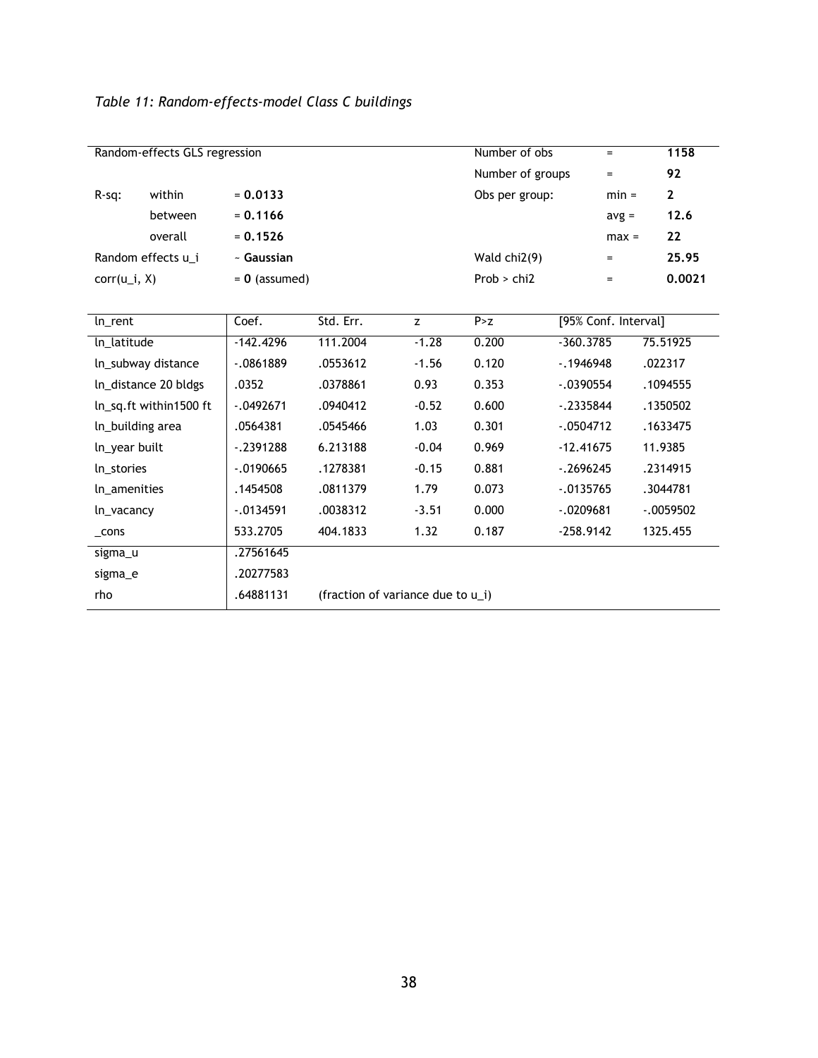*Table 11: Random-effects-model Class C buildings*

| Random-effects GLS regression | | | Number of obs | = | **1158** |
|---|---|---|---|---|---|
| | | | Number of groups | = | **92** |
| R-sq: | within | = **0.0133** | Obs per group: | min = | **2** |
| | between | = **0.1166** | | avg = | **12.6** |
| | overall | = **0.1526** | | max = | **22** |
| Random effects u_i | | ~ **Gaussian** | Wald chi2(9) | = | **25.95** |
| corr(u_i, X) | | = **0** (assumed) | Prob > chi2 | = | **0.0021** |

| ln_rent | Coef. | Std. Err. | z | P>z | [95% Conf. Interval] | |
|---|---|---|---|---|---|---|
| ln_latitude | -142.4296 | 111.2004 | -1.28 | 0.200 | -360.3785 | 75.51925 |
| ln_subway distance | -.0861889 | .0553612 | -1.56 | 0.120 | -.1946948 | .022317 |
| ln_distance 20 bldgs | .0352 | .0378861 | 0.93 | 0.353 | -.0390554 | .1094555 |
| ln_sq.ft within1500 ft | -.0492671 | .0940412 | -0.52 | 0.600 | -.2335844 | .1350502 |
| ln_building area | .0564381 | .0545466 | 1.03 | 0.301 | -.0504712 | .1633475 |
| ln_year built | -.2391288 | 6.213188 | -0.04 | 0.969 | -12.41675 | 11.9385 |
| ln_stories | -.0190665 | .1278381 | -0.15 | 0.881 | -.2696245 | .2314915 |
| ln_amenities | .1454508 | .0811379 | 1.79 | 0.073 | -.0135765 | .3044781 |
| ln_vacancy | -.0134591 | .0038312 | -3.51 | 0.000 | -.0209681 | -.0059502 |
| _cons | 533.2705 | 404.1833 | 1.32 | 0.187 | -258.9142 | 1325.455 |
| sigma_u | .27561645 | | | | | |
| sigma_e | .20277583 | | | | | |
| rho | .64881131 | (fraction of variance due to u_i) | | | | |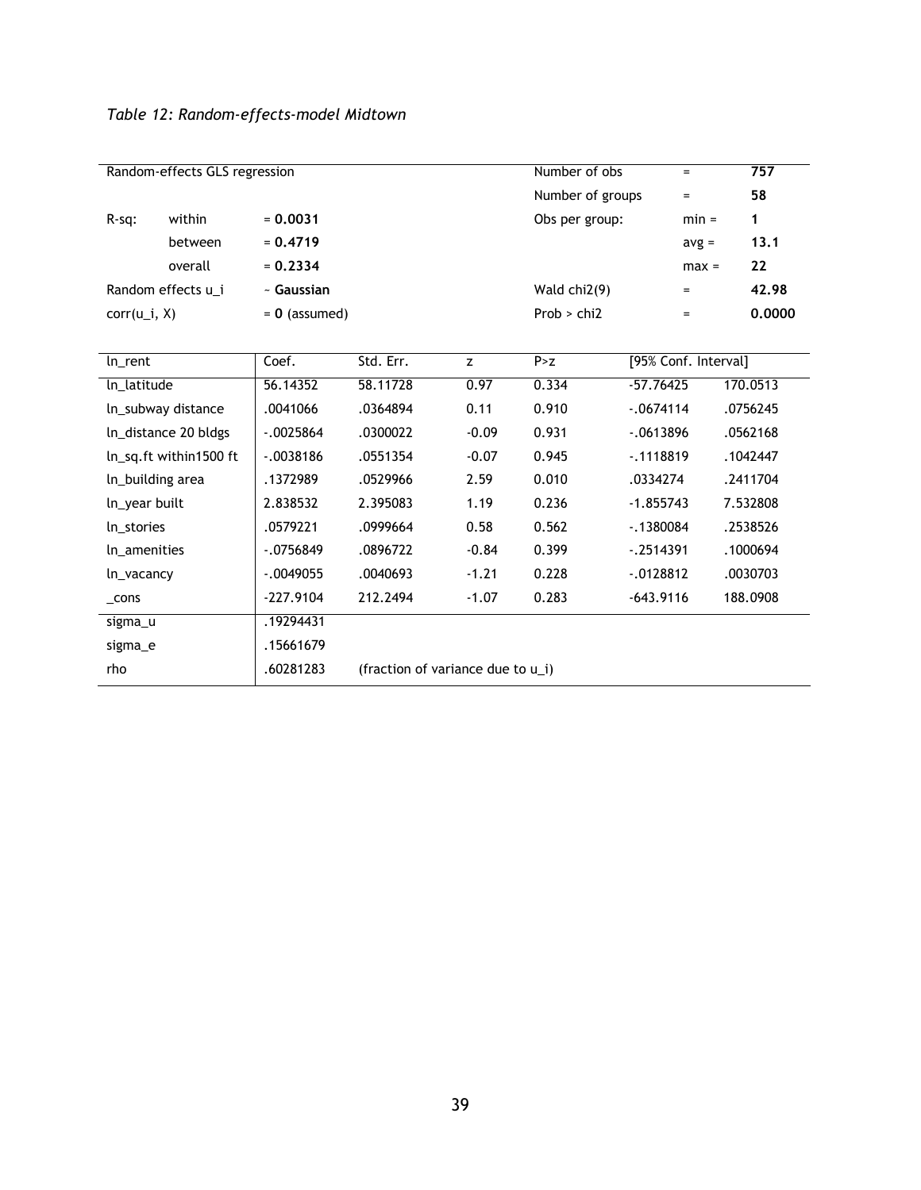*Table 12: Random-effects-model Midtown*

| Random-effects GLS regression | | | Number of obs | = | 757 |
|---|---|---|---|---|---|
| | | | Number of groups | = | 58 |
| R-sq: | within | = **0.0031** | Obs per group: | min = | 1 |
| | between | = **0.4719** | | avg = | **13.1** |
| | overall | = **0.2334** | | max = | **22** |
| Random effects u_i | | ~ **Gaussian** | Wald chi2(9) | = | **42.98** |
| corr(u_i, X) | | = **0** (assumed) | Prob > chi2 | = | **0.0000** |

| ln_rent | Coef. | Std. Err. | z | P>z | [95% Conf. Interval] | |
|---|---|---|---|---|---|---|
| ln_latitude | 56.14352 | 58.11728 | 0.97 | 0.334 | -57.76425 | 170.0513 |
| ln_subway distance | .0041066 | .0364894 | 0.11 | 0.910 | -.0674114 | .0756245 |
| ln_distance 20 bldgs | -.0025864 | .0300022 | -0.09 | 0.931 | -.0613896 | .0562168 |
| ln_sq.ft within1500 ft | -.0038186 | .0551354 | -0.07 | 0.945 | -.1118819 | .1042447 |
| ln_building area | .1372989 | .0529966 | 2.59 | 0.010 | .0334274 | .2411704 |
| ln_year built | 2.838532 | 2.395083 | 1.19 | 0.236 | -1.855743 | 7.532808 |
| ln_stories | .0579221 | .0999664 | 0.58 | 0.562 | -.1380084 | .2538526 |
| ln_amenities | -.0756849 | .0896722 | -0.84 | 0.399 | -.2514391 | .1000694 |
| ln_vacancy | -.0049055 | .0040693 | -1.21 | 0.228 | -.0128812 | .0030703 |
| _cons | -227.9104 | 212.2494 | -1.07 | 0.283 | -643.9116 | 188.0908 |
| sigma_u | .19294431 | | | | | |
| sigma_e | .15661679 | | | | | |
| rho | .60281283 | (fraction of variance due to u_i) | | | | |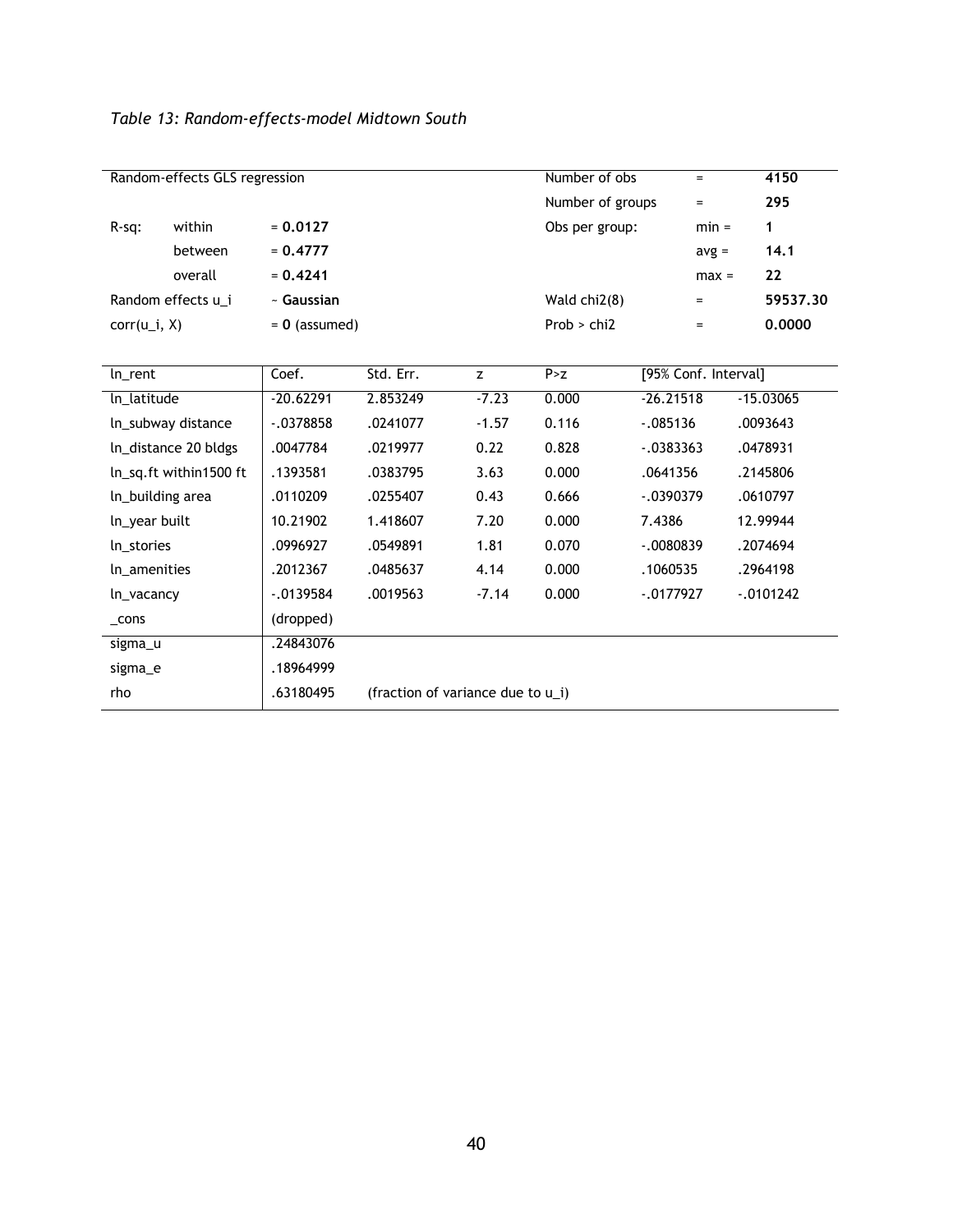*Table 13: Random-effects-model Midtown South*

| Random-effects GLS regression | | | Number of obs | = | **4150** |
|---|---|---|---|---|---|
| | | | Number of groups | = | **295** |
| R-sq: | within | = **0.0127** | Obs per group: | min = | **1** |
| | between | = **0.4777** | | avg = | **14.1** |
| | overall | = **0.4241** | | max = | **22** |
| Random effects u_i | | ~ **Gaussian** | Wald chi2(8) | = | **59537.30** |
| corr(u_i, X) | | = **0** (assumed) | Prob > chi2 | = | **0.0000** |

| ln_rent | Coef. | Std. Err. | z | P>z | [95% Conf. Interval] | |
|---|---|---|---|---|---|---|
| ln_latitude | -20.62291 | 2.853249 | -7.23 | 0.000 | -26.21518 | -15.03065 |
| ln_subway distance | -.0378858 | .0241077 | -1.57 | 0.116 | -.085136 | .0093643 |
| ln_distance 20 bldgs | .0047784 | .0219977 | 0.22 | 0.828 | -.0383363 | .0478931 |
| ln_sq.ft within1500 ft | .1393581 | .0383795 | 3.63 | 0.000 | .0641356 | .2145806 |
| ln_building area | .0110209 | .0255407 | 0.43 | 0.666 | -.0390379 | .0610797 |
| ln_year built | 10.21902 | 1.418607 | 7.20 | 0.000 | 7.4386 | 12.99944 |
| ln_stories | .0996927 | .0549891 | 1.81 | 0.070 | -.0080839 | .2074694 |
| ln_amenities | .2012367 | .0485637 | 4.14 | 0.000 | .1060535 | .2964198 |
| ln_vacancy | -.0139584 | .0019563 | -7.14 | 0.000 | -.0177927 | -.0101242 |
| _cons | (dropped) | | | | | |
| sigma_u | .24843076 | | | | | |
| sigma_e | .18964999 | | | | | |
| rho | .63180495 | (fraction of variance due to u_i) | | | | |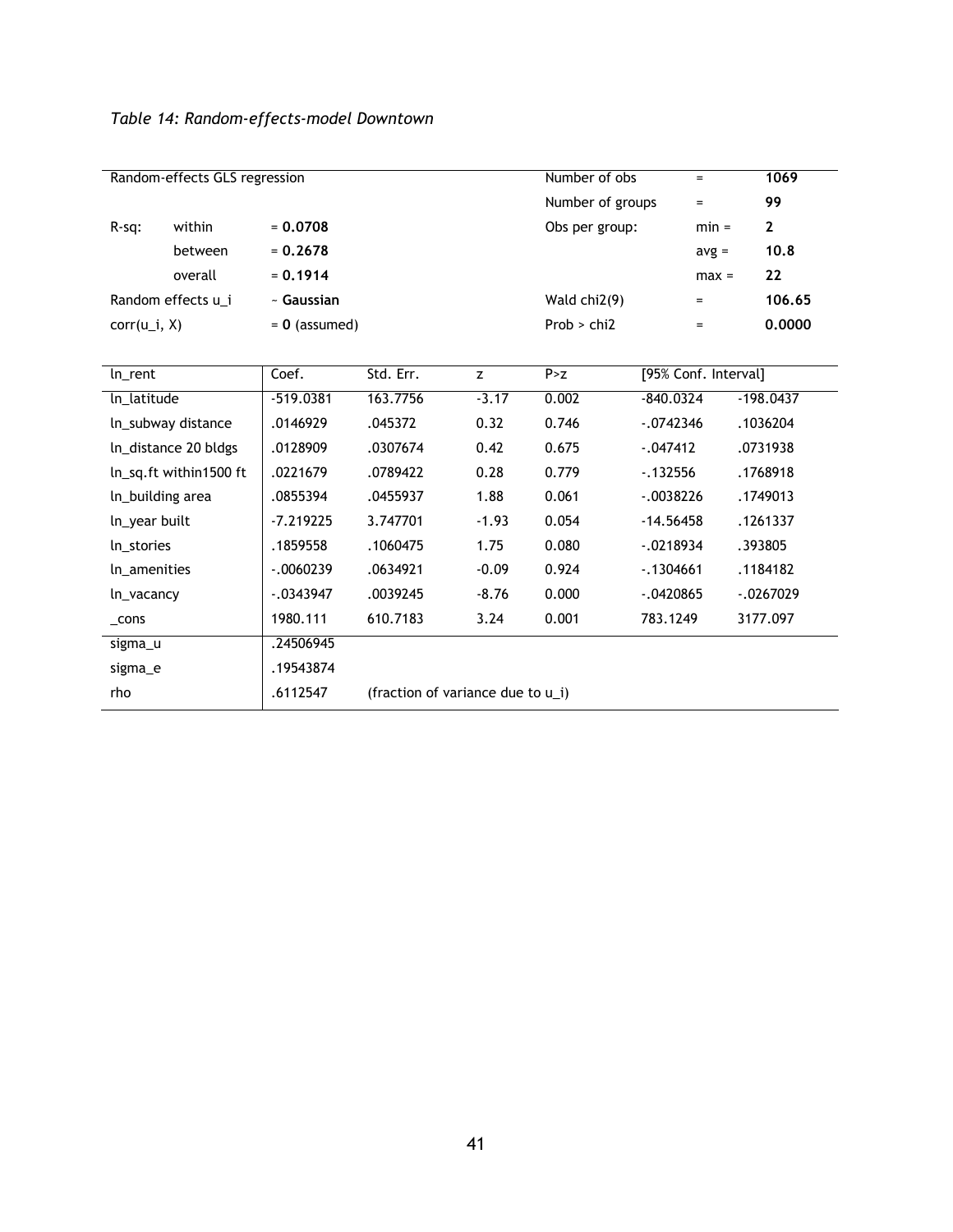*Table 14: Random-effects-model Downtown*

| Random-effects GLS regression | | | Number of obs | = | **1069** |
|---|---|---|---|---|---|
| | | | Number of groups | = | **99** |
| R-sq: | within | = **0.0708** | Obs per group: | min = | **2** |
| | between | = **0.2678** | | avg = | **10.8** |
| | overall | = **0.1914** | | max = | **22** |
| Random effects u_i | | ~ **Gaussian** | Wald chi2(9) | = | **106.65** |
| corr(u_i, X) | | = **0** (assumed) | Prob > chi2 | = | **0.0000** |

| ln_rent | Coef. | Std. Err. | z | P>z | [95% Conf. Interval] | |
|---|---|---|---|---|---|---|
| ln_latitude | -519.0381 | 163.7756 | -3.17 | 0.002 | -840.0324 | -198.0437 |
| ln_subway distance | .0146929 | .045372 | 0.32 | 0.746 | -.0742346 | .1036204 |
| ln_distance 20 bldgs | .0128909 | .0307674 | 0.42 | 0.675 | -.047412 | .0731938 |
| ln_sq.ft within1500 ft | .0221679 | .0789422 | 0.28 | 0.779 | -.132556 | .1768918 |
| ln_building area | .0855394 | .0455937 | 1.88 | 0.061 | -.0038226 | .1749013 |
| ln_year built | -7.219225 | 3.747701 | -1.93 | 0.054 | -14.56458 | .1261337 |
| ln_stories | .1859558 | .1060475 | 1.75 | 0.080 | -.0218934 | .393805 |
| ln_amenities | -.0060239 | .0634921 | -0.09 | 0.924 | -.1304661 | .1184182 |
| ln_vacancy | -.0343947 | .0039245 | -8.76 | 0.000 | -.0420865 | -.0267029 |
| _cons | 1980.111 | 610.7183 | 3.24 | 0.001 | 783.1249 | 3177.097 |
| sigma_u | .24506945 | | | | | |
| sigma_e | .19543874 | | | | | |
| rho | .6112547 | (fraction of variance due to u_i) | | | | |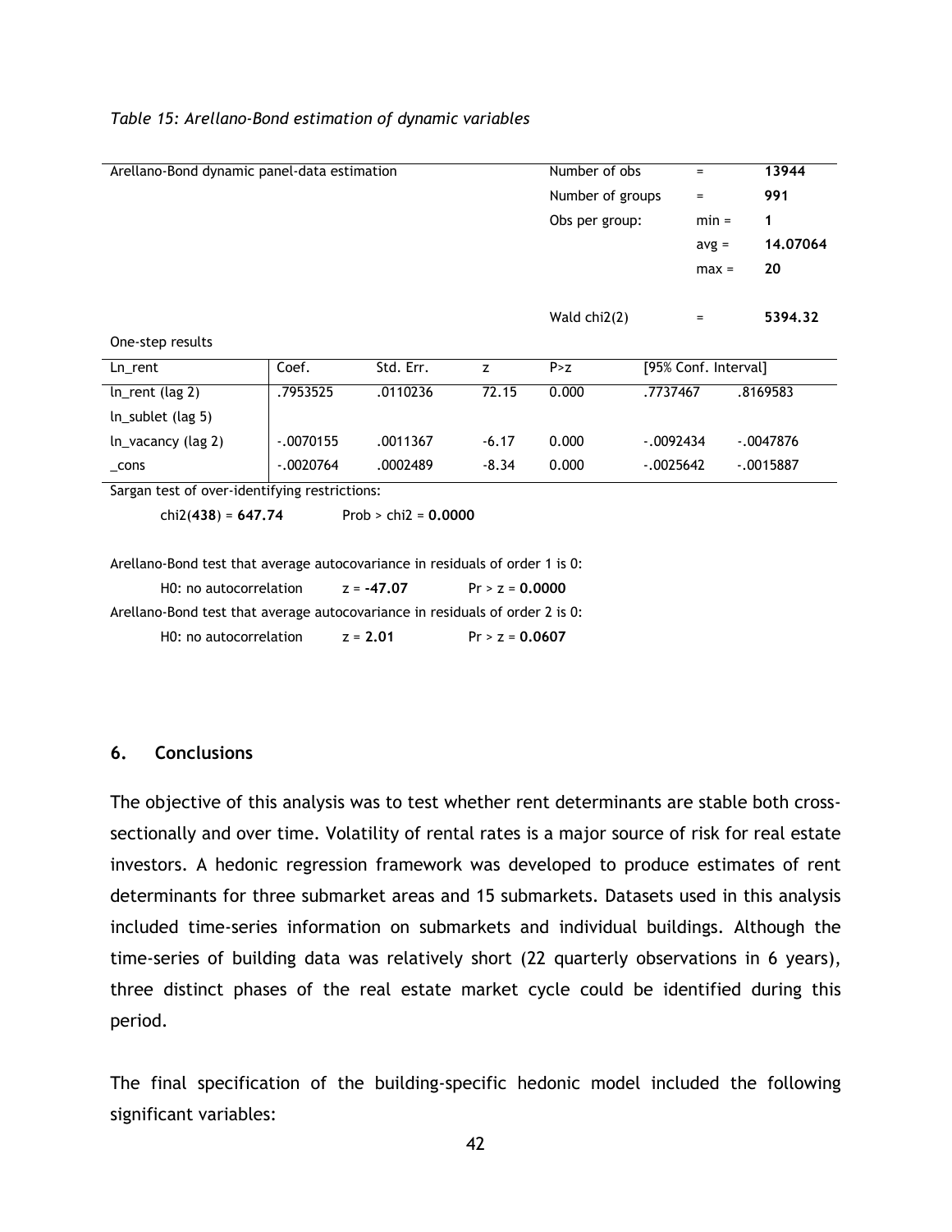*Table 15: Arellano-Bond estimation of dynamic variables*

| Arellano-Bond dynamic panel-data estimation | | | | Number of obs | = | 13944 |
|---|---|---|---|---|---|---|
| | | | | Number of groups | = | 991 |
| | | | | Obs per group: | min = | 1 |
| | | | | | avg = | 14.07064 |
| | | | | | max = | 20 |
| | | | | Wald chi2(2) | = | 5394.32 |

One-step results

| Ln_rent | Coef. | Std. Err. | z | P>z | [95% Conf. Interval] | |
|---|---|---|---|---|---|---|
| ln_rent (lag 2) | .7953525 | .0110236 | 72.15 | 0.000 | .7737467 | .8169583 |
| ln_sublet (lag 5) | | | | | | |
| ln_vacancy (lag 2) | -.0070155 | .0011367 | -6.17 | 0.000 | -.0092434 | -.0047876 |
| _cons | -.0020764 | .0002489 | -8.34 | 0.000 | -.0025642 | -.0015887 |

Sargan test of over-identifying restrictions:

chi2(**438**) = **647.74** Prob > chi2 = **0.0000**

Arellano-Bond test that average autocovariance in residuals of order 1 is 0:

H0: no autocorrelation z = **-47.07** Pr > z = **0.0000**

Arellano-Bond test that average autocovariance in residuals of order 2 is 0:

H0: no autocorrelation z = **2.01** Pr > z = **0.0607**

## 6. Conclusions

The objective of this analysis was to test whether rent determinants are stable both cross-sectionally and over time. Volatility of rental rates is a major source of risk for real estate investors. A hedonic regression framework was developed to produce estimates of rent determinants for three submarket areas and 15 submarkets. Datasets used in this analysis included time-series information on submarkets and individual buildings. Although the time-series of building data was relatively short (22 quarterly observations in 6 years), three distinct phases of the real estate market cycle could be identified during this period.

The final specification of the building-specific hedonic model included the following significant variables: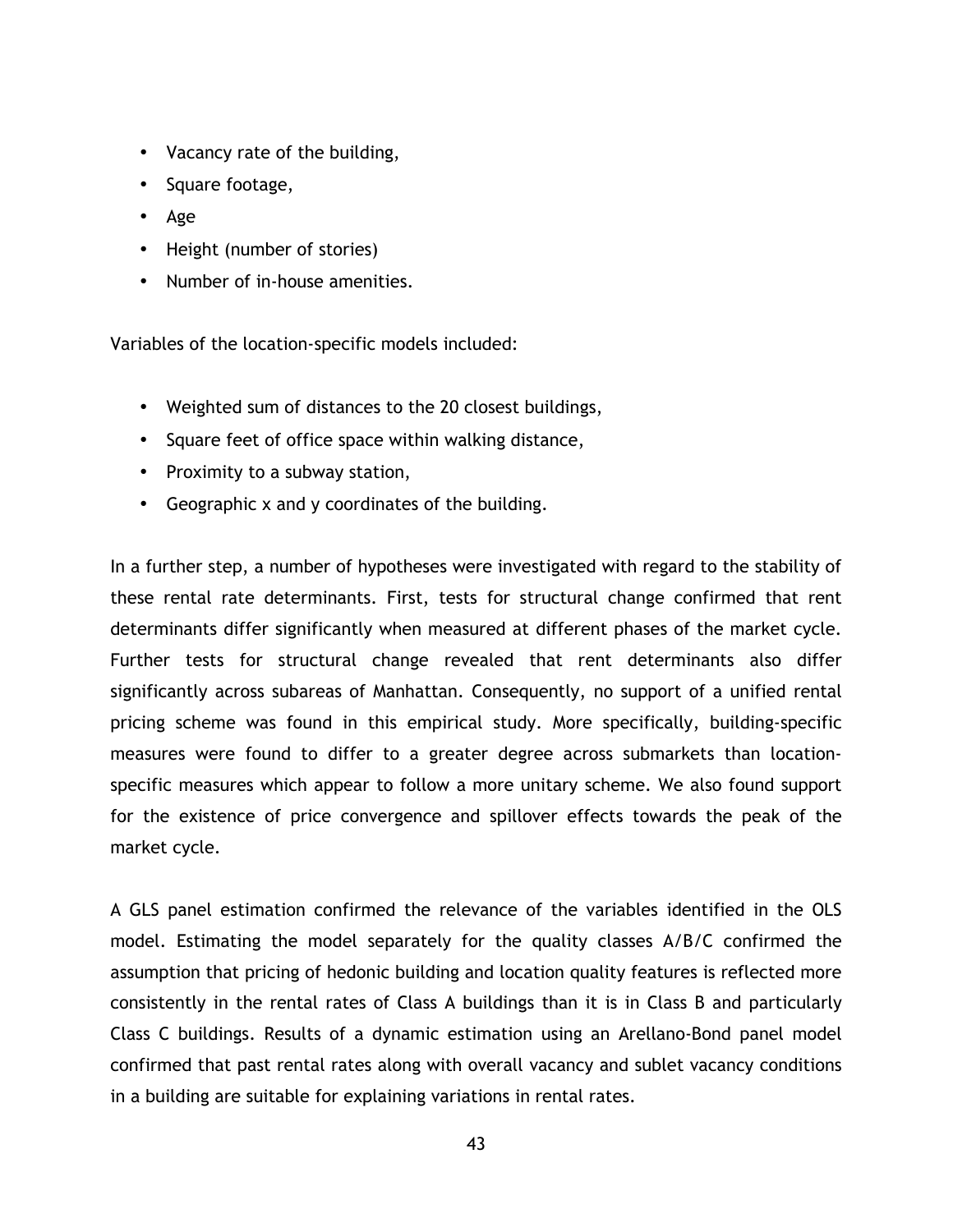- Vacancy rate of the building,
- Square footage,
- Age
- Height (number of stories)
- Number of in-house amenities.

Variables of the location-specific models included:

- Weighted sum of distances to the 20 closest buildings,
- Square feet of office space within walking distance,
- Proximity to a subway station,
- Geographic x and y coordinates of the building.

In a further step, a number of hypotheses were investigated with regard to the stability of these rental rate determinants. First, tests for structural change confirmed that rent determinants differ significantly when measured at different phases of the market cycle. Further tests for structural change revealed that rent determinants also differ significantly across subareas of Manhattan. Consequently, no support of a unified rental pricing scheme was found in this empirical study. More specifically, building-specific measures were found to differ to a greater degree across submarkets than location-specific measures which appear to follow a more unitary scheme. We also found support for the existence of price convergence and spillover effects towards the peak of the market cycle.

A GLS panel estimation confirmed the relevance of the variables identified in the OLS model. Estimating the model separately for the quality classes A/B/C confirmed the assumption that pricing of hedonic building and location quality features is reflected more consistently in the rental rates of Class A buildings than it is in Class B and particularly Class C buildings. Results of a dynamic estimation using an Arellano-Bond panel model confirmed that past rental rates along with overall vacancy and sublet vacancy conditions in a building are suitable for explaining variations in rental rates.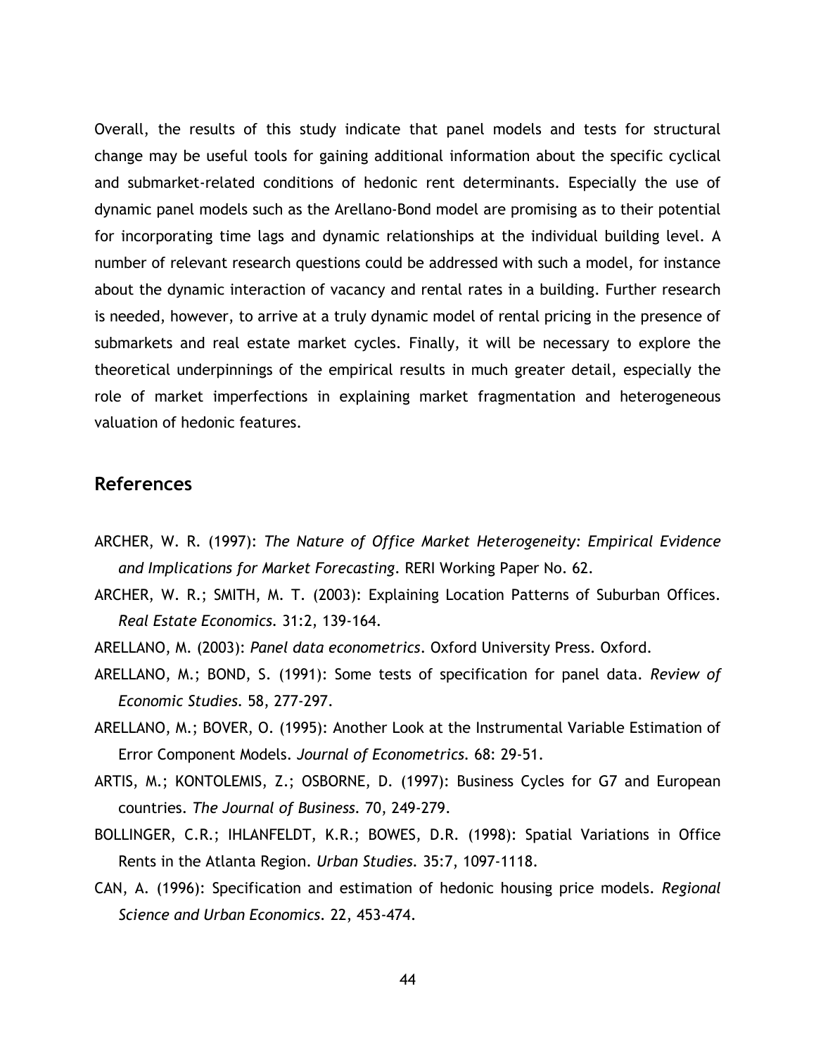Overall, the results of this study indicate that panel models and tests for structural change may be useful tools for gaining additional information about the specific cyclical and submarket-related conditions of hedonic rent determinants. Especially the use of dynamic panel models such as the Arellano-Bond model are promising as to their potential for incorporating time lags and dynamic relationships at the individual building level. A number of relevant research questions could be addressed with such a model, for instance about the dynamic interaction of vacancy and rental rates in a building. Further research is needed, however, to arrive at a truly dynamic model of rental pricing in the presence of submarkets and real estate market cycles. Finally, it will be necessary to explore the theoretical underpinnings of the empirical results in much greater detail, especially the role of market imperfections in explaining market fragmentation and heterogeneous valuation of hedonic features.

## References

ARCHER, W. R. (1997): *The Nature of Office Market Heterogeneity: Empirical Evidence and Implications for Market Forecasting*. RERI Working Paper No. 62.

ARCHER, W. R.; SMITH, M. T. (2003): Explaining Location Patterns of Suburban Offices. *Real Estate Economics*. 31:2, 139-164.

ARELLANO, M. (2003): *Panel data econometrics*. Oxford University Press. Oxford.

ARELLANO, M.; BOND, S. (1991): Some tests of specification for panel data. *Review of Economic Studies*. 58, 277-297.

ARELLANO, M.; BOVER, O. (1995): Another Look at the Instrumental Variable Estimation of Error Component Models. *Journal of Econometrics*. 68: 29-51.

ARTIS, M.; KONTOLEMIS, Z.; OSBORNE, D. (1997): Business Cycles for G7 and European countries. *The Journal of Business*. 70, 249-279.

BOLLINGER, C.R.; IHLANFELDT, K.R.; BOWES, D.R. (1998): Spatial Variations in Office Rents in the Atlanta Region. *Urban Studies*. 35:7, 1097-1118.

CAN, A. (1996): Specification and estimation of hedonic housing price models. *Regional Science and Urban Economics*. 22, 453-474.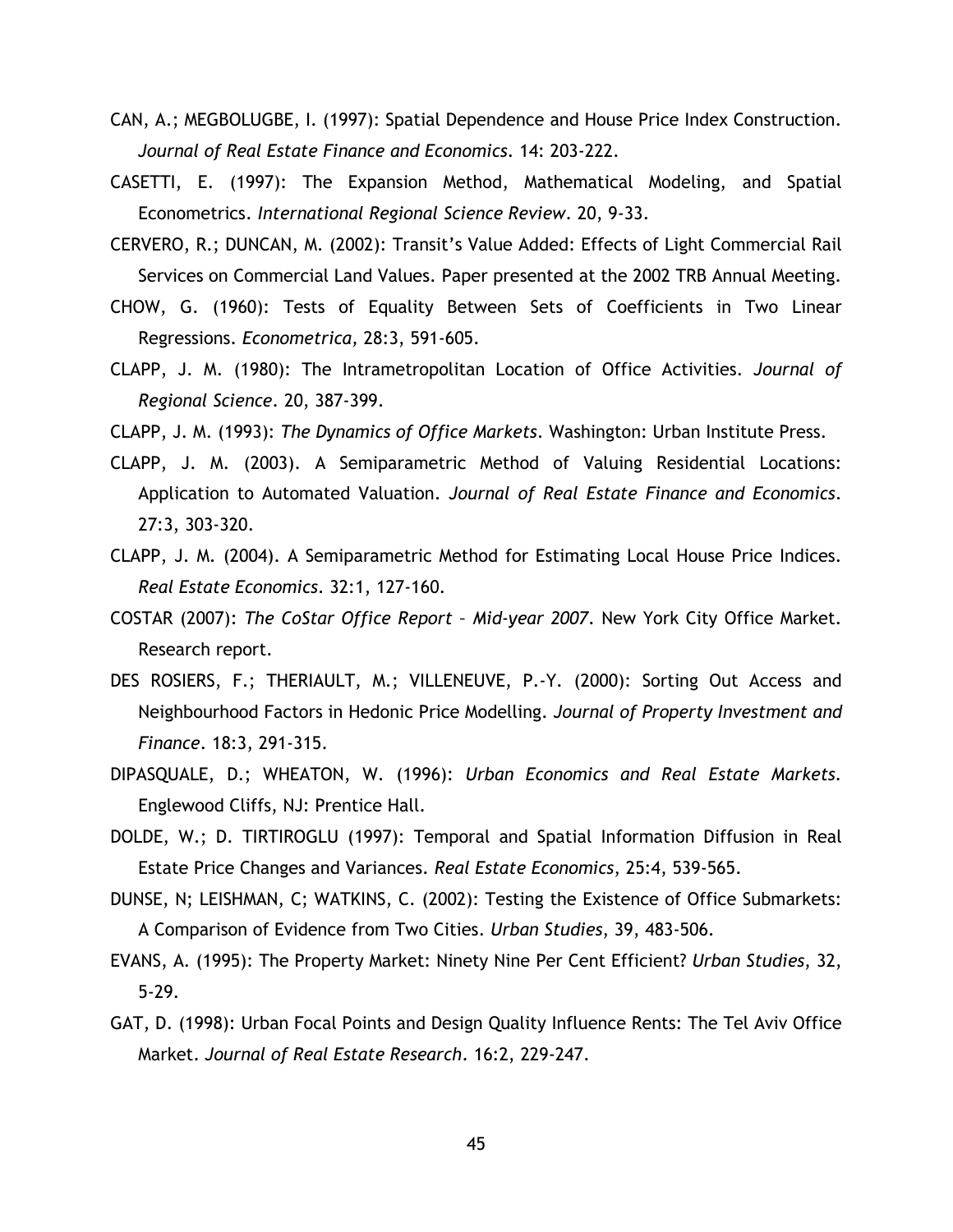CAN, A.; MEGBOLUGBE, I. (1997): Spatial Dependence and House Price Index Construction. *Journal of Real Estate Finance and Economics*. 14: 203-222.

CASETTI, E. (1997): The Expansion Method, Mathematical Modeling, and Spatial Econometrics. *International Regional Science Review*. 20, 9-33.

CERVERO, R.; DUNCAN, M. (2002): Transit's Value Added: Effects of Light Commercial Rail Services on Commercial Land Values. Paper presented at the 2002 TRB Annual Meeting.

CHOW, G. (1960): Tests of Equality Between Sets of Coefficients in Two Linear Regressions. *Econometrica*, 28:3, 591-605.

CLAPP, J. M. (1980): The Intrametropolitan Location of Office Activities. *Journal of Regional Science*. 20, 387-399.

CLAPP, J. M. (1993): *The Dynamics of Office Markets*. Washington: Urban Institute Press.

CLAPP, J. M. (2003). A Semiparametric Method of Valuing Residential Locations: Application to Automated Valuation. *Journal of Real Estate Finance and Economics*. 27:3, 303-320.

CLAPP, J. M. (2004). A Semiparametric Method for Estimating Local House Price Indices. *Real Estate Economics*. 32:1, 127-160.

COSTAR (2007): *The CoStar Office Report – Mid-year 2007*. New York City Office Market. Research report.

DES ROSIERS, F.; THERIAULT, M.; VILLENEUVE, P.-Y. (2000): Sorting Out Access and Neighbourhood Factors in Hedonic Price Modelling. *Journal of Property Investment and Finance*. 18:3, 291-315.

DIPASQUALE, D.; WHEATON, W. (1996): *Urban Economics and Real Estate Markets*. Englewood Cliffs, NJ: Prentice Hall.

DOLDE, W.; D. TIRTIROGLU (1997): Temporal and Spatial Information Diffusion in Real Estate Price Changes and Variances. *Real Estate Economics*, 25:4, 539-565.

DUNSE, N; LEISHMAN, C; WATKINS, C. (2002): Testing the Existence of Office Submarkets: A Comparison of Evidence from Two Cities. *Urban Studies*, 39, 483-506.

EVANS, A. (1995): The Property Market: Ninety Nine Per Cent Efficient? *Urban Studies*, 32, 5-29.

GAT, D. (1998): Urban Focal Points and Design Quality Influence Rents: The Tel Aviv Office Market. *Journal of Real Estate Research*. 16:2, 229-247.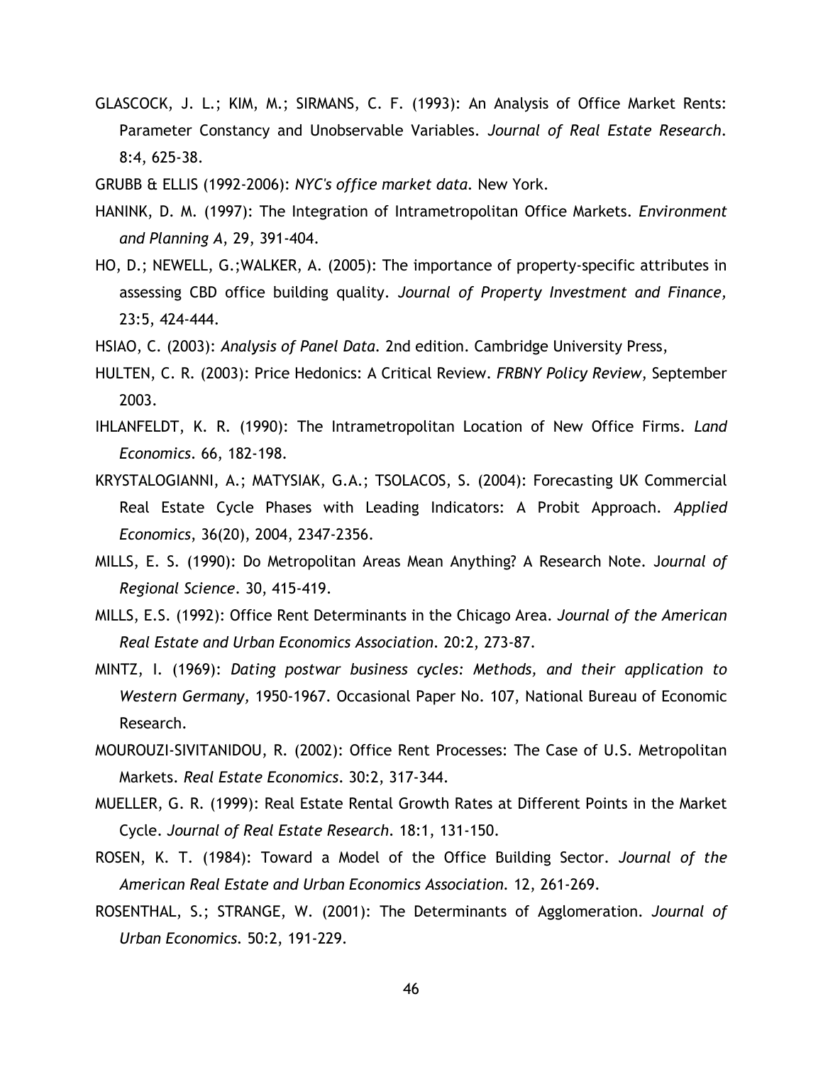GLASCOCK, J. L.; KIM, M.; SIRMANS, C. F. (1993): An Analysis of Office Market Rents: Parameter Constancy and Unobservable Variables. *Journal of Real Estate Research*. 8:4, 625-38.

GRUBB & ELLIS (1992-2006): *NYC's office market data*. New York.

HANINK, D. M. (1997): The Integration of Intrametropolitan Office Markets. *Environment and Planning A*, 29, 391-404.

HO, D.; NEWELL, G.;WALKER, A. (2005): The importance of property-specific attributes in assessing CBD office building quality. *Journal of Property Investment and Finance*, 23:5, 424-444.

HSIAO, C. (2003): *Analysis of Panel Data*. 2nd edition. Cambridge University Press,

HULTEN, C. R. (2003): Price Hedonics: A Critical Review. *FRBNY Policy Review*, September 2003.

IHLANFELDT, K. R. (1990): The Intrametropolitan Location of New Office Firms. *Land Economics*. 66, 182-198.

KRYSTALOGIANNI, A.; MATYSIAK, G.A.; TSOLACOS, S. (2004): Forecasting UK Commercial Real Estate Cycle Phases with Leading Indicators: A Probit Approach. *Applied Economics*, 36(20), 2004, 2347-2356.

MILLS, E. S. (1990): Do Metropolitan Areas Mean Anything? A Research Note. J*ournal of Regional Science*. 30, 415-419.

MILLS, E.S. (1992): Office Rent Determinants in the Chicago Area. *Journal of the American Real Estate and Urban Economics Association*. 20:2, 273-87.

MINTZ, I. (1969): *Dating postwar business cycles: Methods, and their application to Western Germany,* 1950-1967. Occasional Paper No. 107, National Bureau of Economic Research.

MOUROUZI-SIVITANIDOU, R. (2002): Office Rent Processes: The Case of U.S. Metropolitan Markets. *Real Estate Economics*. 30:2, 317-344.

MUELLER, G. R. (1999): Real Estate Rental Growth Rates at Different Points in the Market Cycle. *Journal of Real Estate Research*. 18:1, 131-150.

ROSEN, K. T. (1984): Toward a Model of the Office Building Sector. *Journal of the American Real Estate and Urban Economics Association*. 12, 261-269.

ROSENTHAL, S.; STRANGE, W. (2001): The Determinants of Agglomeration. *Journal of Urban Economics*. 50:2, 191-229.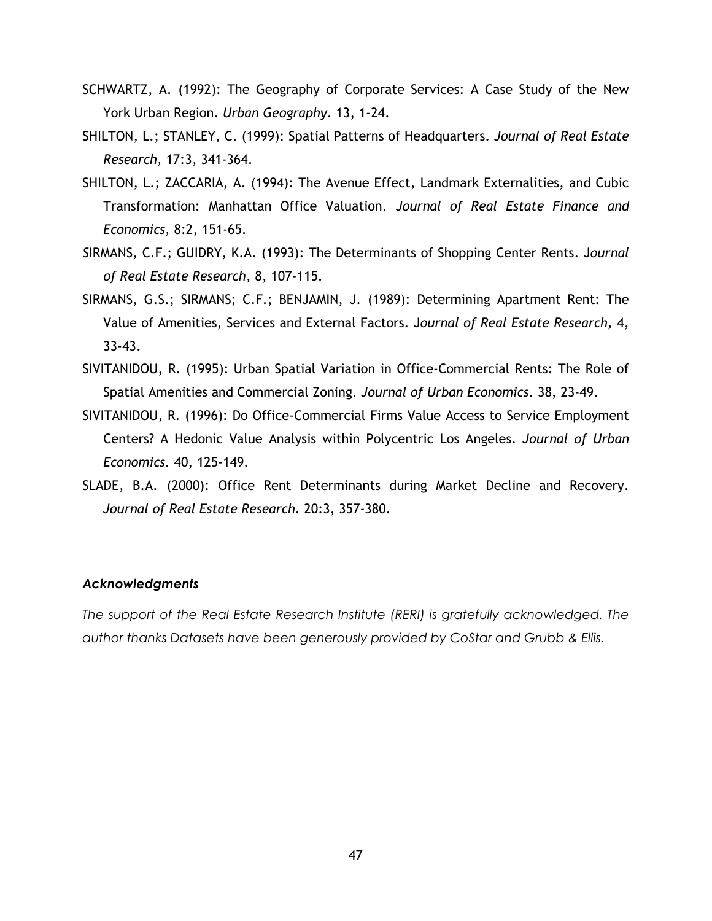SCHWARTZ, A. (1992): The Geography of Corporate Services: A Case Study of the New York Urban Region. *Urban Geography*. 13, 1-24.

SHILTON, L.; STANLEY, C. (1999): Spatial Patterns of Headquarters. *Journal of Real Estate Research,* 17:3, 341-364.

SHILTON, L.; ZACCARIA, A. (1994): The Avenue Effect, Landmark Externalities, and Cubic Transformation: Manhattan Office Valuation. *Journal of Real Estate Finance and Economics,* 8:2, 151-65.

SIRMANS, C.F.; GUIDRY, K.A. (1993): The Determinants of Shopping Center Rents. J*ournal of Real Estate Research,* 8, 107-115.

SIRMANS, G.S.; SIRMANS; C.F.; BENJAMIN, J. (1989): Determining Apartment Rent: The Value of Amenities, Services and External Factors. J*ournal of Real Estate Research,* 4, 33-43.

SIVITANIDOU, R. (1995): Urban Spatial Variation in Office-Commercial Rents: The Role of Spatial Amenities and Commercial Zoning. *Journal of Urban Economics*. 38, 23-49.

SIVITANIDOU, R. (1996): Do Office-Commercial Firms Value Access to Service Employment Centers? A Hedonic Value Analysis within Polycentric Los Angeles. *Journal of Urban Economics*. 40, 125-149.

SLADE, B.A. (2000): Office Rent Determinants during Market Decline and Recovery. *Journal of Real Estate Research*. 20:3, 357-380.

### *Acknowledgments*

*The support of the Real Estate Research Institute (RERI) is gratefully acknowledged. The author thanks Datasets have been generously provided by CoStar and Grubb & Ellis.*